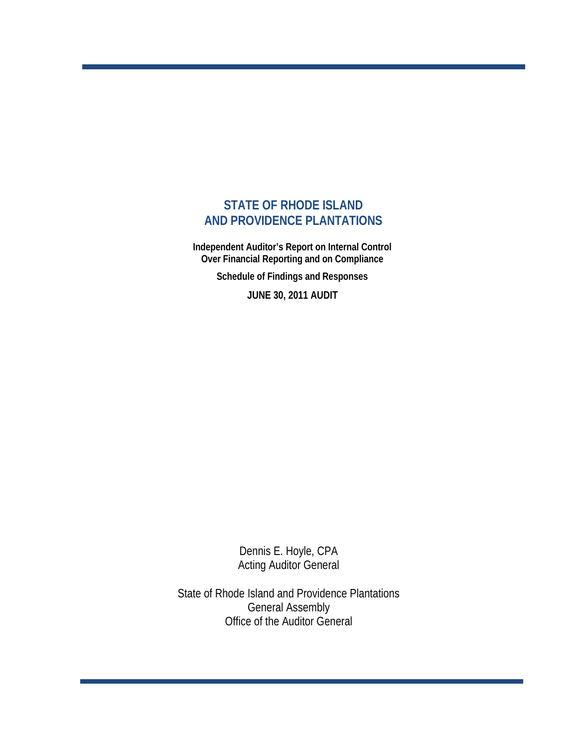# STATE OF RHODE ISLAND
# AND PROVIDENCE PLANTATIONS

**Independent Auditor's Report on Internal Control Over Financial Reporting and on Compliance**

**Schedule of Findings and Responses**

**JUNE 30, 2011 AUDIT**

Dennis E. Hoyle, CPA
Acting Auditor General

State of Rhode Island and Providence Plantations
General Assembly
Office of the Auditor General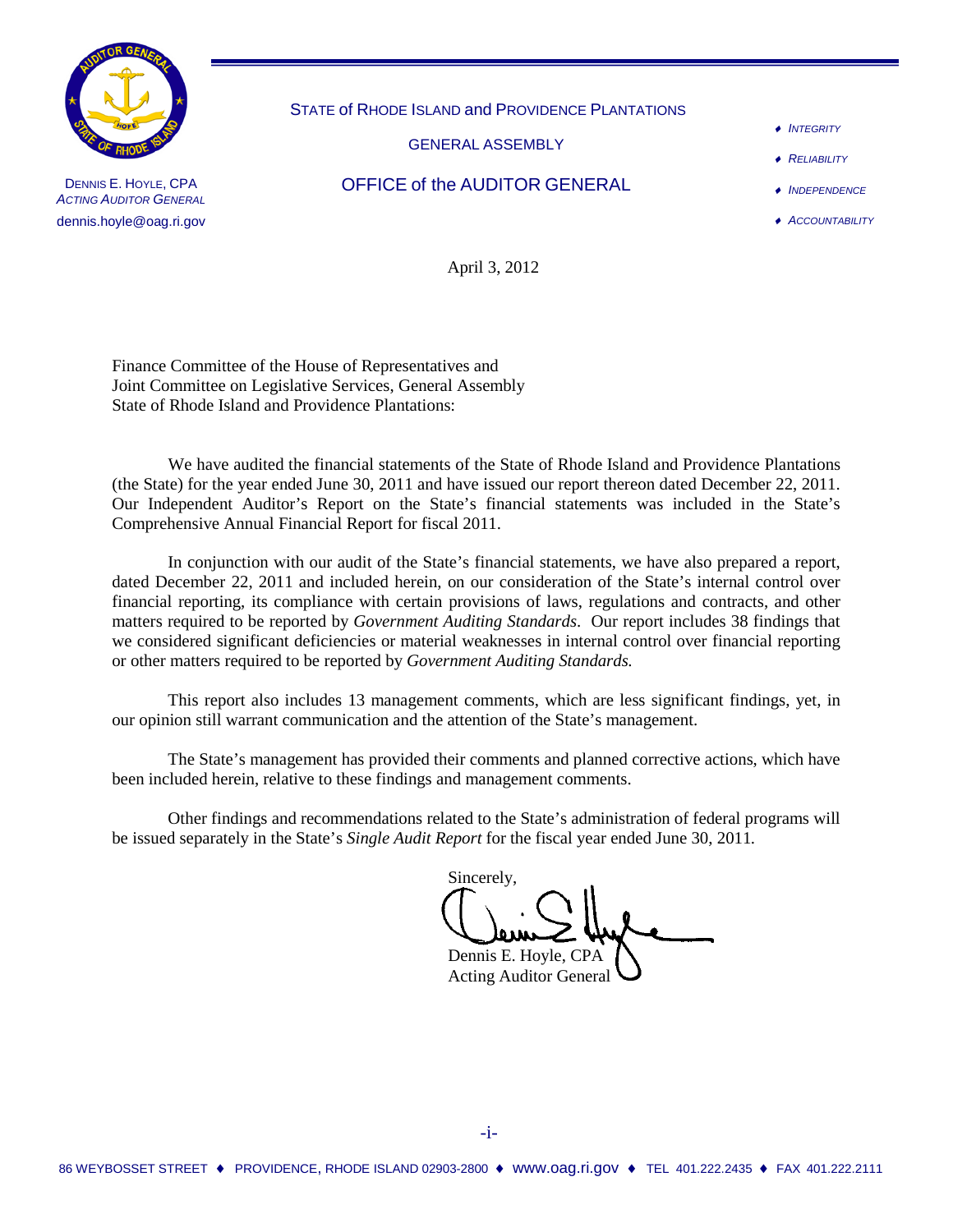DENNIS E. HOYLE, CPA
*ACTING AUDITOR GENERAL*
dennis.hoyle@oag.ri.gov

STATE of RHODE ISLAND and PROVIDENCE PLANTATIONS

GENERAL ASSEMBLY

OFFICE of the AUDITOR GENERAL

- *INTEGRITY*
- *RELIABILITY*
- *INDEPENDENCE*
- *ACCOUNTABILITY*

April 3, 2012

Finance Committee of the House of Representatives and
Joint Committee on Legislative Services, General Assembly
State of Rhode Island and Providence Plantations:

We have audited the financial statements of the State of Rhode Island and Providence Plantations (the State) for the year ended June 30, 2011 and have issued our report thereon dated December 22, 2011. Our Independent Auditor's Report on the State's financial statements was included in the State's Comprehensive Annual Financial Report for fiscal 2011.

In conjunction with our audit of the State's financial statements, we have also prepared a report, dated December 22, 2011 and included herein, on our consideration of the State's internal control over financial reporting, its compliance with certain provisions of laws, regulations and contracts, and other matters required to be reported by *Government Auditing Standards*. Our report includes 38 findings that we considered significant deficiencies or material weaknesses in internal control over financial reporting or other matters required to be reported by *Government Auditing Standards.*

This report also includes 13 management comments, which are less significant findings, yet, in our opinion still warrant communication and the attention of the State's management.

The State's management has provided their comments and planned corrective actions, which have been included herein, relative to these findings and management comments.

Other findings and recommendations related to the State's administration of federal programs will be issued separately in the State's *Single Audit Report* for the fiscal year ended June 30, 2011.

Sincerely,

Dennis E. Hoyle, CPA
Acting Auditor General

86 WEYBOSSET STREET ♦ PROVIDENCE, RHODE ISLAND 02903-2800 ♦ www.oag.ri.gov ♦ TEL 401.222.2435 ♦ FAX 401.222.2111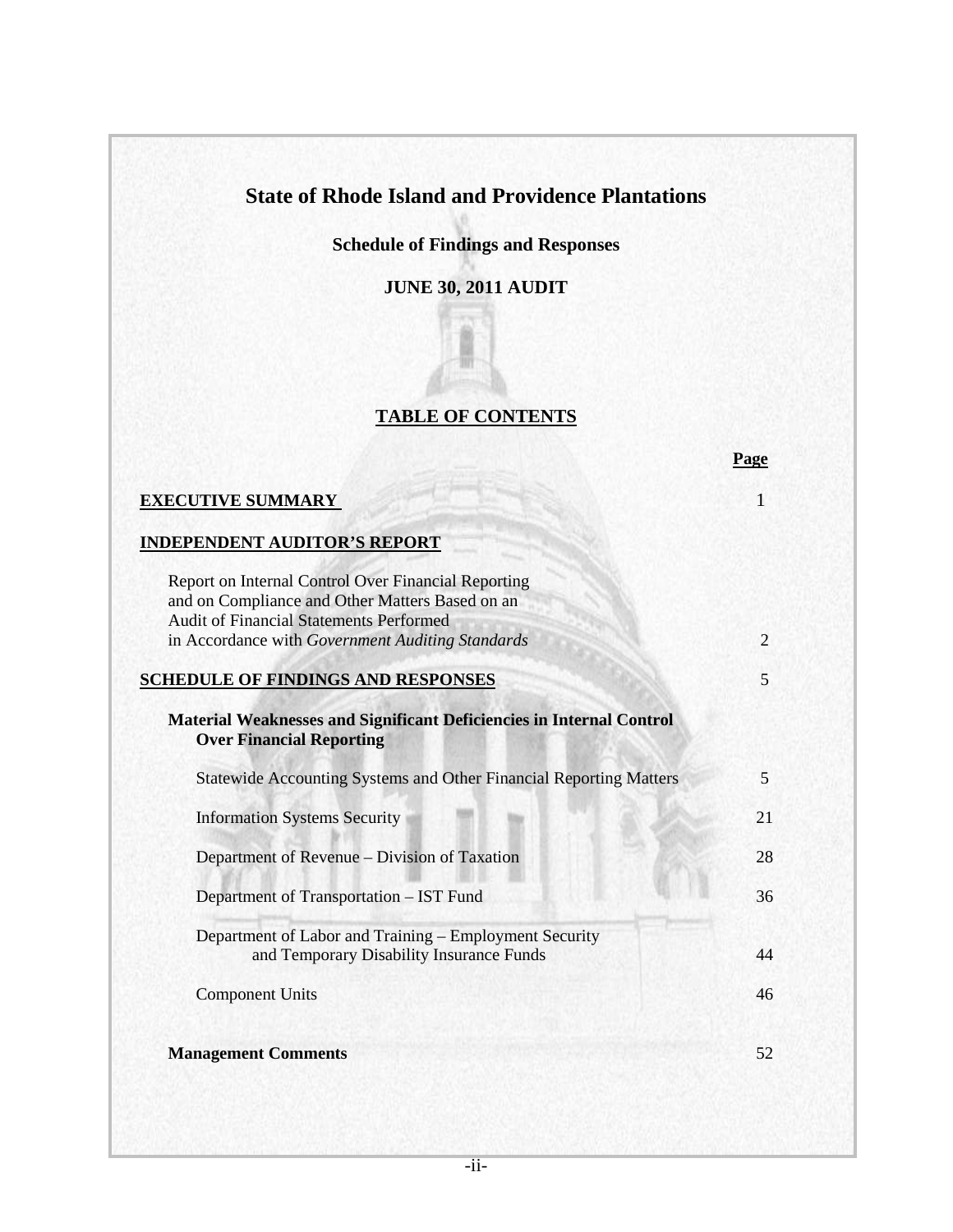# State of Rhode Island and Providence Plantations

## Schedule of Findings and Responses

## JUNE 30, 2011 AUDIT

## TABLE OF CONTENTS

| | Page |
|---|---|
| **EXECUTIVE SUMMARY** | 1 |
| **INDEPENDENT AUDITOR'S REPORT** | |
| Report on Internal Control Over Financial Reporting and on Compliance and Other Matters Based on an Audit of Financial Statements Performed in Accordance with *Government Auditing Standards* | 2 |
| **SCHEDULE OF FINDINGS AND RESPONSES** | 5 |
| **Material Weaknesses and Significant Deficiencies in Internal Control Over Financial Reporting** | |
| Statewide Accounting Systems and Other Financial Reporting Matters | 5 |
| Information Systems Security | 21 |
| Department of Revenue – Division of Taxation | 28 |
| Department of Transportation – IST Fund | 36 |
| Department of Labor and Training – Employment Security and Temporary Disability Insurance Funds | 44 |
| Component Units | 46 |
| **Management Comments** | 52 |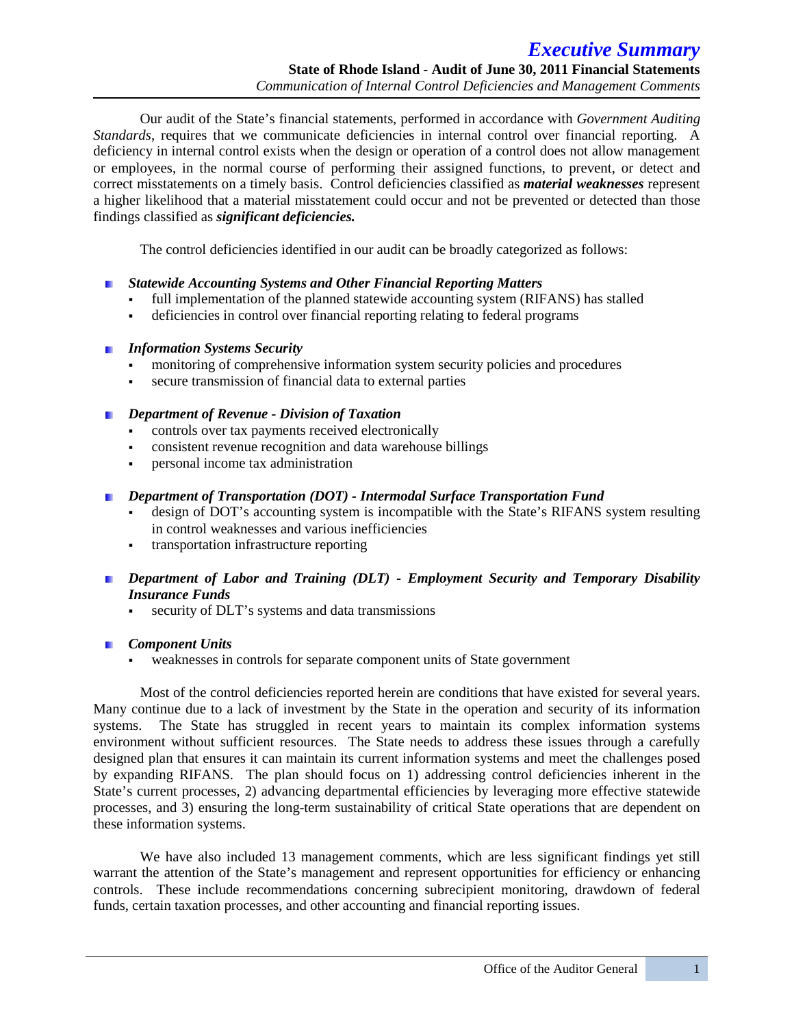# Executive Summary

**State of Rhode Island - Audit of June 30, 2011 Financial Statements**

*Communication of Internal Control Deficiencies and Management Comments*

Our audit of the State's financial statements, performed in accordance with *Government Auditing Standards*, requires that we communicate deficiencies in internal control over financial reporting. A deficiency in internal control exists when the design or operation of a control does not allow management or employees, in the normal course of performing their assigned functions, to prevent, or detect and correct misstatements on a timely basis. Control deficiencies classified as ***material weaknesses*** represent a higher likelihood that a material misstatement could occur and not be prevented or detected than those findings classified as ***significant deficiencies.***

The control deficiencies identified in our audit can be broadly categorized as follows:

- ***Statewide Accounting Systems and Other Financial Reporting Matters***
  - full implementation of the planned statewide accounting system (RIFANS) has stalled
  - deficiencies in control over financial reporting relating to federal programs
- ***Information Systems Security***
  - monitoring of comprehensive information system security policies and procedures
  - secure transmission of financial data to external parties
- ***Department of Revenue - Division of Taxation***
  - controls over tax payments received electronically
  - consistent revenue recognition and data warehouse billings
  - personal income tax administration
- ***Department of Transportation (DOT) - Intermodal Surface Transportation Fund***
  - design of DOT's accounting system is incompatible with the State's RIFANS system resulting in control weaknesses and various inefficiencies
  - transportation infrastructure reporting
- ***Department of Labor and Training (DLT) - Employment Security and Temporary Disability Insurance Funds***
  - security of DLT's systems and data transmissions
- ***Component Units***
  - weaknesses in controls for separate component units of State government

Most of the control deficiencies reported herein are conditions that have existed for several years. Many continue due to a lack of investment by the State in the operation and security of its information systems. The State has struggled in recent years to maintain its complex information systems environment without sufficient resources. The State needs to address these issues through a carefully designed plan that ensures it can maintain its current information systems and meet the challenges posed by expanding RIFANS. The plan should focus on 1) addressing control deficiencies inherent in the State's current processes, 2) advancing departmental efficiencies by leveraging more effective statewide processes, and 3) ensuring the long-term sustainability of critical State operations that are dependent on these information systems.

We have also included 13 management comments, which are less significant findings yet still warrant the attention of the State's management and represent opportunities for efficiency or enhancing controls. These include recommendations concerning subrecipient monitoring, drawdown of federal funds, certain taxation processes, and other accounting and financial reporting issues.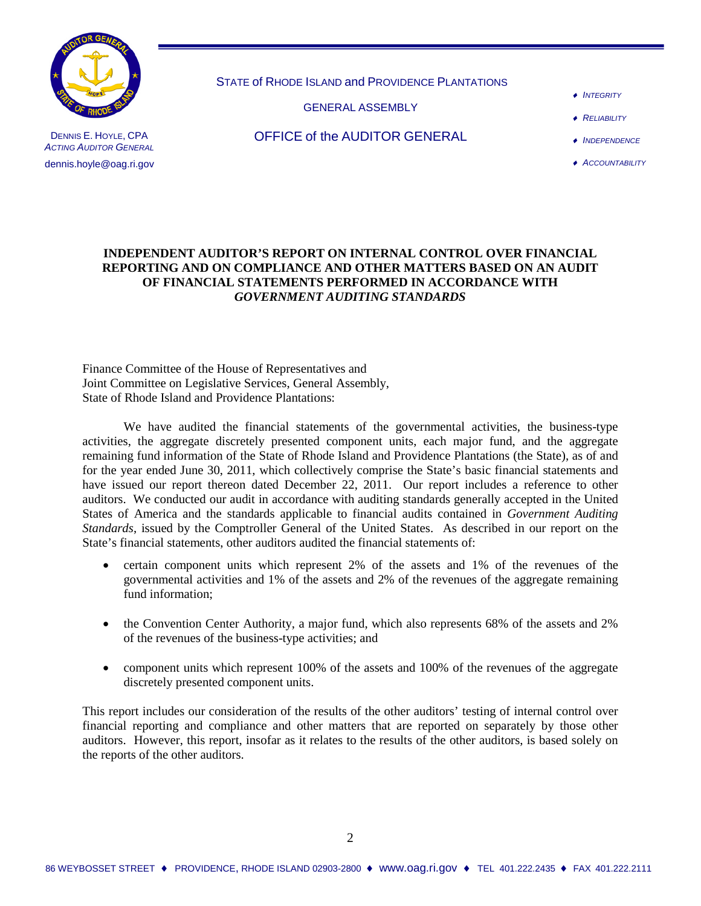STATE of RHODE ISLAND and PROVIDENCE PLANTATIONS

GENERAL ASSEMBLY

OFFICE of the AUDITOR GENERAL

DENNIS E. HOYLE, CPA
*ACTING AUDITOR GENERAL*
dennis.hoyle@oag.ri.gov

- *INTEGRITY*
- *RELIABILITY*
- *INDEPENDENCE*
- *ACCOUNTABILITY*

**INDEPENDENT AUDITOR'S REPORT ON INTERNAL CONTROL OVER FINANCIAL REPORTING AND ON COMPLIANCE AND OTHER MATTERS BASED ON AN AUDIT OF FINANCIAL STATEMENTS PERFORMED IN ACCORDANCE WITH *GOVERNMENT AUDITING STANDARDS***

Finance Committee of the House of Representatives and
Joint Committee on Legislative Services, General Assembly,
State of Rhode Island and Providence Plantations:

We have audited the financial statements of the governmental activities, the business-type activities, the aggregate discretely presented component units, each major fund, and the aggregate remaining fund information of the State of Rhode Island and Providence Plantations (the State), as of and for the year ended June 30, 2011, which collectively comprise the State's basic financial statements and have issued our report thereon dated December 22, 2011. Our report includes a reference to other auditors. We conducted our audit in accordance with auditing standards generally accepted in the United States of America and the standards applicable to financial audits contained in *Government Auditing Standards*, issued by the Comptroller General of the United States. As described in our report on the State's financial statements, other auditors audited the financial statements of:

- certain component units which represent 2% of the assets and 1% of the revenues of the governmental activities and 1% of the assets and 2% of the revenues of the aggregate remaining fund information;
- the Convention Center Authority, a major fund, which also represents 68% of the assets and 2% of the revenues of the business-type activities; and
- component units which represent 100% of the assets and 100% of the revenues of the aggregate discretely presented component units.

This report includes our consideration of the results of the other auditors' testing of internal control over financial reporting and compliance and other matters that are reported on separately by those other auditors. However, this report, insofar as it relates to the results of the other auditors, is based solely on the reports of the other auditors.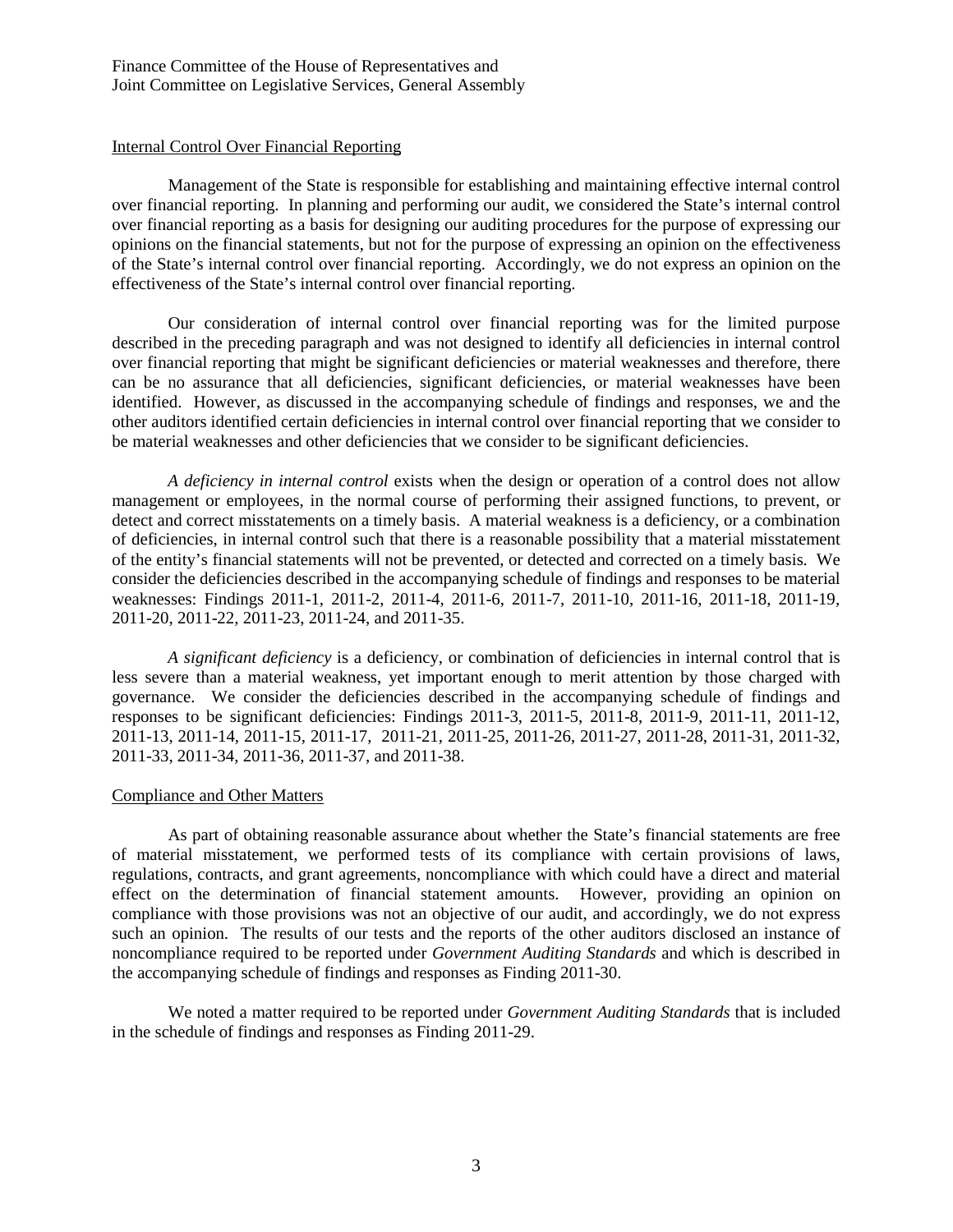Finance Committee of the House of Representatives and
Joint Committee on Legislative Services, General Assembly

## Internal Control Over Financial Reporting

Management of the State is responsible for establishing and maintaining effective internal control over financial reporting. In planning and performing our audit, we considered the State's internal control over financial reporting as a basis for designing our auditing procedures for the purpose of expressing our opinions on the financial statements, but not for the purpose of expressing an opinion on the effectiveness of the State's internal control over financial reporting. Accordingly, we do not express an opinion on the effectiveness of the State's internal control over financial reporting.

Our consideration of internal control over financial reporting was for the limited purpose described in the preceding paragraph and was not designed to identify all deficiencies in internal control over financial reporting that might be significant deficiencies or material weaknesses and therefore, there can be no assurance that all deficiencies, significant deficiencies, or material weaknesses have been identified. However, as discussed in the accompanying schedule of findings and responses, we and the other auditors identified certain deficiencies in internal control over financial reporting that we consider to be material weaknesses and other deficiencies that we consider to be significant deficiencies.

*A deficiency in internal control* exists when the design or operation of a control does not allow management or employees, in the normal course of performing their assigned functions, to prevent, or detect and correct misstatements on a timely basis. A material weakness is a deficiency, or a combination of deficiencies, in internal control such that there is a reasonable possibility that a material misstatement of the entity's financial statements will not be prevented, or detected and corrected on a timely basis. We consider the deficiencies described in the accompanying schedule of findings and responses to be material weaknesses: Findings 2011-1, 2011-2, 2011-4, 2011-6, 2011-7, 2011-10, 2011-16, 2011-18, 2011-19, 2011-20, 2011-22, 2011-23, 2011-24, and 2011-35.

*A significant deficiency* is a deficiency, or combination of deficiencies in internal control that is less severe than a material weakness, yet important enough to merit attention by those charged with governance. We consider the deficiencies described in the accompanying schedule of findings and responses to be significant deficiencies: Findings 2011-3, 2011-5, 2011-8, 2011-9, 2011-11, 2011-12, 2011-13, 2011-14, 2011-15, 2011-17, 2011-21, 2011-25, 2011-26, 2011-27, 2011-28, 2011-31, 2011-32, 2011-33, 2011-34, 2011-36, 2011-37, and 2011-38.

## Compliance and Other Matters

As part of obtaining reasonable assurance about whether the State's financial statements are free of material misstatement, we performed tests of its compliance with certain provisions of laws, regulations, contracts, and grant agreements, noncompliance with which could have a direct and material effect on the determination of financial statement amounts. However, providing an opinion on compliance with those provisions was not an objective of our audit, and accordingly, we do not express such an opinion. The results of our tests and the reports of the other auditors disclosed an instance of noncompliance required to be reported under *Government Auditing Standards* and which is described in the accompanying schedule of findings and responses as Finding 2011-30.

We noted a matter required to be reported under *Government Auditing Standards* that is included in the schedule of findings and responses as Finding 2011-29.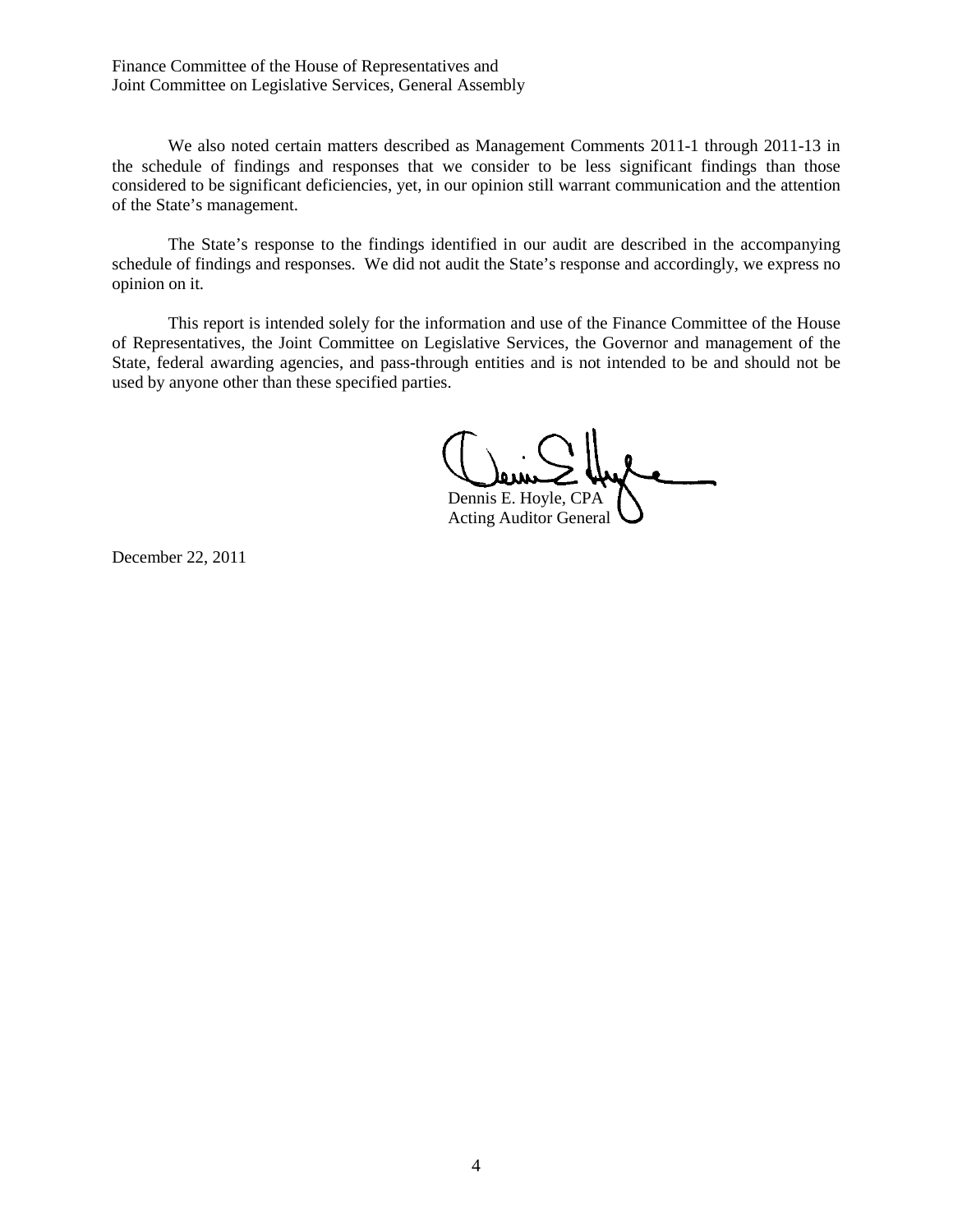Finance Committee of the House of Representatives and
Joint Committee on Legislative Services, General Assembly

We also noted certain matters described as Management Comments 2011-1 through 2011-13 in the schedule of findings and responses that we consider to be less significant findings than those considered to be significant deficiencies, yet, in our opinion still warrant communication and the attention of the State's management.

The State's response to the findings identified in our audit are described in the accompanying schedule of findings and responses. We did not audit the State's response and accordingly, we express no opinion on it.

This report is intended solely for the information and use of the Finance Committee of the House of Representatives, the Joint Committee on Legislative Services, the Governor and management of the State, federal awarding agencies, and pass-through entities and is not intended to be and should not be used by anyone other than these specified parties.

Dennis E. Hoyle, CPA
Acting Auditor General

December 22, 2011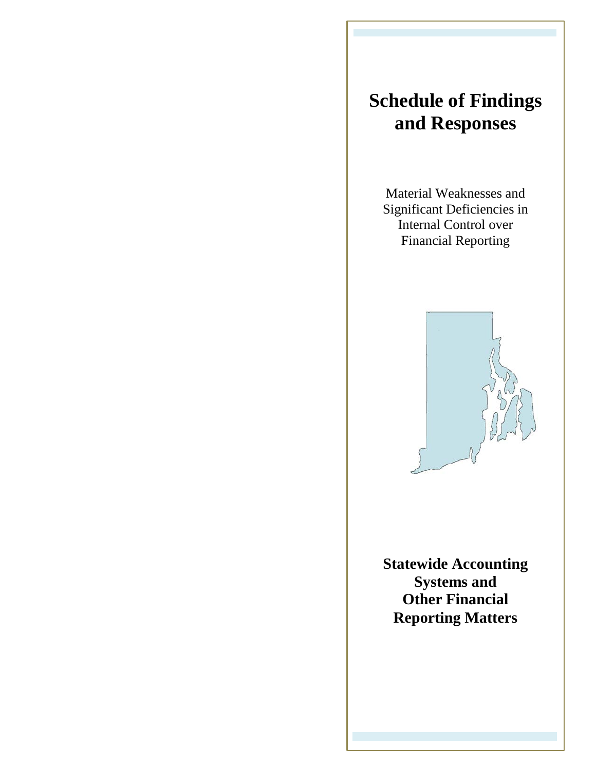# Schedule of Findings and Responses

Material Weaknesses and Significant Deficiencies in Internal Control over Financial Reporting

**Statewide Accounting Systems and Other Financial Reporting Matters**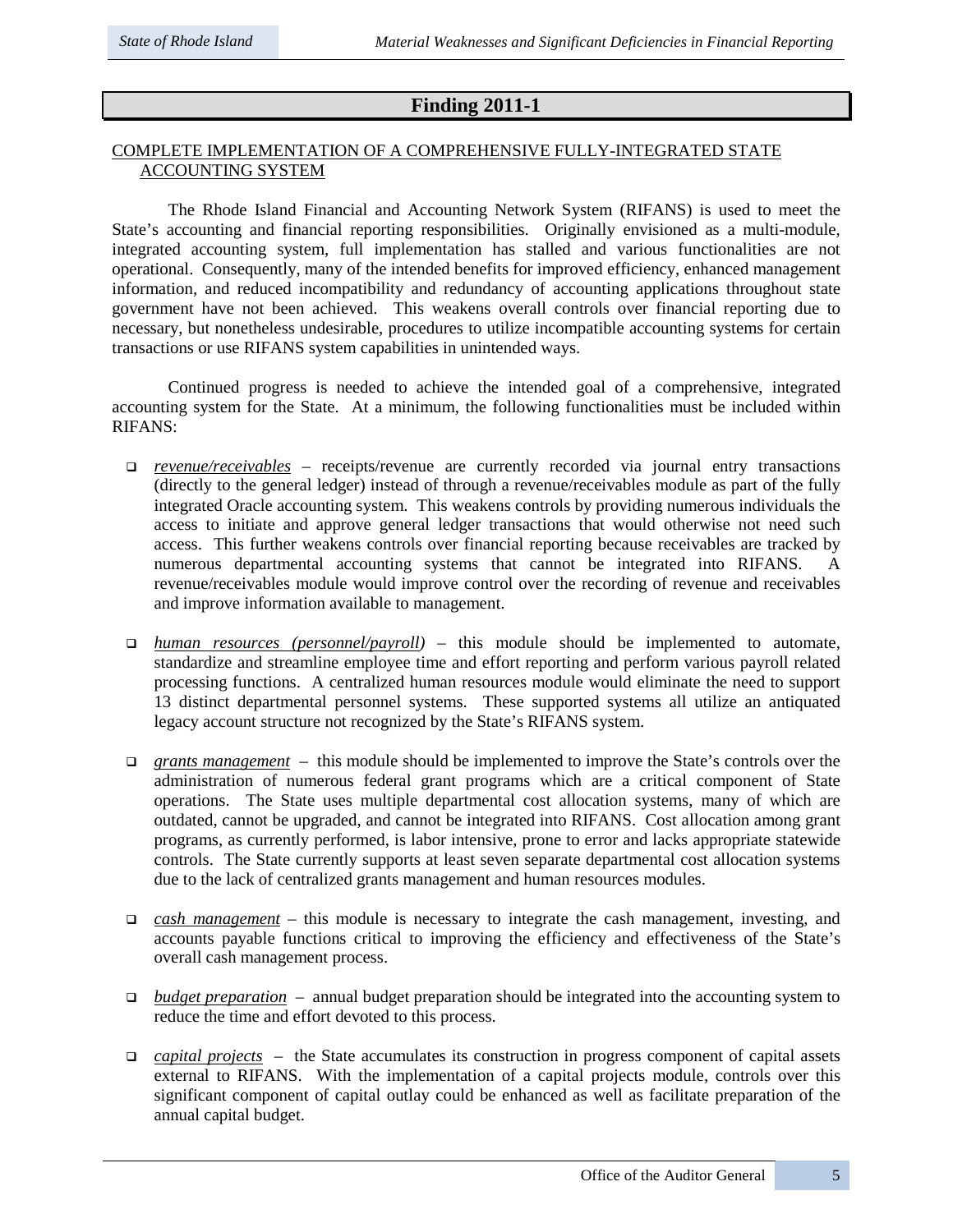## Finding 2011-1

COMPLETE IMPLEMENTATION OF A COMPREHENSIVE FULLY-INTEGRATED STATE ACCOUNTING SYSTEM

The Rhode Island Financial and Accounting Network System (RIFANS) is used to meet the State's accounting and financial reporting responsibilities. Originally envisioned as a multi-module, integrated accounting system, full implementation has stalled and various functionalities are not operational. Consequently, many of the intended benefits for improved efficiency, enhanced management information, and reduced incompatibility and redundancy of accounting applications throughout state government have not been achieved. This weakens overall controls over financial reporting due to necessary, but nonetheless undesirable, procedures to utilize incompatible accounting systems for certain transactions or use RIFANS system capabilities in unintended ways.

Continued progress is needed to achieve the intended goal of a comprehensive, integrated accounting system for the State. At a minimum, the following functionalities must be included within RIFANS:

- *revenue/receivables* – receipts/revenue are currently recorded via journal entry transactions (directly to the general ledger) instead of through a revenue/receivables module as part of the fully integrated Oracle accounting system. This weakens controls by providing numerous individuals the access to initiate and approve general ledger transactions that would otherwise not need such access. This further weakens controls over financial reporting because receivables are tracked by numerous departmental accounting systems that cannot be integrated into RIFANS. A revenue/receivables module would improve control over the recording of revenue and receivables and improve information available to management.

- *human resources (personnel/payroll)* – this module should be implemented to automate, standardize and streamline employee time and effort reporting and perform various payroll related processing functions. A centralized human resources module would eliminate the need to support 13 distinct departmental personnel systems. These supported systems all utilize an antiquated legacy account structure not recognized by the State's RIFANS system.

- *grants management* – this module should be implemented to improve the State's controls over the administration of numerous federal grant programs which are a critical component of State operations. The State uses multiple departmental cost allocation systems, many of which are outdated, cannot be upgraded, and cannot be integrated into RIFANS. Cost allocation among grant programs, as currently performed, is labor intensive, prone to error and lacks appropriate statewide controls. The State currently supports at least seven separate departmental cost allocation systems due to the lack of centralized grants management and human resources modules.

- *cash management* – this module is necessary to integrate the cash management, investing, and accounts payable functions critical to improving the efficiency and effectiveness of the State's overall cash management process.

- *budget preparation* – annual budget preparation should be integrated into the accounting system to reduce the time and effort devoted to this process.

- *capital projects* – the State accumulates its construction in progress component of capital assets external to RIFANS. With the implementation of a capital projects module, controls over this significant component of capital outlay could be enhanced as well as facilitate preparation of the annual capital budget.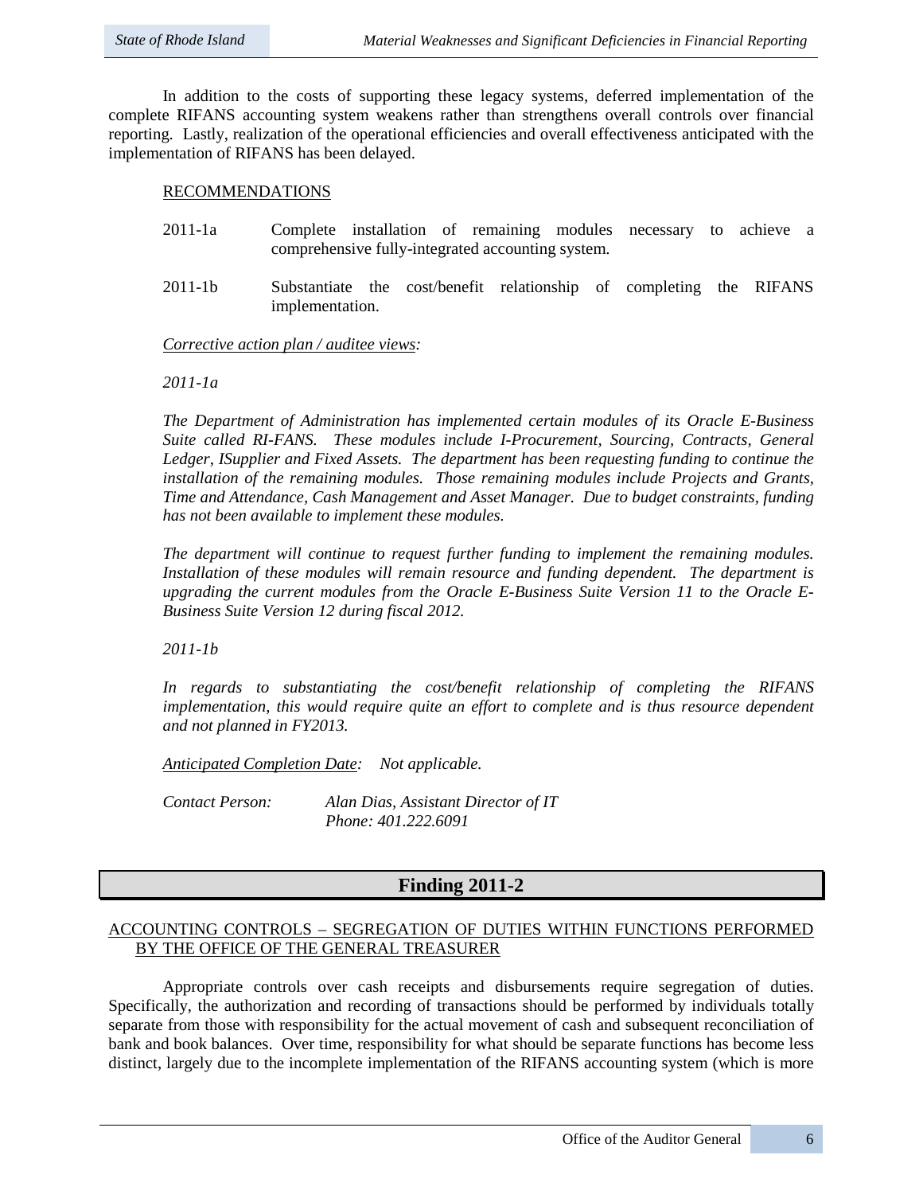In addition to the costs of supporting these legacy systems, deferred implementation of the complete RIFANS accounting system weakens rather than strengthens overall controls over financial reporting. Lastly, realization of the operational efficiencies and overall effectiveness anticipated with the implementation of RIFANS has been delayed.

RECOMMENDATIONS

2011-1a Complete installation of remaining modules necessary to achieve a comprehensive fully-integrated accounting system.

2011-1b Substantiate the cost/benefit relationship of completing the RIFANS implementation.

*Corrective action plan / auditee views:*

*2011-1a*

*The Department of Administration has implemented certain modules of its Oracle E-Business Suite called RI-FANS. These modules include I-Procurement, Sourcing, Contracts, General Ledger, ISupplier and Fixed Assets. The department has been requesting funding to continue the installation of the remaining modules. Those remaining modules include Projects and Grants, Time and Attendance, Cash Management and Asset Manager. Due to budget constraints, funding has not been available to implement these modules.*

*The department will continue to request further funding to implement the remaining modules. Installation of these modules will remain resource and funding dependent. The department is upgrading the current modules from the Oracle E-Business Suite Version 11 to the Oracle E-Business Suite Version 12 during fiscal 2012.*

*2011-1b*

*In regards to substantiating the cost/benefit relationship of completing the RIFANS implementation, this would require quite an effort to complete and is thus resource dependent and not planned in FY2013.*

*Anticipated Completion Date: Not applicable.*

*Contact Person: Alan Dias, Assistant Director of IT*
*Phone: 401.222.6091*

## Finding 2011-2

ACCOUNTING CONTROLS – SEGREGATION OF DUTIES WITHIN FUNCTIONS PERFORMED BY THE OFFICE OF THE GENERAL TREASURER

Appropriate controls over cash receipts and disbursements require segregation of duties. Specifically, the authorization and recording of transactions should be performed by individuals totally separate from those with responsibility for the actual movement of cash and subsequent reconciliation of bank and book balances. Over time, responsibility for what should be separate functions has become less distinct, largely due to the incomplete implementation of the RIFANS accounting system (which is more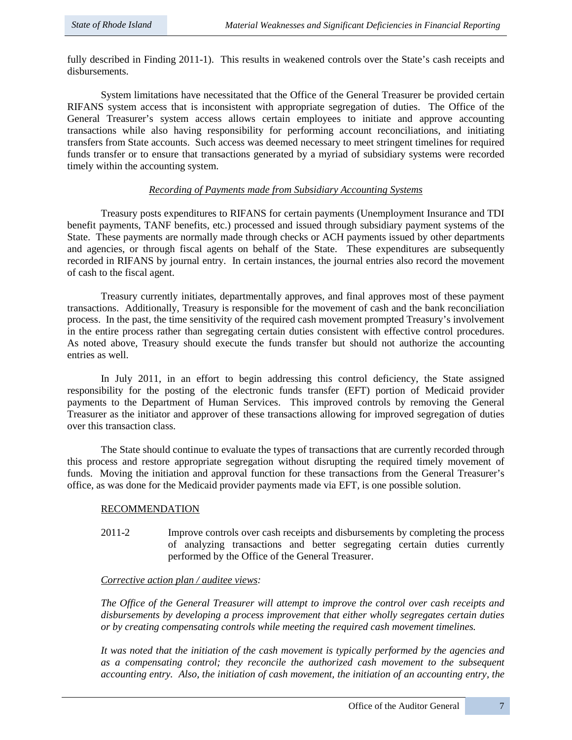fully described in Finding 2011-1). This results in weakened controls over the State's cash receipts and disbursements.

System limitations have necessitated that the Office of the General Treasurer be provided certain RIFANS system access that is inconsistent with appropriate segregation of duties. The Office of the General Treasurer's system access allows certain employees to initiate and approve accounting transactions while also having responsibility for performing account reconciliations, and initiating transfers from State accounts. Such access was deemed necessary to meet stringent timelines for required funds transfer or to ensure that transactions generated by a myriad of subsidiary systems were recorded timely within the accounting system.

*Recording of Payments made from Subsidiary Accounting Systems*

Treasury posts expenditures to RIFANS for certain payments (Unemployment Insurance and TDI benefit payments, TANF benefits, etc.) processed and issued through subsidiary payment systems of the State. These payments are normally made through checks or ACH payments issued by other departments and agencies, or through fiscal agents on behalf of the State. These expenditures are subsequently recorded in RIFANS by journal entry. In certain instances, the journal entries also record the movement of cash to the fiscal agent.

Treasury currently initiates, departmentally approves, and final approves most of these payment transactions. Additionally, Treasury is responsible for the movement of cash and the bank reconciliation process. In the past, the time sensitivity of the required cash movement prompted Treasury's involvement in the entire process rather than segregating certain duties consistent with effective control procedures. As noted above, Treasury should execute the funds transfer but should not authorize the accounting entries as well.

In July 2011, in an effort to begin addressing this control deficiency, the State assigned responsibility for the posting of the electronic funds transfer (EFT) portion of Medicaid provider payments to the Department of Human Services. This improved controls by removing the General Treasurer as the initiator and approver of these transactions allowing for improved segregation of duties over this transaction class.

The State should continue to evaluate the types of transactions that are currently recorded through this process and restore appropriate segregation without disrupting the required timely movement of funds. Moving the initiation and approval function for these transactions from the General Treasurer's office, as was done for the Medicaid provider payments made via EFT, is one possible solution.

RECOMMENDATION

2011-2 Improve controls over cash receipts and disbursements by completing the process of analyzing transactions and better segregating certain duties currently performed by the Office of the General Treasurer.

*Corrective action plan / auditee views:*

*The Office of the General Treasurer will attempt to improve the control over cash receipts and disbursements by developing a process improvement that either wholly segregates certain duties or by creating compensating controls while meeting the required cash movement timelines.*

*It was noted that the initiation of the cash movement is typically performed by the agencies and as a compensating control; they reconcile the authorized cash movement to the subsequent accounting entry. Also, the initiation of cash movement, the initiation of an accounting entry, the*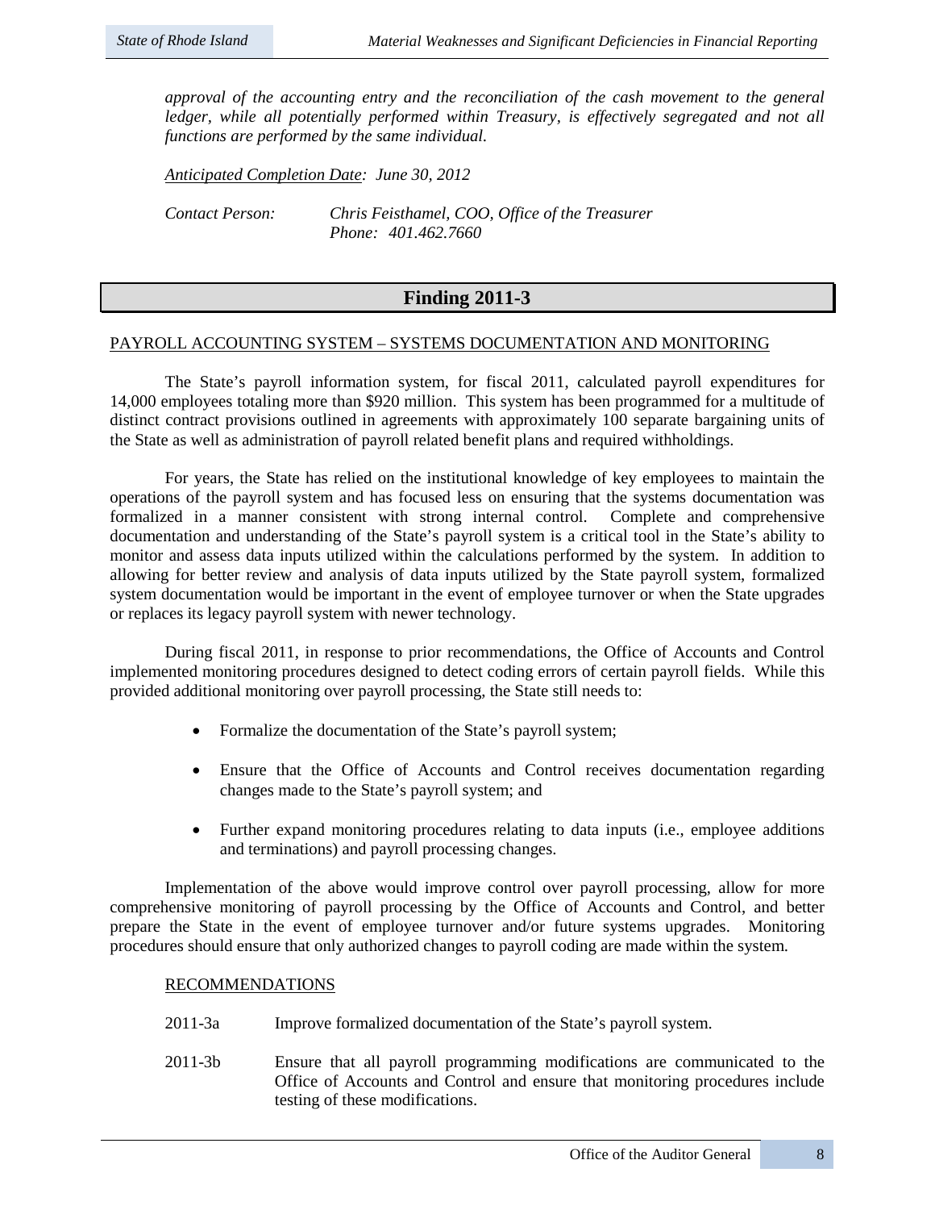*approval of the accounting entry and the reconciliation of the cash movement to the general ledger, while all potentially performed within Treasury, is effectively segregated and not all functions are performed by the same individual.*

*Anticipated Completion Date: June 30, 2012*

*Contact Person: Chris Feisthamel, COO, Office of the Treasurer*
*Phone: 401.462.7660*

## Finding 2011-3

PAYROLL ACCOUNTING SYSTEM – SYSTEMS DOCUMENTATION AND MONITORING

The State's payroll information system, for fiscal 2011, calculated payroll expenditures for 14,000 employees totaling more than $920 million. This system has been programmed for a multitude of distinct contract provisions outlined in agreements with approximately 100 separate bargaining units of the State as well as administration of payroll related benefit plans and required withholdings.

For years, the State has relied on the institutional knowledge of key employees to maintain the operations of the payroll system and has focused less on ensuring that the systems documentation was formalized in a manner consistent with strong internal control. Complete and comprehensive documentation and understanding of the State's payroll system is a critical tool in the State's ability to monitor and assess data inputs utilized within the calculations performed by the system. In addition to allowing for better review and analysis of data inputs utilized by the State payroll system, formalized system documentation would be important in the event of employee turnover or when the State upgrades or replaces its legacy payroll system with newer technology.

During fiscal 2011, in response to prior recommendations, the Office of Accounts and Control implemented monitoring procedures designed to detect coding errors of certain payroll fields. While this provided additional monitoring over payroll processing, the State still needs to:

- Formalize the documentation of the State's payroll system;
- Ensure that the Office of Accounts and Control receives documentation regarding changes made to the State's payroll system; and
- Further expand monitoring procedures relating to data inputs (i.e., employee additions and terminations) and payroll processing changes.

Implementation of the above would improve control over payroll processing, allow for more comprehensive monitoring of payroll processing by the Office of Accounts and Control, and better prepare the State in the event of employee turnover and/or future systems upgrades. Monitoring procedures should ensure that only authorized changes to payroll coding are made within the system.

RECOMMENDATIONS

2011-3a Improve formalized documentation of the State's payroll system.

2011-3b Ensure that all payroll programming modifications are communicated to the Office of Accounts and Control and ensure that monitoring procedures include testing of these modifications.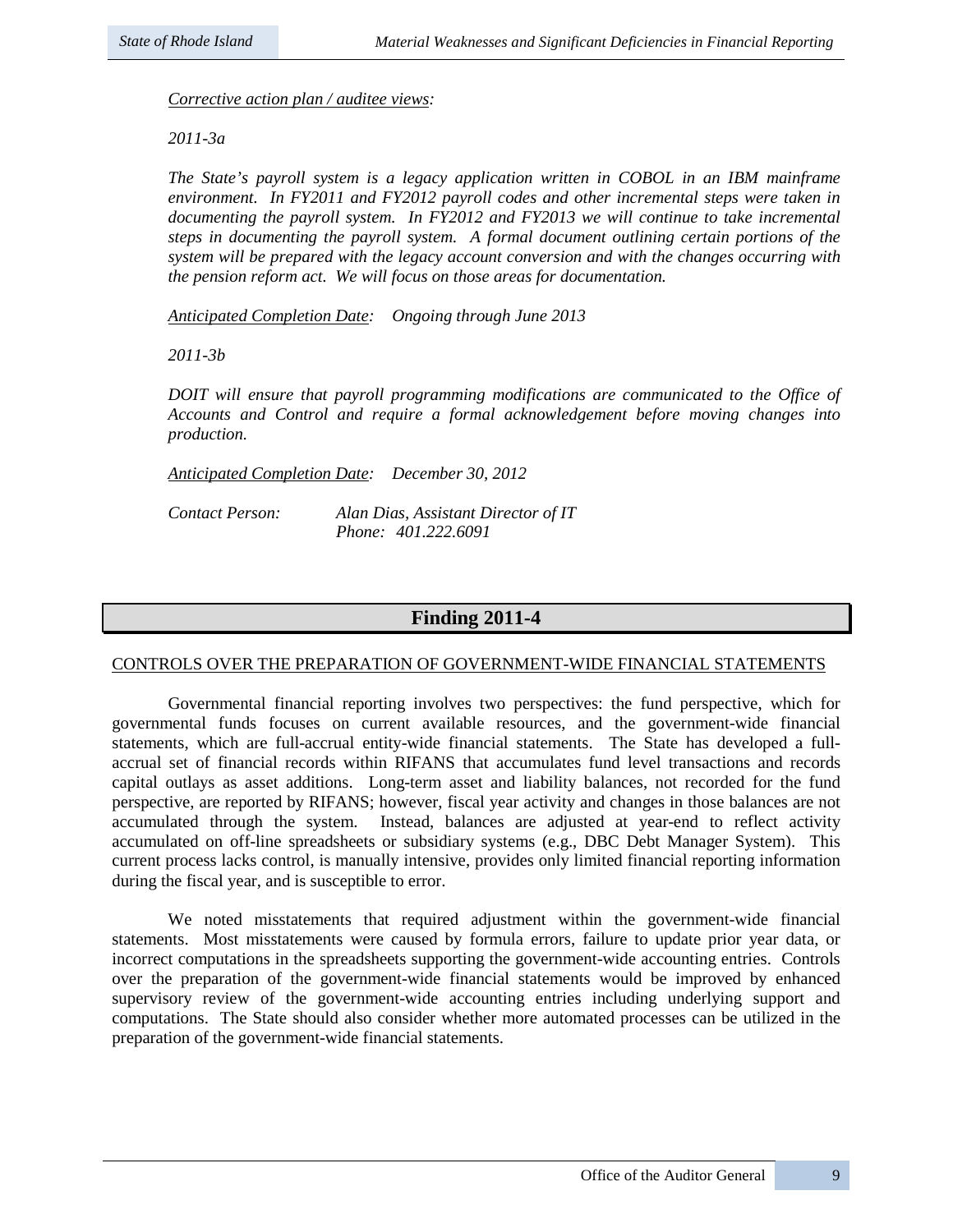*Corrective action plan / auditee views:*

*2011-3a*

*The State's payroll system is a legacy application written in COBOL in an IBM mainframe environment. In FY2011 and FY2012 payroll codes and other incremental steps were taken in documenting the payroll system. In FY2012 and FY2013 we will continue to take incremental steps in documenting the payroll system. A formal document outlining certain portions of the system will be prepared with the legacy account conversion and with the changes occurring with the pension reform act. We will focus on those areas for documentation.*

*Anticipated Completion Date: Ongoing through June 2013*

*2011-3b*

*DOIT will ensure that payroll programming modifications are communicated to the Office of Accounts and Control and require a formal acknowledgement before moving changes into production.*

*Anticipated Completion Date: December 30, 2012*

*Contact Person: Alan Dias, Assistant Director of IT*
*Phone: 401.222.6091*

## Finding 2011-4

CONTROLS OVER THE PREPARATION OF GOVERNMENT-WIDE FINANCIAL STATEMENTS

Governmental financial reporting involves two perspectives: the fund perspective, which for governmental funds focuses on current available resources, and the government-wide financial statements, which are full-accrual entity-wide financial statements. The State has developed a full-accrual set of financial records within RIFANS that accumulates fund level transactions and records capital outlays as asset additions. Long-term asset and liability balances, not recorded for the fund perspective, are reported by RIFANS; however, fiscal year activity and changes in those balances are not accumulated through the system. Instead, balances are adjusted at year-end to reflect activity accumulated on off-line spreadsheets or subsidiary systems (e.g., DBC Debt Manager System). This current process lacks control, is manually intensive, provides only limited financial reporting information during the fiscal year, and is susceptible to error.

We noted misstatements that required adjustment within the government-wide financial statements. Most misstatements were caused by formula errors, failure to update prior year data, or incorrect computations in the spreadsheets supporting the government-wide accounting entries. Controls over the preparation of the government-wide financial statements would be improved by enhanced supervisory review of the government-wide accounting entries including underlying support and computations. The State should also consider whether more automated processes can be utilized in the preparation of the government-wide financial statements.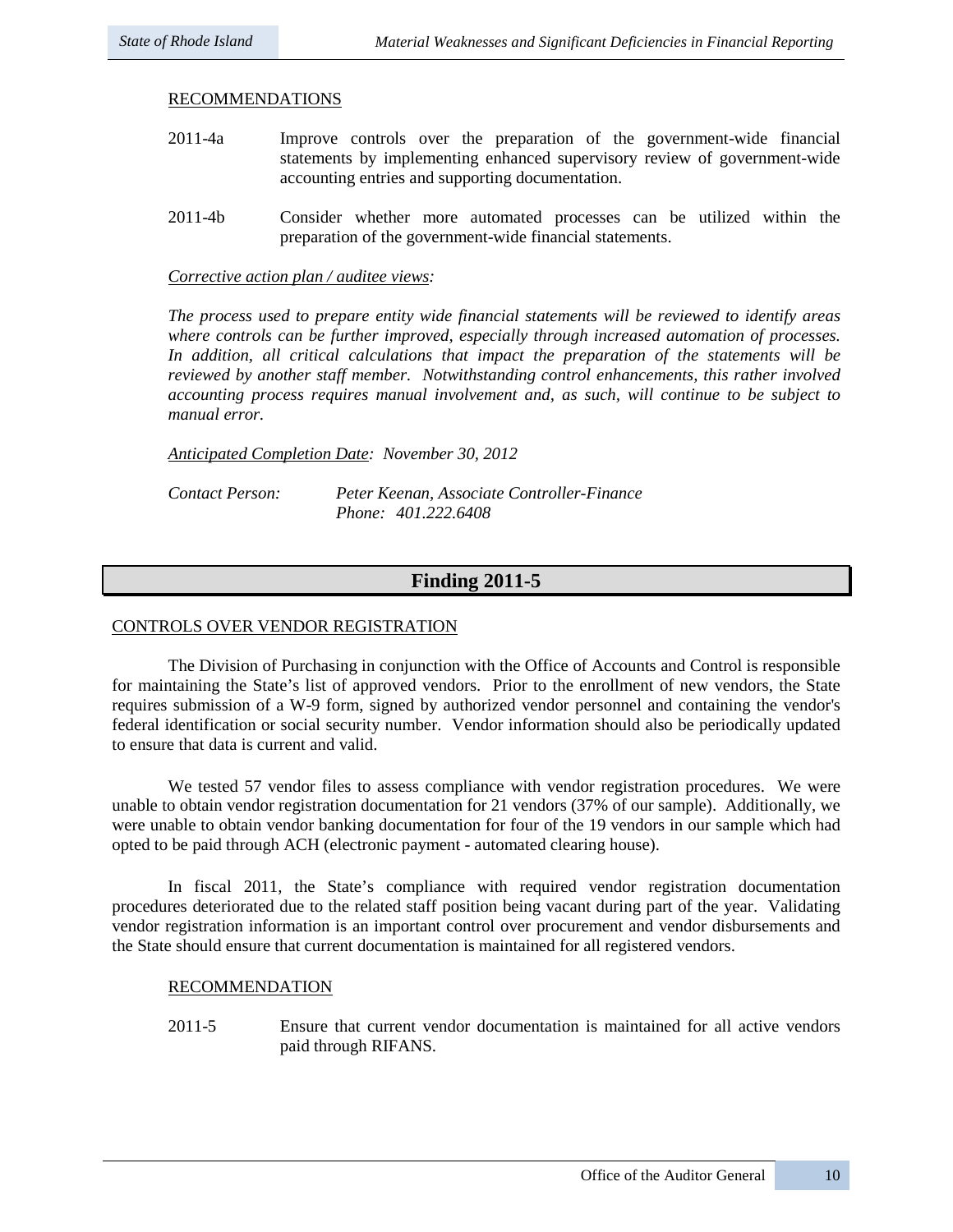RECOMMENDATIONS

2011-4a Improve controls over the preparation of the government-wide financial statements by implementing enhanced supervisory review of government-wide accounting entries and supporting documentation.

2011-4b Consider whether more automated processes can be utilized within the preparation of the government-wide financial statements.

*Corrective action plan / auditee views:*

*The process used to prepare entity wide financial statements will be reviewed to identify areas where controls can be further improved, especially through increased automation of processes. In addition, all critical calculations that impact the preparation of the statements will be reviewed by another staff member. Notwithstanding control enhancements, this rather involved accounting process requires manual involvement and, as such, will continue to be subject to manual error.*

*Anticipated Completion Date: November 30, 2012*

*Contact Person: Peter Keenan, Associate Controller-Finance*
*Phone: 401.222.6408*

## Finding 2011-5

CONTROLS OVER VENDOR REGISTRATION

The Division of Purchasing in conjunction with the Office of Accounts and Control is responsible for maintaining the State's list of approved vendors. Prior to the enrollment of new vendors, the State requires submission of a W-9 form, signed by authorized vendor personnel and containing the vendor's federal identification or social security number. Vendor information should also be periodically updated to ensure that data is current and valid.

We tested 57 vendor files to assess compliance with vendor registration procedures. We were unable to obtain vendor registration documentation for 21 vendors (37% of our sample). Additionally, we were unable to obtain vendor banking documentation for four of the 19 vendors in our sample which had opted to be paid through ACH (electronic payment - automated clearing house).

In fiscal 2011, the State's compliance with required vendor registration documentation procedures deteriorated due to the related staff position being vacant during part of the year. Validating vendor registration information is an important control over procurement and vendor disbursements and the State should ensure that current documentation is maintained for all registered vendors.

RECOMMENDATION

2011-5 Ensure that current vendor documentation is maintained for all active vendors paid through RIFANS.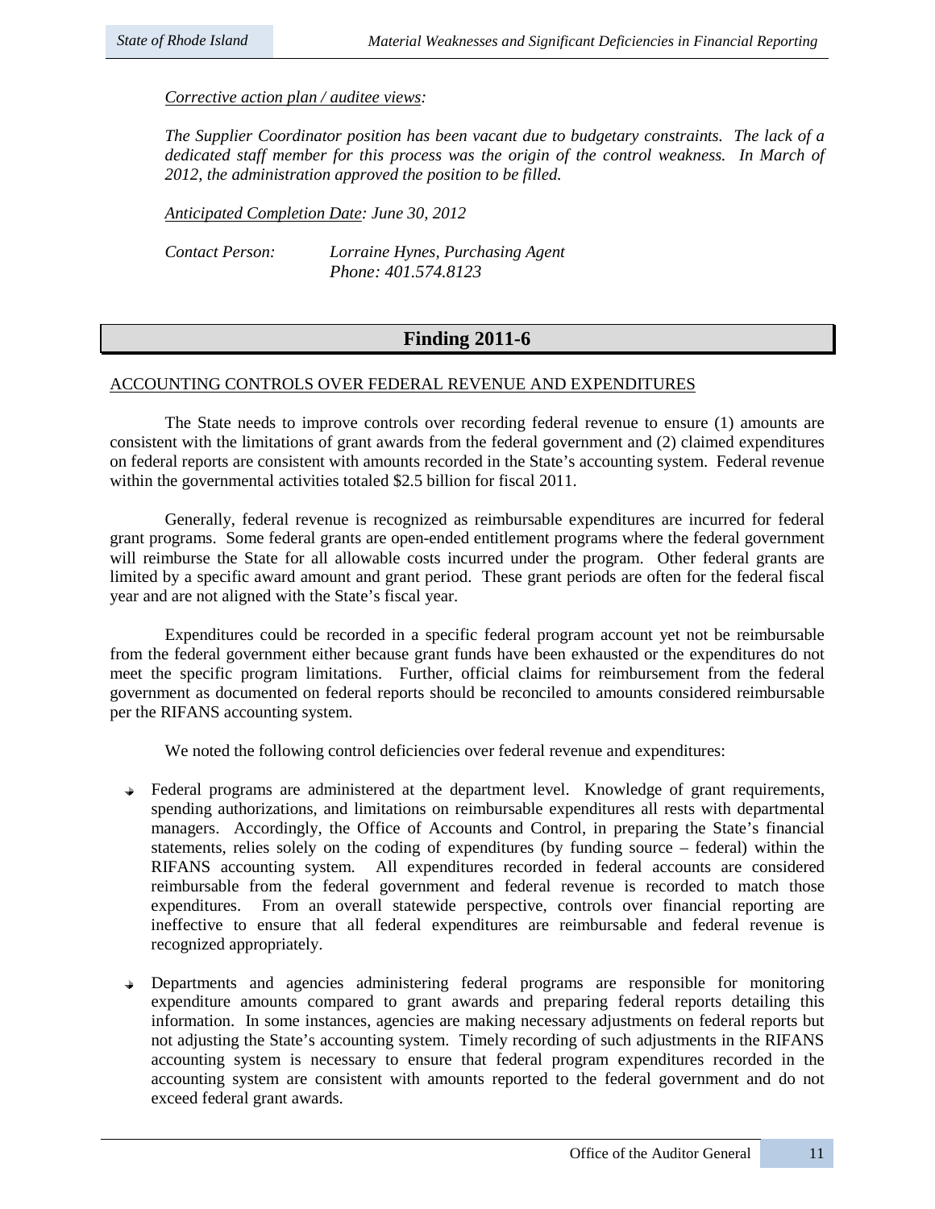*Corrective action plan / auditee views:*

*The Supplier Coordinator position has been vacant due to budgetary constraints. The lack of a dedicated staff member for this process was the origin of the control weakness. In March of 2012, the administration approved the position to be filled.*

*Anticipated Completion Date: June 30, 2012*

*Contact Person: Lorraine Hynes, Purchasing Agent*
*Phone: 401.574.8123*

## Finding 2011-6

ACCOUNTING CONTROLS OVER FEDERAL REVENUE AND EXPENDITURES

The State needs to improve controls over recording federal revenue to ensure (1) amounts are consistent with the limitations of grant awards from the federal government and (2) claimed expenditures on federal reports are consistent with amounts recorded in the State's accounting system. Federal revenue within the governmental activities totaled $2.5 billion for fiscal 2011.

Generally, federal revenue is recognized as reimbursable expenditures are incurred for federal grant programs. Some federal grants are open-ended entitlement programs where the federal government will reimburse the State for all allowable costs incurred under the program. Other federal grants are limited by a specific award amount and grant period. These grant periods are often for the federal fiscal year and are not aligned with the State's fiscal year.

Expenditures could be recorded in a specific federal program account yet not be reimbursable from the federal government either because grant funds have been exhausted or the expenditures do not meet the specific program limitations. Further, official claims for reimbursement from the federal government as documented on federal reports should be reconciled to amounts considered reimbursable per the RIFANS accounting system.

We noted the following control deficiencies over federal revenue and expenditures:

- Federal programs are administered at the department level. Knowledge of grant requirements, spending authorizations, and limitations on reimbursable expenditures all rests with departmental managers. Accordingly, the Office of Accounts and Control, in preparing the State's financial statements, relies solely on the coding of expenditures (by funding source – federal) within the RIFANS accounting system. All expenditures recorded in federal accounts are considered reimbursable from the federal government and federal revenue is recorded to match those expenditures. From an overall statewide perspective, controls over financial reporting are ineffective to ensure that all federal expenditures are reimbursable and federal revenue is recognized appropriately.

- Departments and agencies administering federal programs are responsible for monitoring expenditure amounts compared to grant awards and preparing federal reports detailing this information. In some instances, agencies are making necessary adjustments on federal reports but not adjusting the State's accounting system. Timely recording of such adjustments in the RIFANS accounting system is necessary to ensure that federal program expenditures recorded in the accounting system are consistent with amounts reported to the federal government and do not exceed federal grant awards.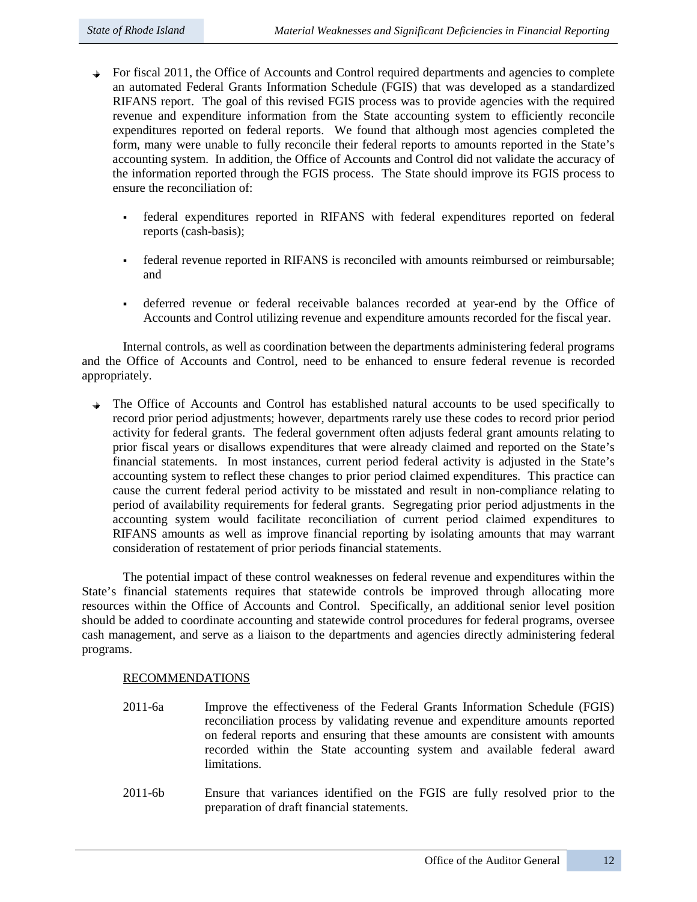- For fiscal 2011, the Office of Accounts and Control required departments and agencies to complete an automated Federal Grants Information Schedule (FGIS) that was developed as a standardized RIFANS report. The goal of this revised FGIS process was to provide agencies with the required revenue and expenditure information from the State accounting system to efficiently reconcile expenditures reported on federal reports. We found that although most agencies completed the form, many were unable to fully reconcile their federal reports to amounts reported in the State's accounting system. In addition, the Office of Accounts and Control did not validate the accuracy of the information reported through the FGIS process. The State should improve its FGIS process to ensure the reconciliation of:

    - federal expenditures reported in RIFANS with federal expenditures reported on federal reports (cash-basis);
    - federal revenue reported in RIFANS is reconciled with amounts reimbursed or reimbursable; and
    - deferred revenue or federal receivable balances recorded at year-end by the Office of Accounts and Control utilizing revenue and expenditure amounts recorded for the fiscal year.

Internal controls, as well as coordination between the departments administering federal programs and the Office of Accounts and Control, need to be enhanced to ensure federal revenue is recorded appropriately.

- The Office of Accounts and Control has established natural accounts to be used specifically to record prior period adjustments; however, departments rarely use these codes to record prior period activity for federal grants. The federal government often adjusts federal grant amounts relating to prior fiscal years or disallows expenditures that were already claimed and reported on the State's financial statements. In most instances, current period federal activity is adjusted in the State's accounting system to reflect these changes to prior period claimed expenditures. This practice can cause the current federal period activity to be misstated and result in non-compliance relating to period of availability requirements for federal grants. Segregating prior period adjustments in the accounting system would facilitate reconciliation of current period claimed expenditures to RIFANS amounts as well as improve financial reporting by isolating amounts that may warrant consideration of restatement of prior periods financial statements.

The potential impact of these control weaknesses on federal revenue and expenditures within the State's financial statements requires that statewide controls be improved through allocating more resources within the Office of Accounts and Control. Specifically, an additional senior level position should be added to coordinate accounting and statewide control procedures for federal programs, oversee cash management, and serve as a liaison to the departments and agencies directly administering federal programs.

RECOMMENDATIONS

2011-6a Improve the effectiveness of the Federal Grants Information Schedule (FGIS) reconciliation process by validating revenue and expenditure amounts reported on federal reports and ensuring that these amounts are consistent with amounts recorded within the State accounting system and available federal award limitations.

2011-6b Ensure that variances identified on the FGIS are fully resolved prior to the preparation of draft financial statements.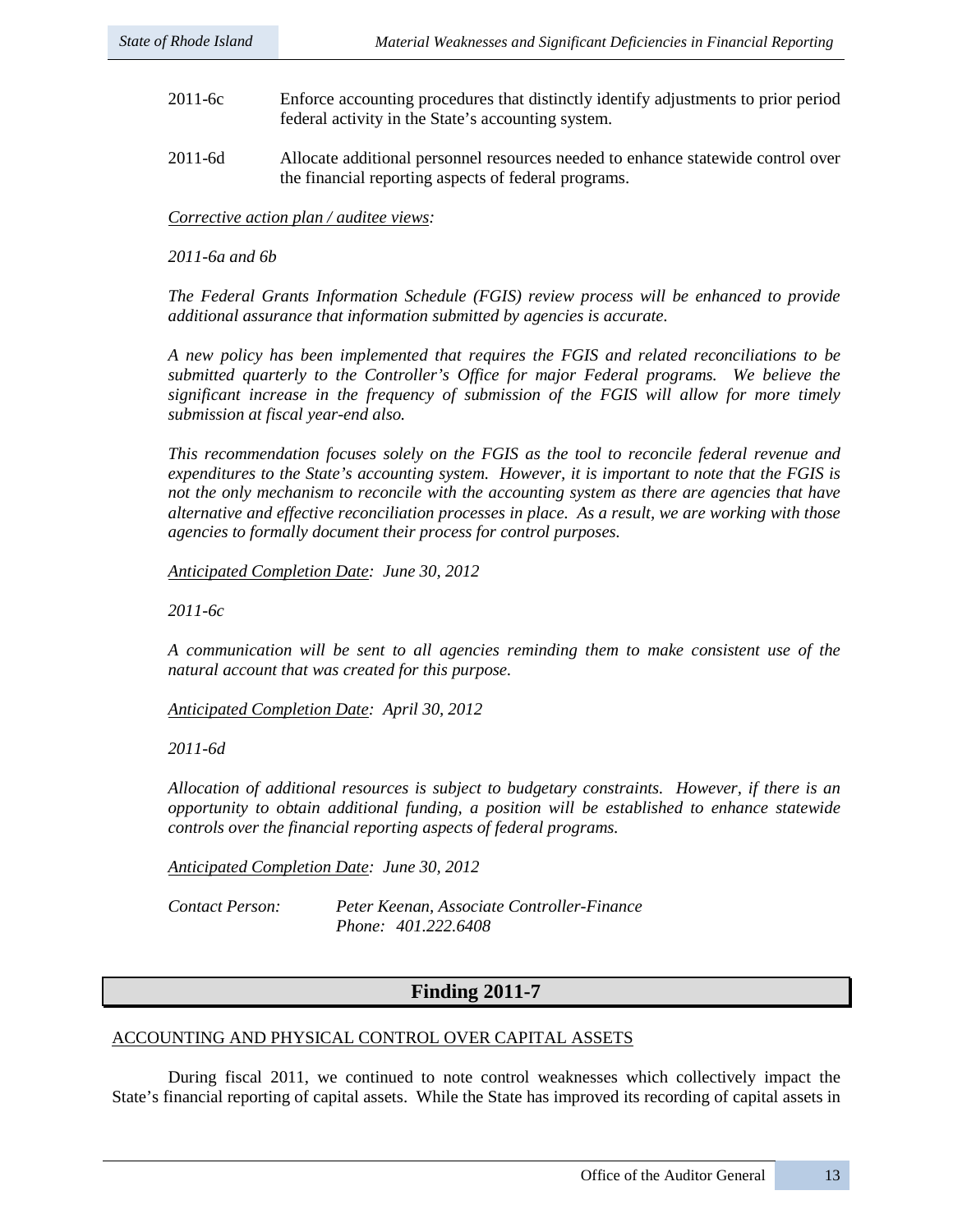2011-6c Enforce accounting procedures that distinctly identify adjustments to prior period federal activity in the State's accounting system.

2011-6d Allocate additional personnel resources needed to enhance statewide control over the financial reporting aspects of federal programs.

*Corrective action plan / auditee views:*

*2011-6a and 6b*

*The Federal Grants Information Schedule (FGIS) review process will be enhanced to provide additional assurance that information submitted by agencies is accurate.*

*A new policy has been implemented that requires the FGIS and related reconciliations to be submitted quarterly to the Controller's Office for major Federal programs. We believe the significant increase in the frequency of submission of the FGIS will allow for more timely submission at fiscal year-end also.*

*This recommendation focuses solely on the FGIS as the tool to reconcile federal revenue and expenditures to the State's accounting system. However, it is important to note that the FGIS is not the only mechanism to reconcile with the accounting system as there are agencies that have alternative and effective reconciliation processes in place. As a result, we are working with those agencies to formally document their process for control purposes.*

*Anticipated Completion Date: June 30, 2012*

*2011-6c*

*A communication will be sent to all agencies reminding them to make consistent use of the natural account that was created for this purpose.*

*Anticipated Completion Date: April 30, 2012*

*2011-6d*

*Allocation of additional resources is subject to budgetary constraints. However, if there is an opportunity to obtain additional funding, a position will be established to enhance statewide controls over the financial reporting aspects of federal programs.*

*Anticipated Completion Date: June 30, 2012*

*Contact Person: Peter Keenan, Associate Controller-Finance*
*Phone: 401.222.6408*

## Finding 2011-7

ACCOUNTING AND PHYSICAL CONTROL OVER CAPITAL ASSETS

During fiscal 2011, we continued to note control weaknesses which collectively impact the State's financial reporting of capital assets. While the State has improved its recording of capital assets in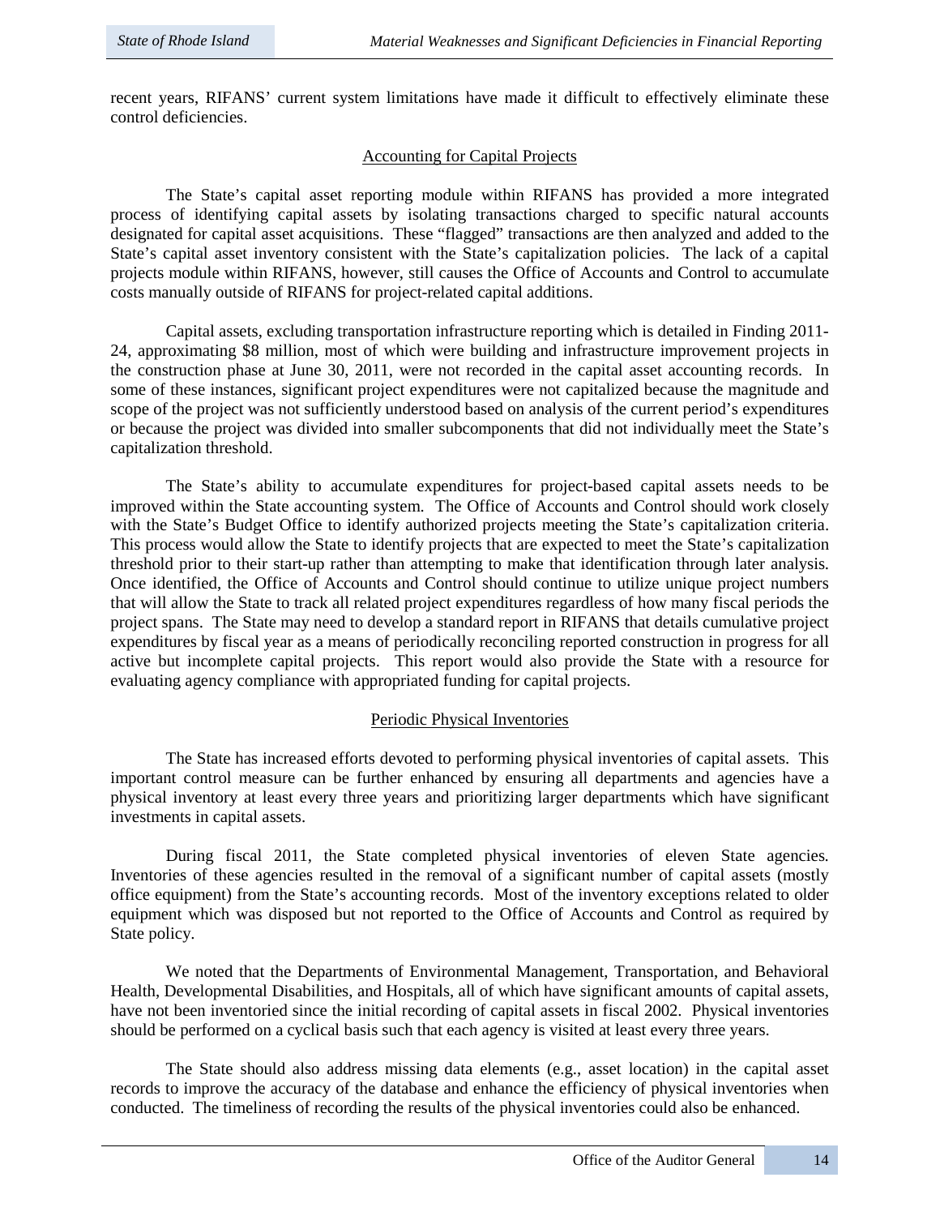recent years, RIFANS' current system limitations have made it difficult to effectively eliminate these control deficiencies.

## Accounting for Capital Projects

The State's capital asset reporting module within RIFANS has provided a more integrated process of identifying capital assets by isolating transactions charged to specific natural accounts designated for capital asset acquisitions. These "flagged" transactions are then analyzed and added to the State's capital asset inventory consistent with the State's capitalization policies. The lack of a capital projects module within RIFANS, however, still causes the Office of Accounts and Control to accumulate costs manually outside of RIFANS for project-related capital additions.

Capital assets, excluding transportation infrastructure reporting which is detailed in Finding 2011-24, approximating $8 million, most of which were building and infrastructure improvement projects in the construction phase at June 30, 2011, were not recorded in the capital asset accounting records. In some of these instances, significant project expenditures were not capitalized because the magnitude and scope of the project was not sufficiently understood based on analysis of the current period's expenditures or because the project was divided into smaller subcomponents that did not individually meet the State's capitalization threshold.

The State's ability to accumulate expenditures for project-based capital assets needs to be improved within the State accounting system. The Office of Accounts and Control should work closely with the State's Budget Office to identify authorized projects meeting the State's capitalization criteria. This process would allow the State to identify projects that are expected to meet the State's capitalization threshold prior to their start-up rather than attempting to make that identification through later analysis. Once identified, the Office of Accounts and Control should continue to utilize unique project numbers that will allow the State to track all related project expenditures regardless of how many fiscal periods the project spans. The State may need to develop a standard report in RIFANS that details cumulative project expenditures by fiscal year as a means of periodically reconciling reported construction in progress for all active but incomplete capital projects. This report would also provide the State with a resource for evaluating agency compliance with appropriated funding for capital projects.

## Periodic Physical Inventories

The State has increased efforts devoted to performing physical inventories of capital assets. This important control measure can be further enhanced by ensuring all departments and agencies have a physical inventory at least every three years and prioritizing larger departments which have significant investments in capital assets.

During fiscal 2011, the State completed physical inventories of eleven State agencies. Inventories of these agencies resulted in the removal of a significant number of capital assets (mostly office equipment) from the State's accounting records. Most of the inventory exceptions related to older equipment which was disposed but not reported to the Office of Accounts and Control as required by State policy.

We noted that the Departments of Environmental Management, Transportation, and Behavioral Health, Developmental Disabilities, and Hospitals, all of which have significant amounts of capital assets, have not been inventoried since the initial recording of capital assets in fiscal 2002. Physical inventories should be performed on a cyclical basis such that each agency is visited at least every three years.

The State should also address missing data elements (e.g., asset location) in the capital asset records to improve the accuracy of the database and enhance the efficiency of physical inventories when conducted. The timeliness of recording the results of the physical inventories could also be enhanced.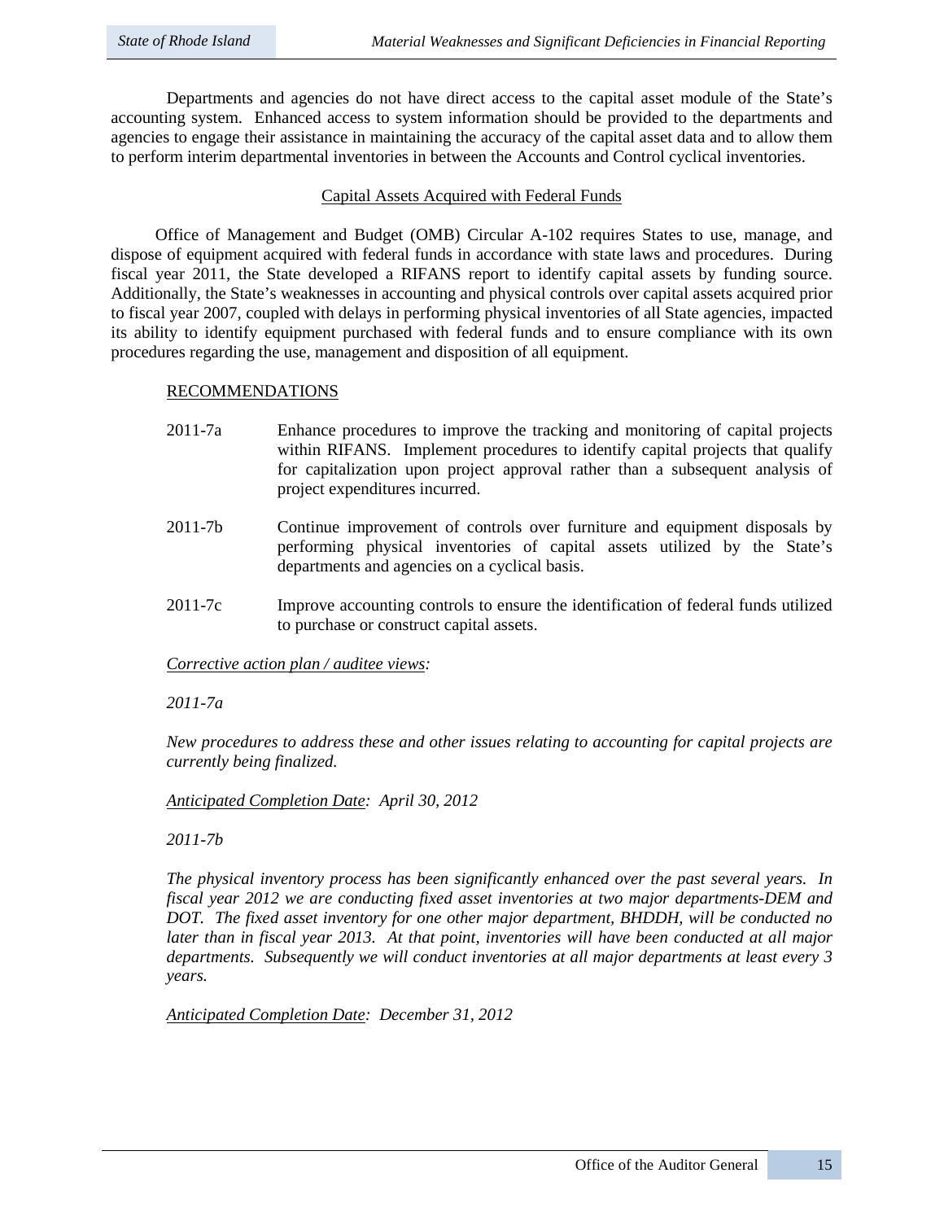Departments and agencies do not have direct access to the capital asset module of the State's accounting system. Enhanced access to system information should be provided to the departments and agencies to engage their assistance in maintaining the accuracy of the capital asset data and to allow them to perform interim departmental inventories in between the Accounts and Control cyclical inventories.

<u>Capital Assets Acquired with Federal Funds</u>

Office of Management and Budget (OMB) Circular A-102 requires States to use, manage, and dispose of equipment acquired with federal funds in accordance with state laws and procedures. During fiscal year 2011, the State developed a RIFANS report to identify capital assets by funding source. Additionally, the State's weaknesses in accounting and physical controls over capital assets acquired prior to fiscal year 2007, coupled with delays in performing physical inventories of all State agencies, impacted its ability to identify equipment purchased with federal funds and to ensure compliance with its own procedures regarding the use, management and disposition of all equipment.

<u>RECOMMENDATIONS</u>

2011-7a Enhance procedures to improve the tracking and monitoring of capital projects within RIFANS. Implement procedures to identify capital projects that qualify for capitalization upon project approval rather than a subsequent analysis of project expenditures incurred.

2011-7b Continue improvement of controls over furniture and equipment disposals by performing physical inventories of capital assets utilized by the State's departments and agencies on a cyclical basis.

2011-7c Improve accounting controls to ensure the identification of federal funds utilized to purchase or construct capital assets.

*<u>Corrective action plan / auditee views</u>:*

*2011-7a*

*New procedures to address these and other issues relating to accounting for capital projects are currently being finalized.*

*<u>Anticipated Completion Date</u>: April 30, 2012*

*2011-7b*

*The physical inventory process has been significantly enhanced over the past several years. In fiscal year 2012 we are conducting fixed asset inventories at two major departments-DEM and DOT. The fixed asset inventory for one other major department, BHDDH, will be conducted no later than in fiscal year 2013. At that point, inventories will have been conducted at all major departments. Subsequently we will conduct inventories at all major departments at least every 3 years.*

*<u>Anticipated Completion Date</u>: December 31, 2012*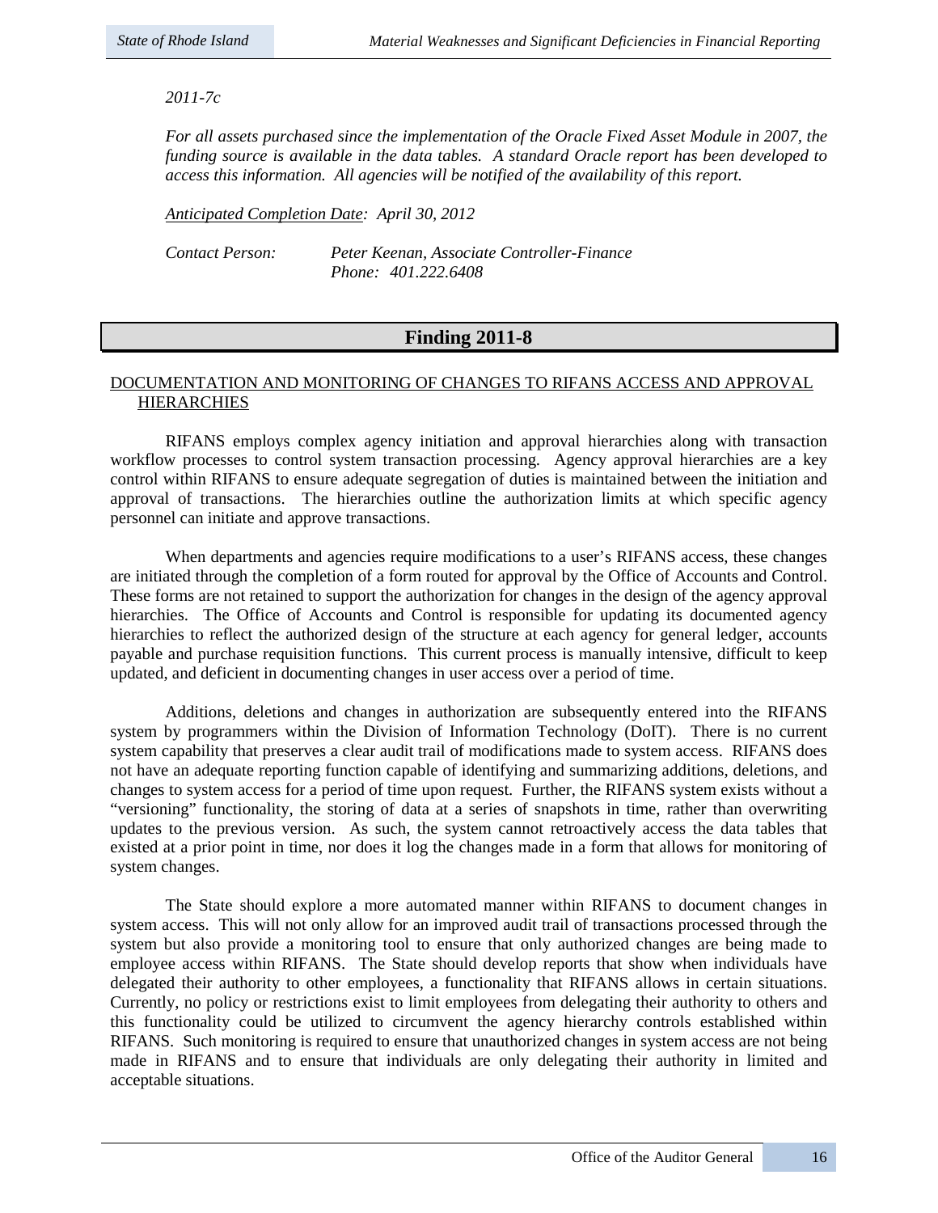*2011-7c*

*For all assets purchased since the implementation of the Oracle Fixed Asset Module in 2007, the funding source is available in the data tables. A standard Oracle report has been developed to access this information. All agencies will be notified of the availability of this report.*

*Anticipated Completion Date: April 30, 2012*

*Contact Person: Peter Keenan, Associate Controller-Finance*
*Phone: 401.222.6408*

## Finding 2011-8

DOCUMENTATION AND MONITORING OF CHANGES TO RIFANS ACCESS AND APPROVAL HIERARCHIES

RIFANS employs complex agency initiation and approval hierarchies along with transaction workflow processes to control system transaction processing. Agency approval hierarchies are a key control within RIFANS to ensure adequate segregation of duties is maintained between the initiation and approval of transactions. The hierarchies outline the authorization limits at which specific agency personnel can initiate and approve transactions.

When departments and agencies require modifications to a user's RIFANS access, these changes are initiated through the completion of a form routed for approval by the Office of Accounts and Control. These forms are not retained to support the authorization for changes in the design of the agency approval hierarchies. The Office of Accounts and Control is responsible for updating its documented agency hierarchies to reflect the authorized design of the structure at each agency for general ledger, accounts payable and purchase requisition functions. This current process is manually intensive, difficult to keep updated, and deficient in documenting changes in user access over a period of time.

Additions, deletions and changes in authorization are subsequently entered into the RIFANS system by programmers within the Division of Information Technology (DoIT). There is no current system capability that preserves a clear audit trail of modifications made to system access. RIFANS does not have an adequate reporting function capable of identifying and summarizing additions, deletions, and changes to system access for a period of time upon request. Further, the RIFANS system exists without a "versioning" functionality, the storing of data at a series of snapshots in time, rather than overwriting updates to the previous version. As such, the system cannot retroactively access the data tables that existed at a prior point in time, nor does it log the changes made in a form that allows for monitoring of system changes.

The State should explore a more automated manner within RIFANS to document changes in system access. This will not only allow for an improved audit trail of transactions processed through the system but also provide a monitoring tool to ensure that only authorized changes are being made to employee access within RIFANS. The State should develop reports that show when individuals have delegated their authority to other employees, a functionality that RIFANS allows in certain situations. Currently, no policy or restrictions exist to limit employees from delegating their authority to others and this functionality could be utilized to circumvent the agency hierarchy controls established within RIFANS. Such monitoring is required to ensure that unauthorized changes in system access are not being made in RIFANS and to ensure that individuals are only delegating their authority in limited and acceptable situations.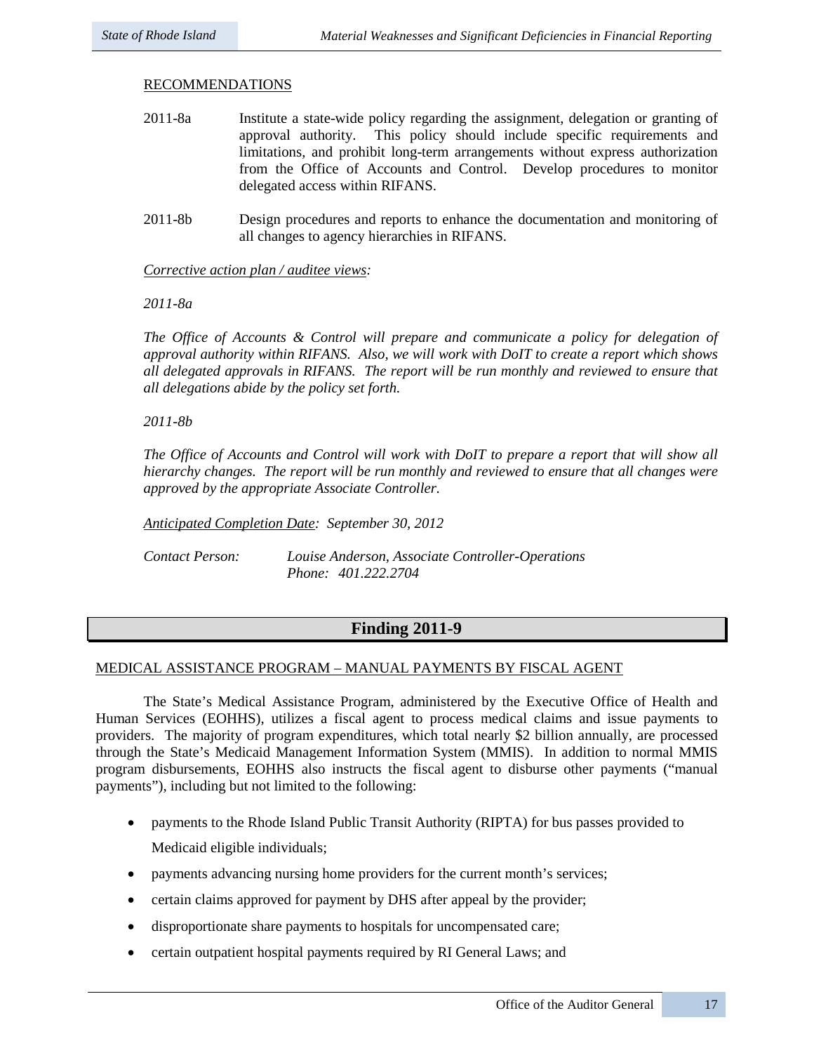RECOMMENDATIONS

2011-8a Institute a state-wide policy regarding the assignment, delegation or granting of approval authority. This policy should include specific requirements and limitations, and prohibit long-term arrangements without express authorization from the Office of Accounts and Control. Develop procedures to monitor delegated access within RIFANS.

2011-8b Design procedures and reports to enhance the documentation and monitoring of all changes to agency hierarchies in RIFANS.

*Corrective action plan / auditee views:*

*2011-8a*

*The Office of Accounts & Control will prepare and communicate a policy for delegation of approval authority within RIFANS. Also, we will work with DoIT to create a report which shows all delegated approvals in RIFANS. The report will be run monthly and reviewed to ensure that all delegations abide by the policy set forth.*

*2011-8b*

*The Office of Accounts and Control will work with DoIT to prepare a report that will show all hierarchy changes. The report will be run monthly and reviewed to ensure that all changes were approved by the appropriate Associate Controller.*

*Anticipated Completion Date: September 30, 2012*

*Contact Person: Louise Anderson, Associate Controller-Operations*
*Phone: 401.222.2704*

## Finding 2011-9

MEDICAL ASSISTANCE PROGRAM – MANUAL PAYMENTS BY FISCAL AGENT

The State's Medical Assistance Program, administered by the Executive Office of Health and Human Services (EOHHS), utilizes a fiscal agent to process medical claims and issue payments to providers. The majority of program expenditures, which total nearly $2 billion annually, are processed through the State's Medicaid Management Information System (MMIS). In addition to normal MMIS program disbursements, EOHHS also instructs the fiscal agent to disburse other payments ("manual payments"), including but not limited to the following:

- payments to the Rhode Island Public Transit Authority (RIPTA) for bus passes provided to Medicaid eligible individuals;
- payments advancing nursing home providers for the current month's services;
- certain claims approved for payment by DHS after appeal by the provider;
- disproportionate share payments to hospitals for uncompensated care;
- certain outpatient hospital payments required by RI General Laws; and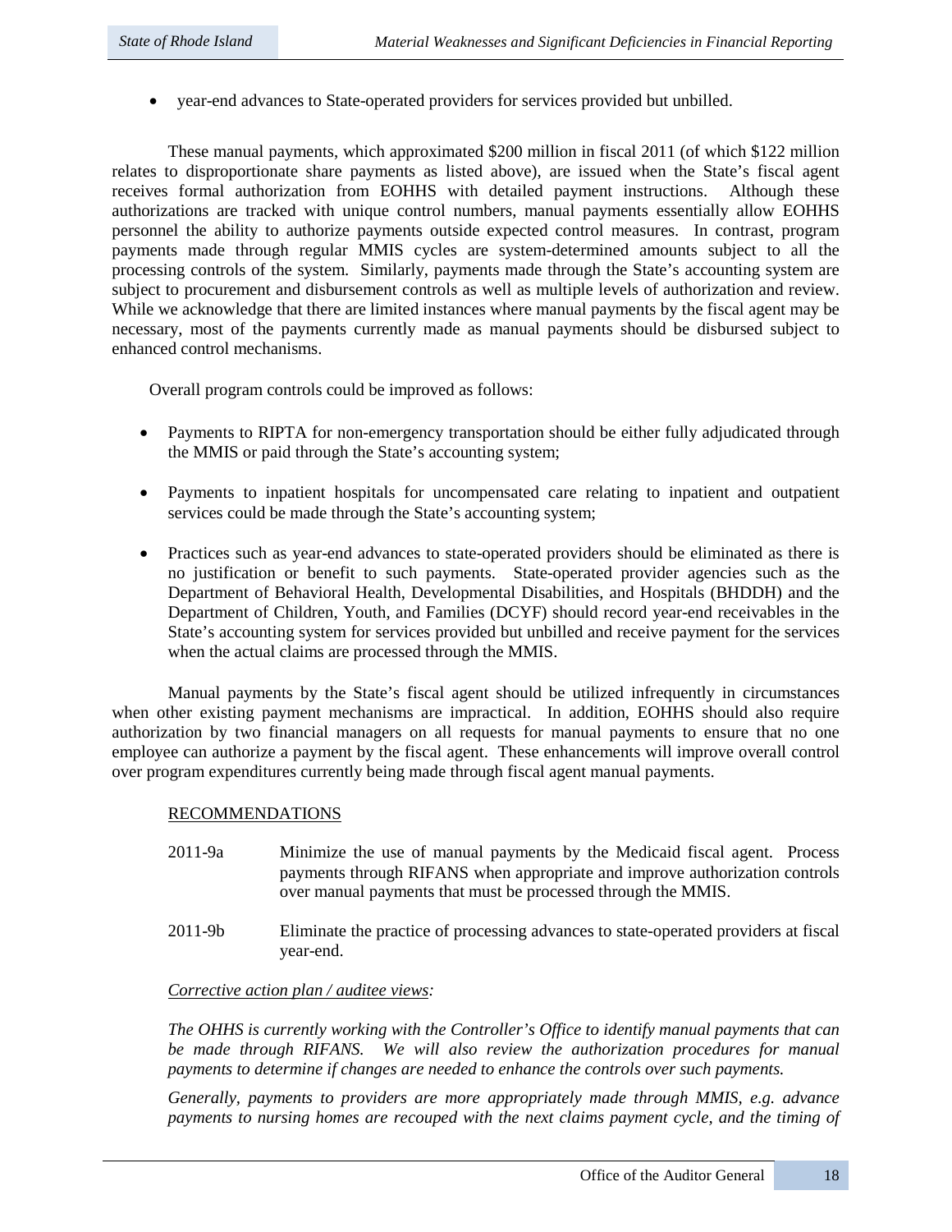- year-end advances to State-operated providers for services provided but unbilled.

These manual payments, which approximated $200 million in fiscal 2011 (of which $122 million relates to disproportionate share payments as listed above), are issued when the State's fiscal agent receives formal authorization from EOHHS with detailed payment instructions. Although these authorizations are tracked with unique control numbers, manual payments essentially allow EOHHS personnel the ability to authorize payments outside expected control measures. In contrast, program payments made through regular MMIS cycles are system-determined amounts subject to all the processing controls of the system. Similarly, payments made through the State's accounting system are subject to procurement and disbursement controls as well as multiple levels of authorization and review. While we acknowledge that there are limited instances where manual payments by the fiscal agent may be necessary, most of the payments currently made as manual payments should be disbursed subject to enhanced control mechanisms.

Overall program controls could be improved as follows:

- Payments to RIPTA for non-emergency transportation should be either fully adjudicated through the MMIS or paid through the State's accounting system;
- Payments to inpatient hospitals for uncompensated care relating to inpatient and outpatient services could be made through the State's accounting system;
- Practices such as year-end advances to state-operated providers should be eliminated as there is no justification or benefit to such payments. State-operated provider agencies such as the Department of Behavioral Health, Developmental Disabilities, and Hospitals (BHDDH) and the Department of Children, Youth, and Families (DCYF) should record year-end receivables in the State's accounting system for services provided but unbilled and receive payment for the services when the actual claims are processed through the MMIS.

Manual payments by the State's fiscal agent should be utilized infrequently in circumstances when other existing payment mechanisms are impractical. In addition, EOHHS should also require authorization by two financial managers on all requests for manual payments to ensure that no one employee can authorize a payment by the fiscal agent. These enhancements will improve overall control over program expenditures currently being made through fiscal agent manual payments.

RECOMMENDATIONS

2011-9a Minimize the use of manual payments by the Medicaid fiscal agent. Process payments through RIFANS when appropriate and improve authorization controls over manual payments that must be processed through the MMIS.

2011-9b Eliminate the practice of processing advances to state-operated providers at fiscal year-end.

*Corrective action plan / auditee views:*

*The OHHS is currently working with the Controller's Office to identify manual payments that can be made through RIFANS. We will also review the authorization procedures for manual payments to determine if changes are needed to enhance the controls over such payments.*

*Generally, payments to providers are more appropriately made through MMIS, e.g. advance payments to nursing homes are recouped with the next claims payment cycle, and the timing of*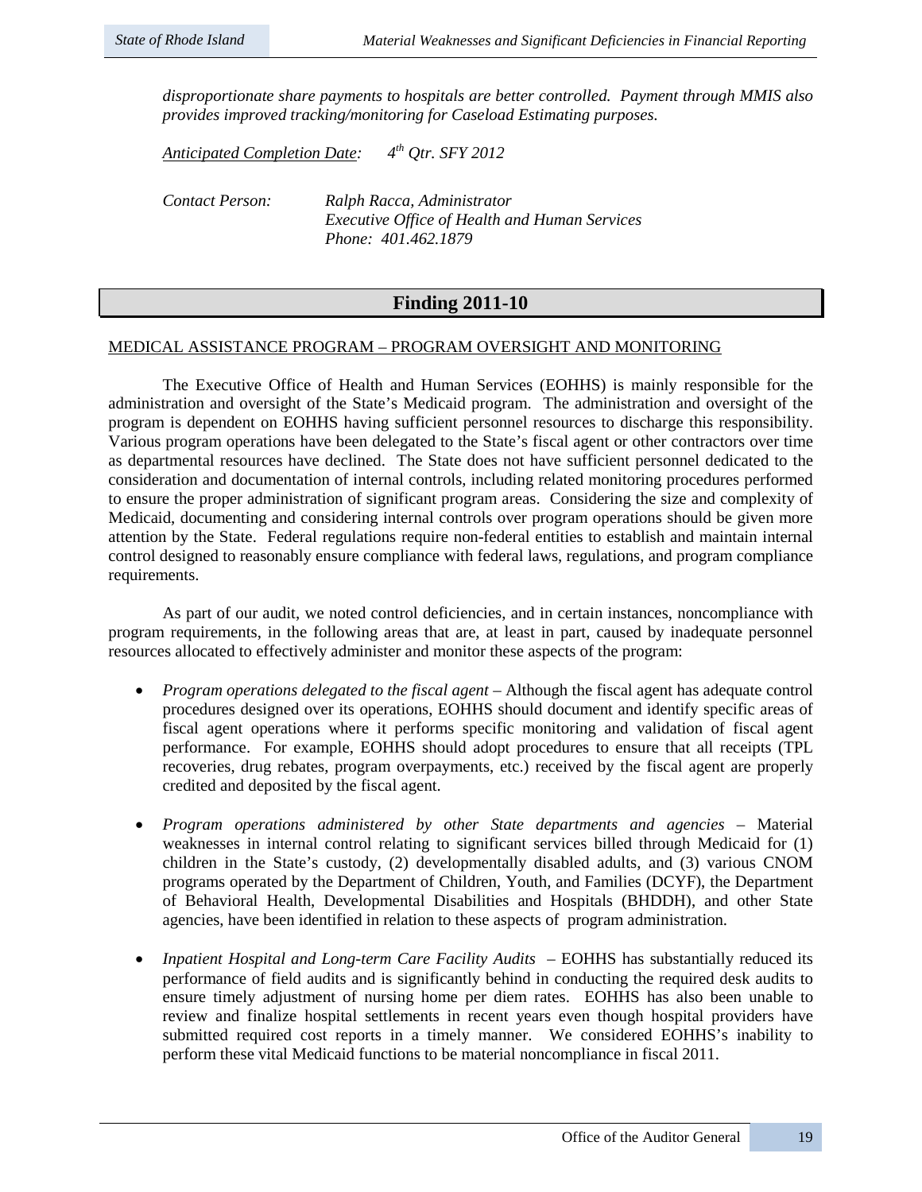*disproportionate share payments to hospitals are better controlled. Payment through MMIS also provides improved tracking/monitoring for Caseload Estimating purposes.*

*Anticipated Completion Date:* *4th Qtr. SFY 2012*

*Contact Person:* *Ralph Racca, Administrator*
*Executive Office of Health and Human Services*
*Phone: 401.462.1879*

## Finding 2011-10

MEDICAL ASSISTANCE PROGRAM – PROGRAM OVERSIGHT AND MONITORING

The Executive Office of Health and Human Services (EOHHS) is mainly responsible for the administration and oversight of the State's Medicaid program. The administration and oversight of the program is dependent on EOHHS having sufficient personnel resources to discharge this responsibility. Various program operations have been delegated to the State's fiscal agent or other contractors over time as departmental resources have declined. The State does not have sufficient personnel dedicated to the consideration and documentation of internal controls, including related monitoring procedures performed to ensure the proper administration of significant program areas. Considering the size and complexity of Medicaid, documenting and considering internal controls over program operations should be given more attention by the State. Federal regulations require non-federal entities to establish and maintain internal control designed to reasonably ensure compliance with federal laws, regulations, and program compliance requirements.

As part of our audit, we noted control deficiencies, and in certain instances, noncompliance with program requirements, in the following areas that are, at least in part, caused by inadequate personnel resources allocated to effectively administer and monitor these aspects of the program:

- *Program operations delegated to the fiscal agent* – Although the fiscal agent has adequate control procedures designed over its operations, EOHHS should document and identify specific areas of fiscal agent operations where it performs specific monitoring and validation of fiscal agent performance. For example, EOHHS should adopt procedures to ensure that all receipts (TPL recoveries, drug rebates, program overpayments, etc.) received by the fiscal agent are properly credited and deposited by the fiscal agent.

- *Program operations administered by other State departments and agencies* – Material weaknesses in internal control relating to significant services billed through Medicaid for (1) children in the State's custody, (2) developmentally disabled adults, and (3) various CNOM programs operated by the Department of Children, Youth, and Families (DCYF), the Department of Behavioral Health, Developmental Disabilities and Hospitals (BHDDH), and other State agencies, have been identified in relation to these aspects of program administration.

- *Inpatient Hospital and Long-term Care Facility Audits* – EOHHS has substantially reduced its performance of field audits and is significantly behind in conducting the required desk audits to ensure timely adjustment of nursing home per diem rates. EOHHS has also been unable to review and finalize hospital settlements in recent years even though hospital providers have submitted required cost reports in a timely manner. We considered EOHHS's inability to perform these vital Medicaid functions to be material noncompliance in fiscal 2011.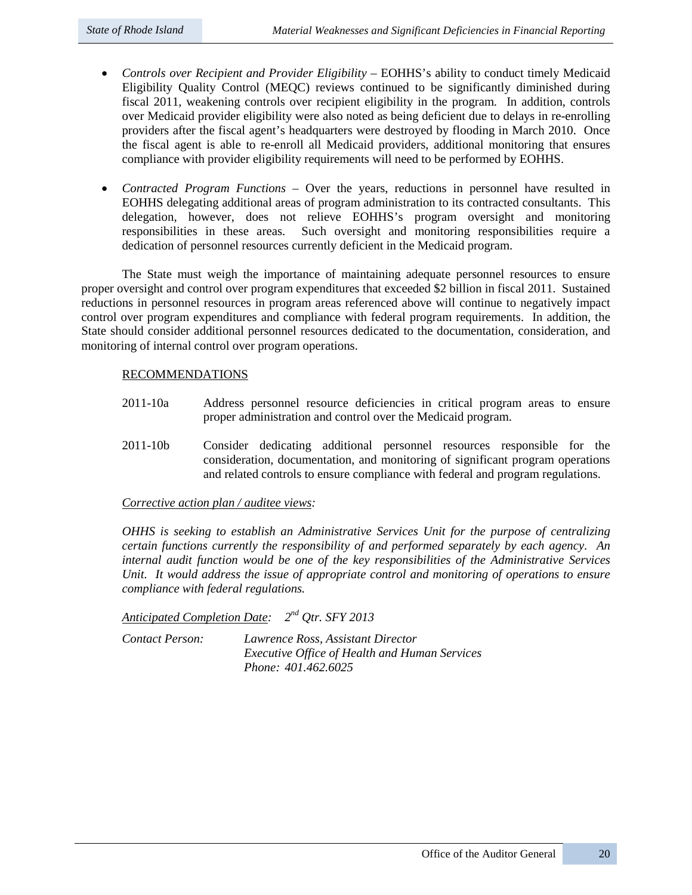- *Controls over Recipient and Provider Eligibility* – EOHHS's ability to conduct timely Medicaid Eligibility Quality Control (MEQC) reviews continued to be significantly diminished during fiscal 2011, weakening controls over recipient eligibility in the program. In addition, controls over Medicaid provider eligibility were also noted as being deficient due to delays in re-enrolling providers after the fiscal agent's headquarters were destroyed by flooding in March 2010. Once the fiscal agent is able to re-enroll all Medicaid providers, additional monitoring that ensures compliance with provider eligibility requirements will need to be performed by EOHHS.

- *Contracted Program Functions* – Over the years, reductions in personnel have resulted in EOHHS delegating additional areas of program administration to its contracted consultants. This delegation, however, does not relieve EOHHS's program oversight and monitoring responsibilities in these areas. Such oversight and monitoring responsibilities require a dedication of personnel resources currently deficient in the Medicaid program.

The State must weigh the importance of maintaining adequate personnel resources to ensure proper oversight and control over program expenditures that exceeded $2 billion in fiscal 2011. Sustained reductions in personnel resources in program areas referenced above will continue to negatively impact control over program expenditures and compliance with federal program requirements. In addition, the State should consider additional personnel resources dedicated to the documentation, consideration, and monitoring of internal control over program operations.

RECOMMENDATIONS

2011-10a Address personnel resource deficiencies in critical program areas to ensure proper administration and control over the Medicaid program.

2011-10b Consider dedicating additional personnel resources responsible for the consideration, documentation, and monitoring of significant program operations and related controls to ensure compliance with federal and program regulations.

*Corrective action plan / auditee views:*

*OHHS is seeking to establish an Administrative Services Unit for the purpose of centralizing certain functions currently the responsibility of and performed separately by each agency. An internal audit function would be one of the key responsibilities of the Administrative Services Unit. It would address the issue of appropriate control and monitoring of operations to ensure compliance with federal regulations.*

*Anticipated Completion Date: 2nd Qtr. SFY 2013*

*Contact Person: Lawrence Ross, Assistant Director*
*Executive Office of Health and Human Services*
*Phone: 401.462.6025*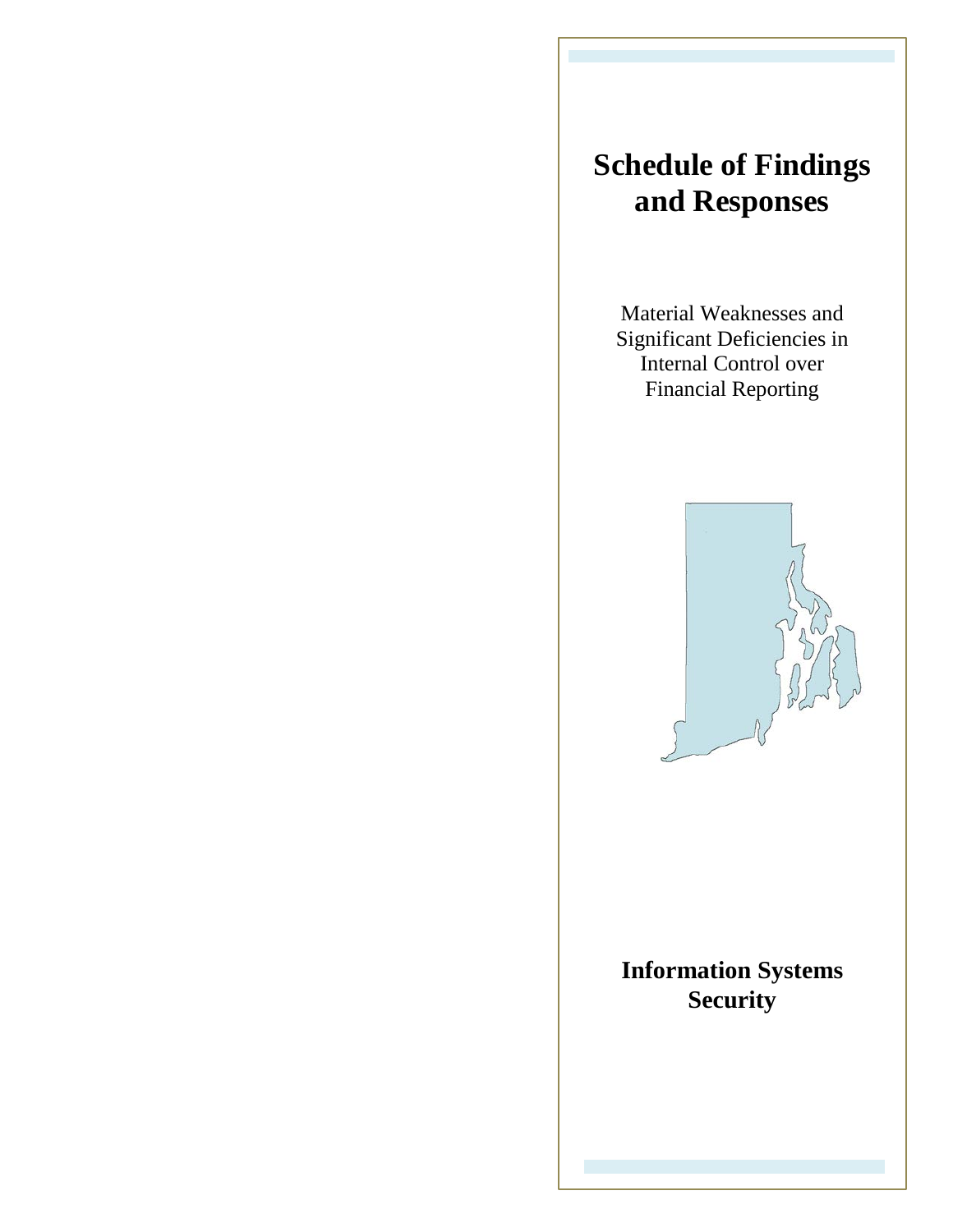# Schedule of Findings and Responses

Material Weaknesses and Significant Deficiencies in Internal Control over Financial Reporting

## Information Systems Security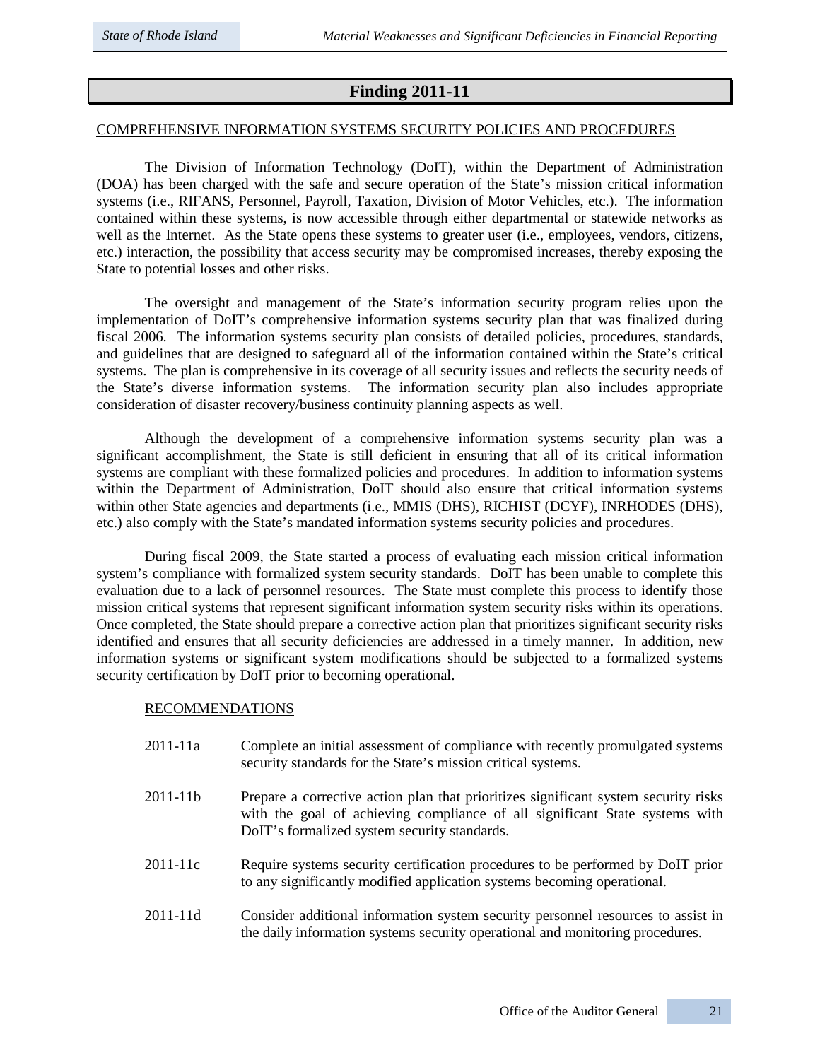## Finding 2011-11

COMPREHENSIVE INFORMATION SYSTEMS SECURITY POLICIES AND PROCEDURES

The Division of Information Technology (DoIT), within the Department of Administration (DOA) has been charged with the safe and secure operation of the State's mission critical information systems (i.e., RIFANS, Personnel, Payroll, Taxation, Division of Motor Vehicles, etc.). The information contained within these systems, is now accessible through either departmental or statewide networks as well as the Internet. As the State opens these systems to greater user (i.e., employees, vendors, citizens, etc.) interaction, the possibility that access security may be compromised increases, thereby exposing the State to potential losses and other risks.

The oversight and management of the State's information security program relies upon the implementation of DoIT's comprehensive information systems security plan that was finalized during fiscal 2006. The information systems security plan consists of detailed policies, procedures, standards, and guidelines that are designed to safeguard all of the information contained within the State's critical systems. The plan is comprehensive in its coverage of all security issues and reflects the security needs of the State's diverse information systems. The information security plan also includes appropriate consideration of disaster recovery/business continuity planning aspects as well.

Although the development of a comprehensive information systems security plan was a significant accomplishment, the State is still deficient in ensuring that all of its critical information systems are compliant with these formalized policies and procedures. In addition to information systems within the Department of Administration, DoIT should also ensure that critical information systems within other State agencies and departments (i.e., MMIS (DHS), RICHIST (DCYF), INRHODES (DHS), etc.) also comply with the State's mandated information systems security policies and procedures.

During fiscal 2009, the State started a process of evaluating each mission critical information system's compliance with formalized system security standards. DoIT has been unable to complete this evaluation due to a lack of personnel resources. The State must complete this process to identify those mission critical systems that represent significant information system security risks within its operations. Once completed, the State should prepare a corrective action plan that prioritizes significant security risks identified and ensures that all security deficiencies are addressed in a timely manner. In addition, new information systems or significant system modifications should be subjected to a formalized systems security certification by DoIT prior to becoming operational.

RECOMMENDATIONS

2011-11a Complete an initial assessment of compliance with recently promulgated systems security standards for the State's mission critical systems.

2011-11b Prepare a corrective action plan that prioritizes significant system security risks with the goal of achieving compliance of all significant State systems with DoIT's formalized system security standards.

2011-11c Require systems security certification procedures to be performed by DoIT prior to any significantly modified application systems becoming operational.

2011-11d Consider additional information system security personnel resources to assist in the daily information systems security operational and monitoring procedures.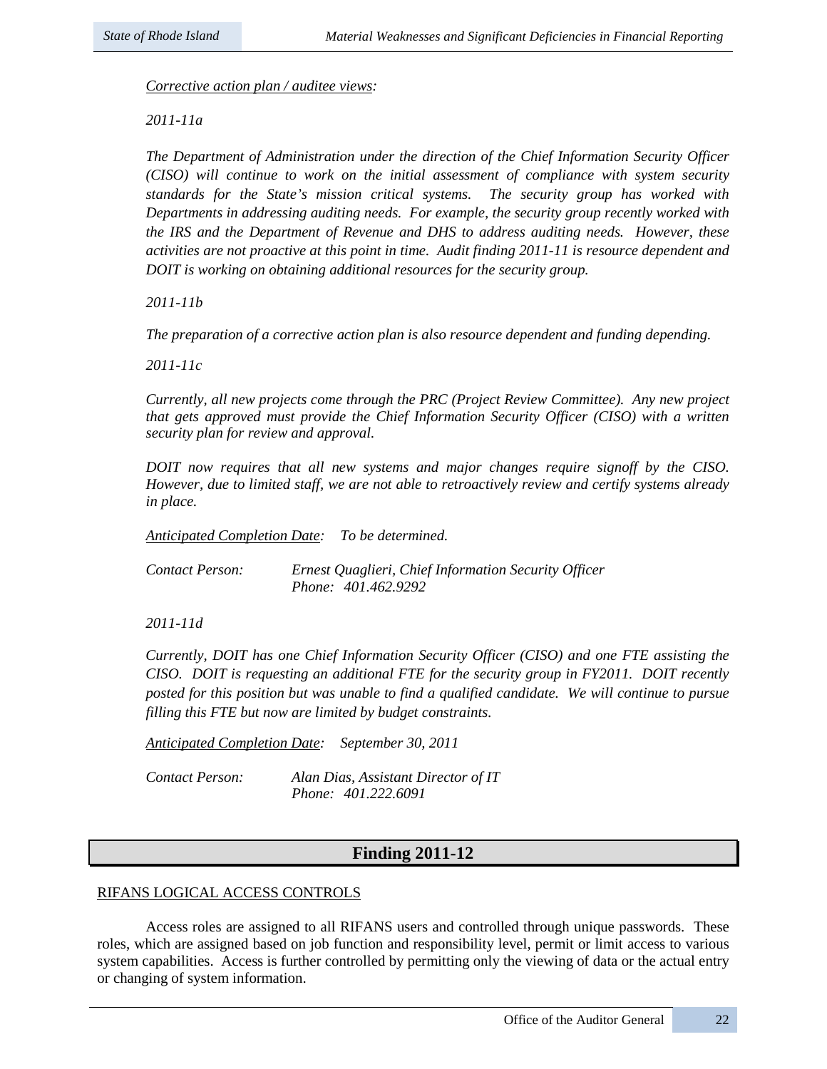*<u>Corrective action plan / auditee views</u>:*

*2011-11a*

*The Department of Administration under the direction of the Chief Information Security Officer (CISO) will continue to work on the initial assessment of compliance with system security standards for the State's mission critical systems. The security group has worked with Departments in addressing auditing needs. For example, the security group recently worked with the IRS and the Department of Revenue and DHS to address auditing needs. However, these activities are not proactive at this point in time. Audit finding 2011-11 is resource dependent and DOIT is working on obtaining additional resources for the security group.*

*2011-11b*

*The preparation of a corrective action plan is also resource dependent and funding depending.*

*2011-11c*

*Currently, all new projects come through the PRC (Project Review Committee). Any new project that gets approved must provide the Chief Information Security Officer (CISO) with a written security plan for review and approval.*

*DOIT now requires that all new systems and major changes require signoff by the CISO. However, due to limited staff, we are not able to retroactively review and certify systems already in place.*

*<u>Anticipated Completion Date</u>: To be determined.*

*Contact Person: Ernest Quaglieri, Chief Information Security Officer*
*Phone: 401.462.9292*

*2011-11d*

*Currently, DOIT has one Chief Information Security Officer (CISO) and one FTE assisting the CISO. DOIT is requesting an additional FTE for the security group in FY2011. DOIT recently posted for this position but was unable to find a qualified candidate. We will continue to pursue filling this FTE but now are limited by budget constraints.*

*<u>Anticipated Completion Date</u>: September 30, 2011*

*Contact Person: Alan Dias, Assistant Director of IT*
*Phone: 401.222.6091*

## Finding 2011-12

<u>RIFANS LOGICAL ACCESS CONTROLS</u>

Access roles are assigned to all RIFANS users and controlled through unique passwords. These roles, which are assigned based on job function and responsibility level, permit or limit access to various system capabilities. Access is further controlled by permitting only the viewing of data or the actual entry or changing of system information.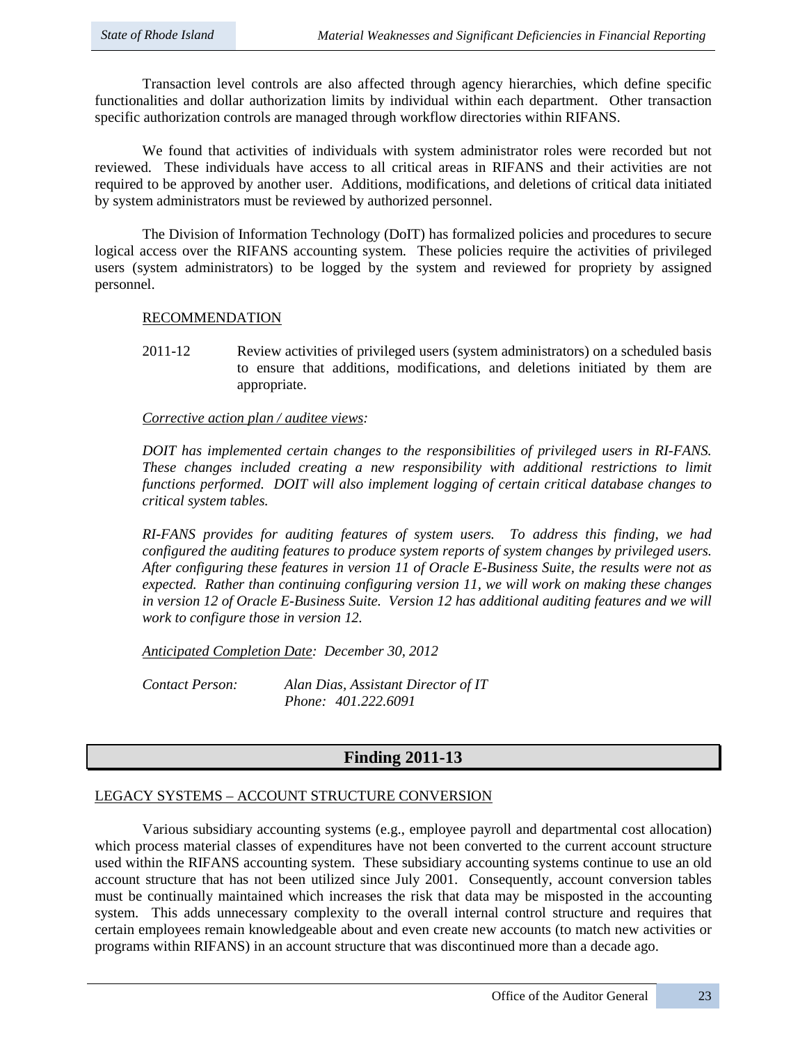Transaction level controls are also affected through agency hierarchies, which define specific functionalities and dollar authorization limits by individual within each department. Other transaction specific authorization controls are managed through workflow directories within RIFANS.

We found that activities of individuals with system administrator roles were recorded but not reviewed. These individuals have access to all critical areas in RIFANS and their activities are not required to be approved by another user. Additions, modifications, and deletions of critical data initiated by system administrators must be reviewed by authorized personnel.

The Division of Information Technology (DoIT) has formalized policies and procedures to secure logical access over the RIFANS accounting system. These policies require the activities of privileged users (system administrators) to be logged by the system and reviewed for propriety by assigned personnel.

RECOMMENDATION

2011-12 Review activities of privileged users (system administrators) on a scheduled basis to ensure that additions, modifications, and deletions initiated by them are appropriate.

*Corrective action plan / auditee views:*

*DOIT has implemented certain changes to the responsibilities of privileged users in RI-FANS. These changes included creating a new responsibility with additional restrictions to limit functions performed. DOIT will also implement logging of certain critical database changes to critical system tables.*

*RI-FANS provides for auditing features of system users. To address this finding, we had configured the auditing features to produce system reports of system changes by privileged users. After configuring these features in version 11 of Oracle E-Business Suite, the results were not as expected. Rather than continuing configuring version 11, we will work on making these changes in version 12 of Oracle E-Business Suite. Version 12 has additional auditing features and we will work to configure those in version 12.*

*Anticipated Completion Date: December 30, 2012*

*Contact Person: Alan Dias, Assistant Director of IT*
*Phone: 401.222.6091*

## Finding 2011-13

LEGACY SYSTEMS – ACCOUNT STRUCTURE CONVERSION

Various subsidiary accounting systems (e.g., employee payroll and departmental cost allocation) which process material classes of expenditures have not been converted to the current account structure used within the RIFANS accounting system. These subsidiary accounting systems continue to use an old account structure that has not been utilized since July 2001. Consequently, account conversion tables must be continually maintained which increases the risk that data may be misposted in the accounting system. This adds unnecessary complexity to the overall internal control structure and requires that certain employees remain knowledgeable about and even create new accounts (to match new activities or programs within RIFANS) in an account structure that was discontinued more than a decade ago.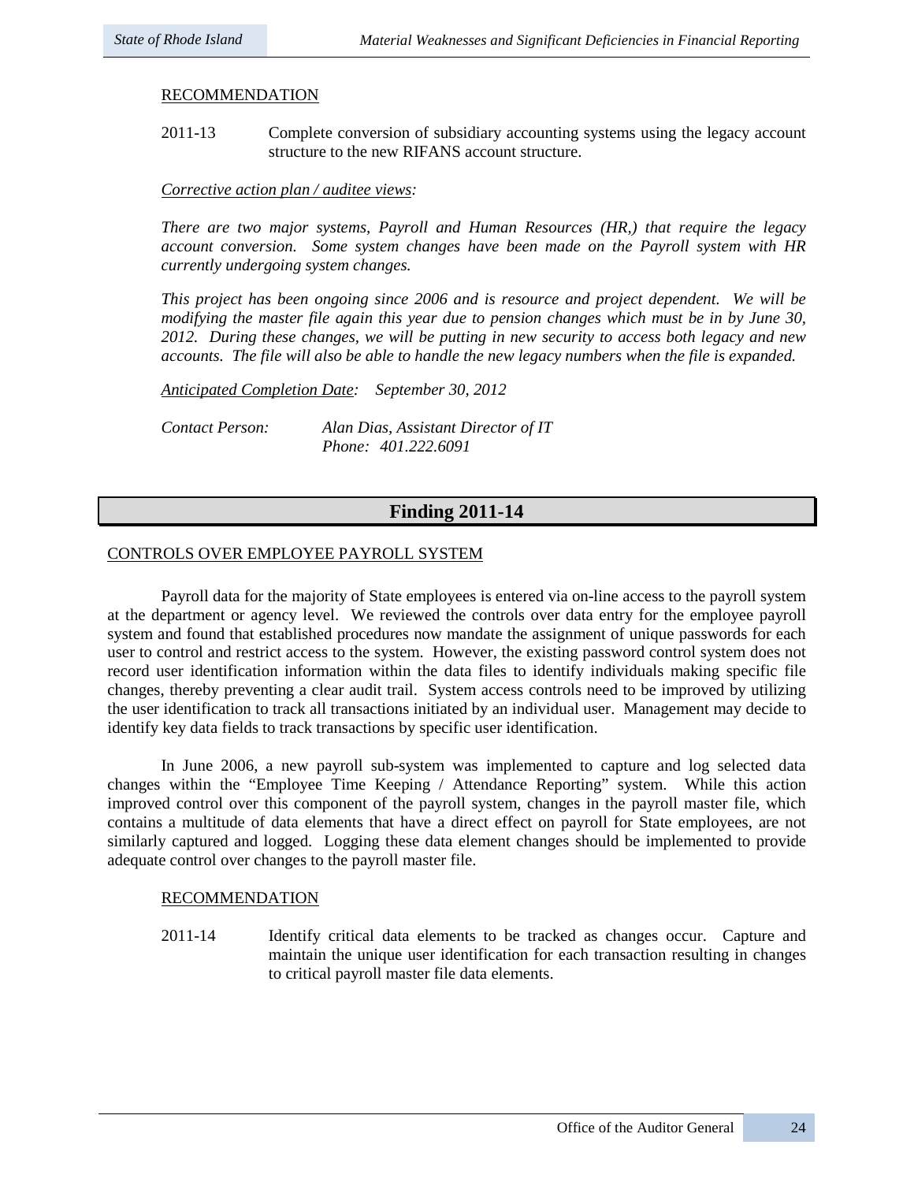RECOMMENDATION

2011-13 Complete conversion of subsidiary accounting systems using the legacy account structure to the new RIFANS account structure.

*Corrective action plan / auditee views:*

*There are two major systems, Payroll and Human Resources (HR,) that require the legacy account conversion. Some system changes have been made on the Payroll system with HR currently undergoing system changes.*

*This project has been ongoing since 2006 and is resource and project dependent. We will be modifying the master file again this year due to pension changes which must be in by June 30, 2012. During these changes, we will be putting in new security to access both legacy and new accounts. The file will also be able to handle the new legacy numbers when the file is expanded.*

*Anticipated Completion Date: September 30, 2012*

*Contact Person: Alan Dias, Assistant Director of IT*
*Phone: 401.222.6091*

## Finding 2011-14

CONTROLS OVER EMPLOYEE PAYROLL SYSTEM

Payroll data for the majority of State employees is entered via on-line access to the payroll system at the department or agency level. We reviewed the controls over data entry for the employee payroll system and found that established procedures now mandate the assignment of unique passwords for each user to control and restrict access to the system. However, the existing password control system does not record user identification information within the data files to identify individuals making specific file changes, thereby preventing a clear audit trail. System access controls need to be improved by utilizing the user identification to track all transactions initiated by an individual user. Management may decide to identify key data fields to track transactions by specific user identification.

In June 2006, a new payroll sub-system was implemented to capture and log selected data changes within the "Employee Time Keeping / Attendance Reporting" system. While this action improved control over this component of the payroll system, changes in the payroll master file, which contains a multitude of data elements that have a direct effect on payroll for State employees, are not similarly captured and logged. Logging these data element changes should be implemented to provide adequate control over changes to the payroll master file.

RECOMMENDATION

2011-14 Identify critical data elements to be tracked as changes occur. Capture and maintain the unique user identification for each transaction resulting in changes to critical payroll master file data elements.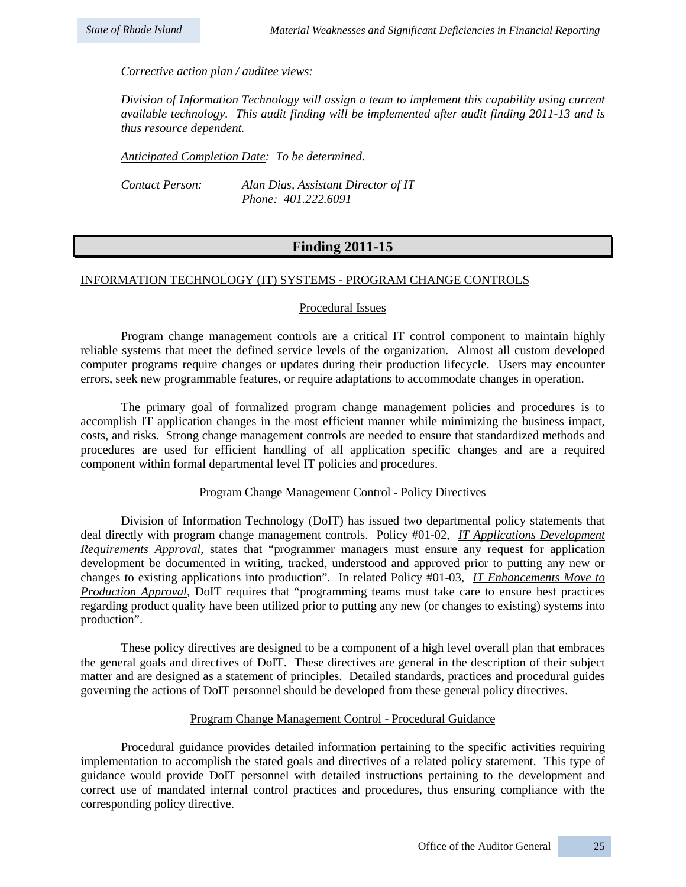*Corrective action plan / auditee views:*

*Division of Information Technology will assign a team to implement this capability using current available technology. This audit finding will be implemented after audit finding 2011-13 and is thus resource dependent.*

*Anticipated Completion Date: To be determined.*

*Contact Person: Alan Dias, Assistant Director of IT*
*Phone: 401.222.6091*

## Finding 2011-15

INFORMATION TECHNOLOGY (IT) SYSTEMS - PROGRAM CHANGE CONTROLS

### Procedural Issues

Program change management controls are a critical IT control component to maintain highly reliable systems that meet the defined service levels of the organization. Almost all custom developed computer programs require changes or updates during their production lifecycle. Users may encounter errors, seek new programmable features, or require adaptations to accommodate changes in operation.

The primary goal of formalized program change management policies and procedures is to accomplish IT application changes in the most efficient manner while minimizing the business impact, costs, and risks. Strong change management controls are needed to ensure that standardized methods and procedures are used for efficient handling of all application specific changes and are a required component within formal departmental level IT policies and procedures.

### Program Change Management Control - Policy Directives

Division of Information Technology (DoIT) has issued two departmental policy statements that deal directly with program change management controls. Policy #01-02, *IT Applications Development Requirements Approval*, states that "programmer managers must ensure any request for application development be documented in writing, tracked, understood and approved prior to putting any new or changes to existing applications into production". In related Policy #01-03, *IT Enhancements Move to Production Approval*, DoIT requires that "programming teams must take care to ensure best practices regarding product quality have been utilized prior to putting any new (or changes to existing) systems into production".

These policy directives are designed to be a component of a high level overall plan that embraces the general goals and directives of DoIT. These directives are general in the description of their subject matter and are designed as a statement of principles. Detailed standards, practices and procedural guides governing the actions of DoIT personnel should be developed from these general policy directives.

### Program Change Management Control - Procedural Guidance

Procedural guidance provides detailed information pertaining to the specific activities requiring implementation to accomplish the stated goals and directives of a related policy statement. This type of guidance would provide DoIT personnel with detailed instructions pertaining to the development and correct use of mandated internal control practices and procedures, thus ensuring compliance with the corresponding policy directive.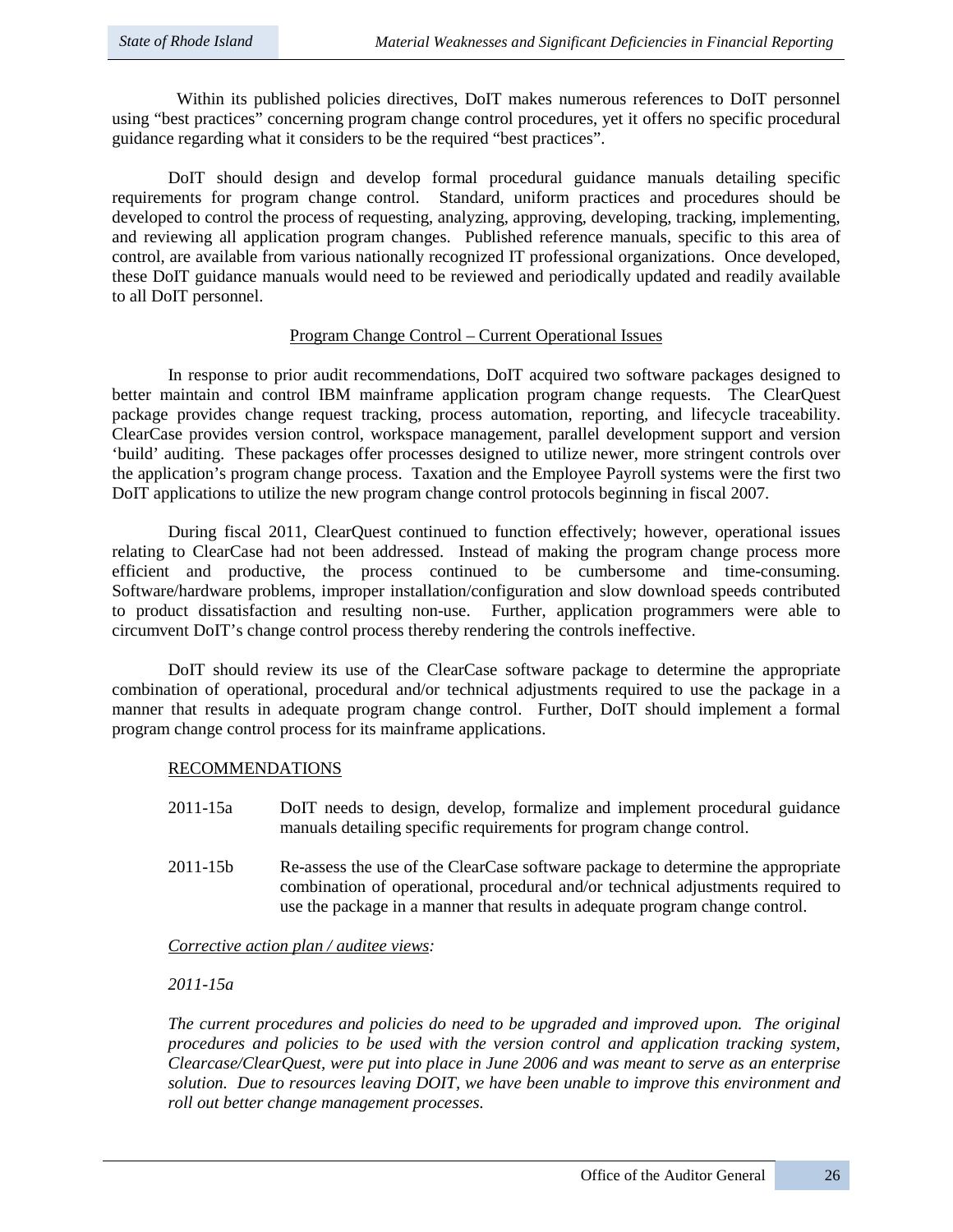Within its published policies directives, DoIT makes numerous references to DoIT personnel using "best practices" concerning program change control procedures, yet it offers no specific procedural guidance regarding what it considers to be the required "best practices".

DoIT should design and develop formal procedural guidance manuals detailing specific requirements for program change control. Standard, uniform practices and procedures should be developed to control the process of requesting, analyzing, approving, developing, tracking, implementing, and reviewing all application program changes. Published reference manuals, specific to this area of control, are available from various nationally recognized IT professional organizations. Once developed, these DoIT guidance manuals would need to be reviewed and periodically updated and readily available to all DoIT personnel.

<u>Program Change Control – Current Operational Issues</u>

In response to prior audit recommendations, DoIT acquired two software packages designed to better maintain and control IBM mainframe application program change requests. The ClearQuest package provides change request tracking, process automation, reporting, and lifecycle traceability. ClearCase provides version control, workspace management, parallel development support and version 'build' auditing. These packages offer processes designed to utilize newer, more stringent controls over the application's program change process. Taxation and the Employee Payroll systems were the first two DoIT applications to utilize the new program change control protocols beginning in fiscal 2007.

During fiscal 2011, ClearQuest continued to function effectively; however, operational issues relating to ClearCase had not been addressed. Instead of making the program change process more efficient and productive, the process continued to be cumbersome and time-consuming. Software/hardware problems, improper installation/configuration and slow download speeds contributed to product dissatisfaction and resulting non-use. Further, application programmers were able to circumvent DoIT's change control process thereby rendering the controls ineffective.

DoIT should review its use of the ClearCase software package to determine the appropriate combination of operational, procedural and/or technical adjustments required to use the package in a manner that results in adequate program change control. Further, DoIT should implement a formal program change control process for its mainframe applications.

<u>RECOMMENDATIONS</u>

2011-15a DoIT needs to design, develop, formalize and implement procedural guidance manuals detailing specific requirements for program change control.

2011-15b Re-assess the use of the ClearCase software package to determine the appropriate combination of operational, procedural and/or technical adjustments required to use the package in a manner that results in adequate program change control.

*<u>Corrective action plan / auditee views</u>:*

*2011-15a*

*The current procedures and policies do need to be upgraded and improved upon. The original procedures and policies to be used with the version control and application tracking system, Clearcase/ClearQuest, were put into place in June 2006 and was meant to serve as an enterprise solution. Due to resources leaving DOIT, we have been unable to improve this environment and roll out better change management processes.*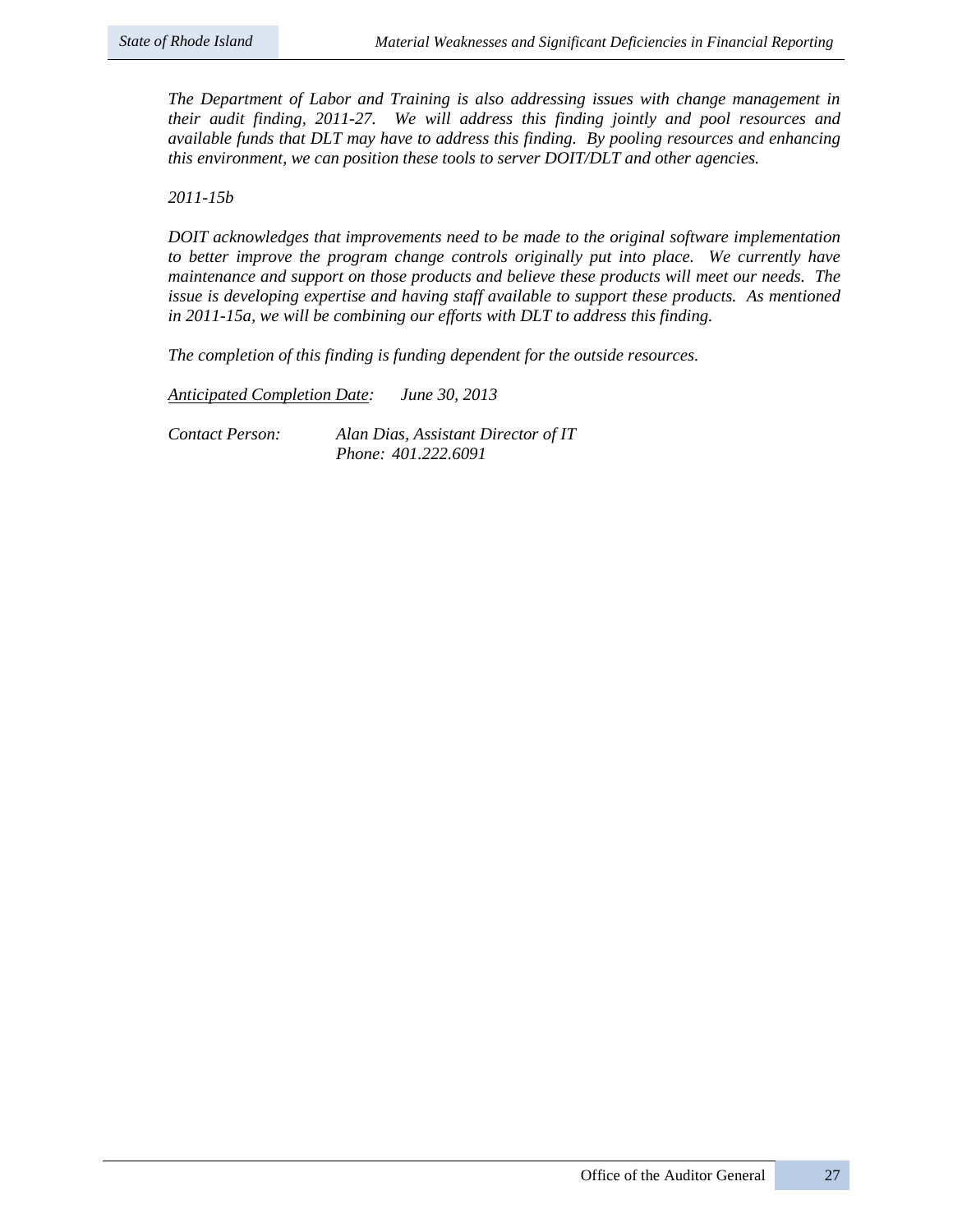*The Department of Labor and Training is also addressing issues with change management in their audit finding, 2011-27. We will address this finding jointly and pool resources and available funds that DLT may have to address this finding. By pooling resources and enhancing this environment, we can position these tools to server DOIT/DLT and other agencies.*

*2011-15b*

*DOIT acknowledges that improvements need to be made to the original software implementation to better improve the program change controls originally put into place. We currently have maintenance and support on those products and believe these products will meet our needs. The issue is developing expertise and having staff available to support these products. As mentioned in 2011-15a, we will be combining our efforts with DLT to address this finding.*

*The completion of this finding is funding dependent for the outside resources.*

*Anticipated Completion Date:* *June 30, 2013*

*Contact Person:* *Alan Dias, Assistant Director of IT*
*Phone: 401.222.6091*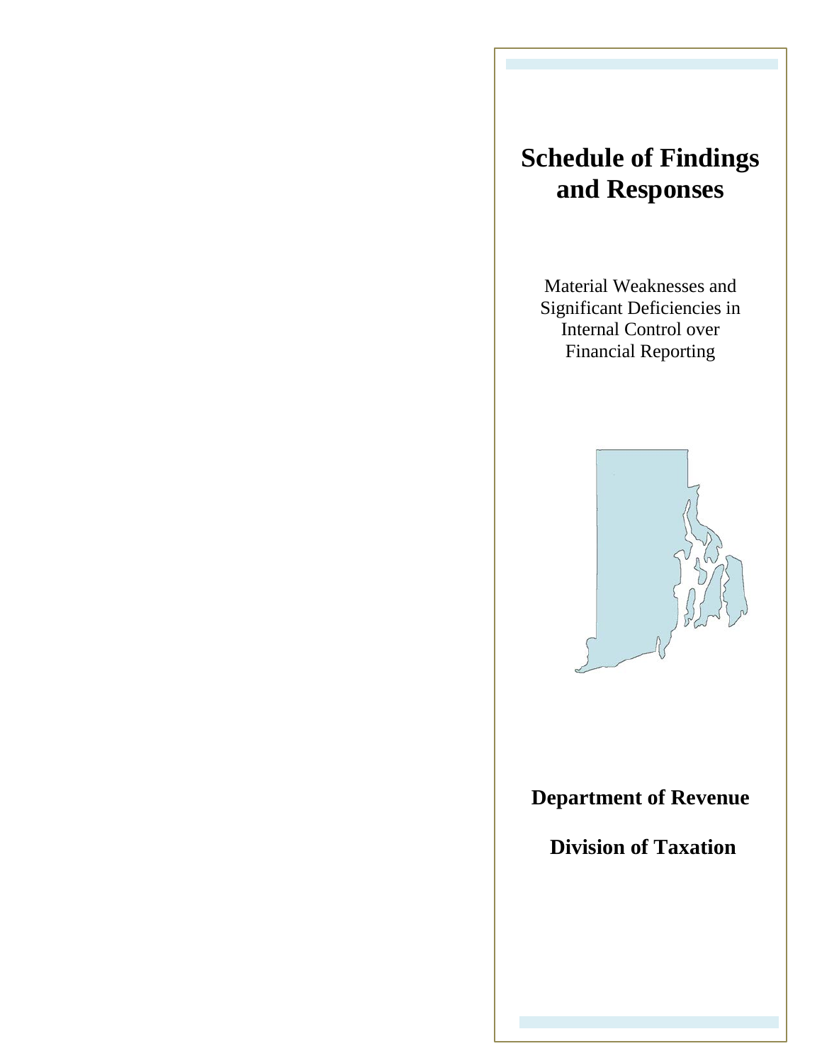# Schedule of Findings and Responses

Material Weaknesses and Significant Deficiencies in Internal Control over Financial Reporting

**Department of Revenue**

**Division of Taxation**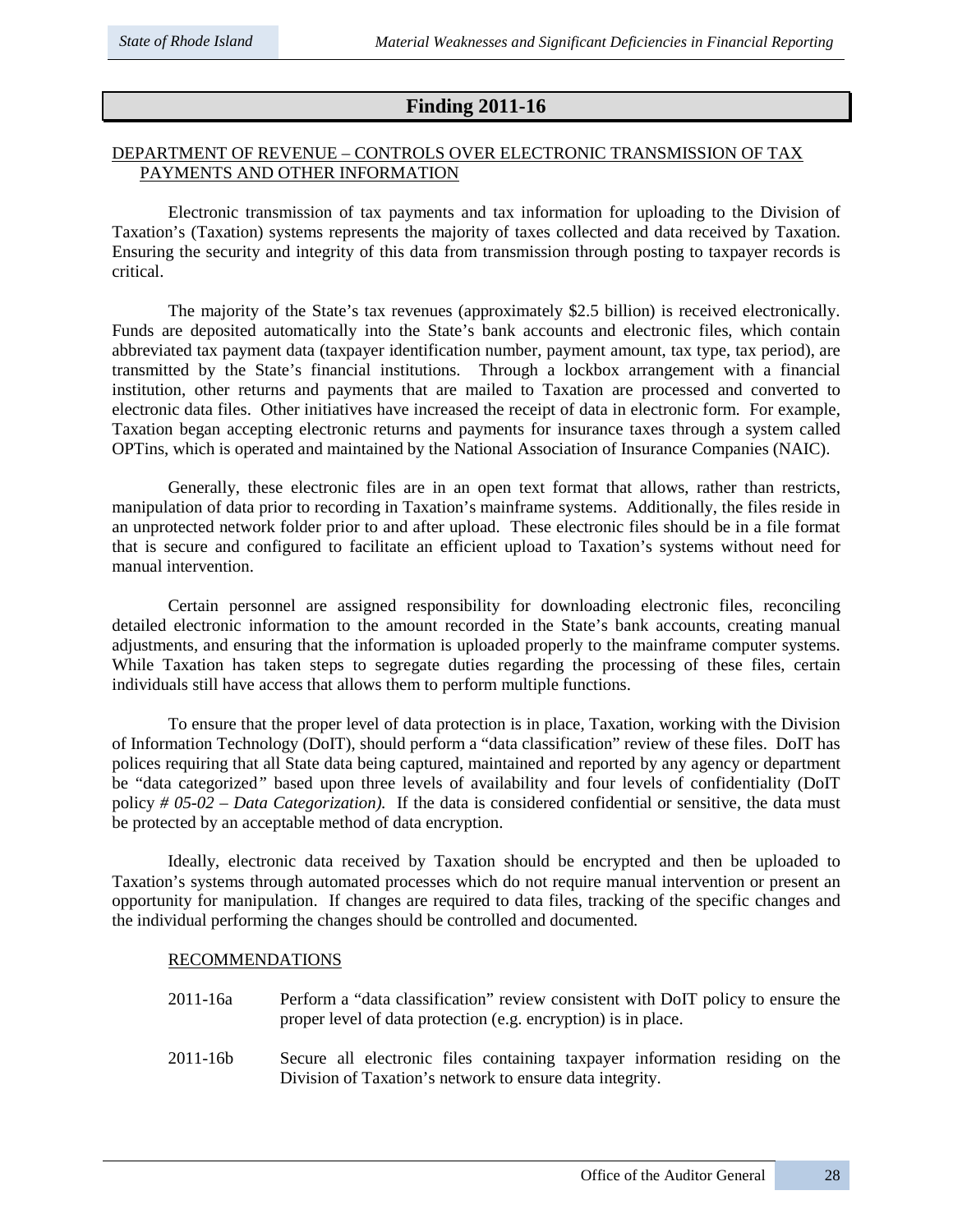## Finding 2011-16

DEPARTMENT OF REVENUE – CONTROLS OVER ELECTRONIC TRANSMISSION OF TAX PAYMENTS AND OTHER INFORMATION

Electronic transmission of tax payments and tax information for uploading to the Division of Taxation's (Taxation) systems represents the majority of taxes collected and data received by Taxation. Ensuring the security and integrity of this data from transmission through posting to taxpayer records is critical.

The majority of the State's tax revenues (approximately $2.5 billion) is received electronically. Funds are deposited automatically into the State's bank accounts and electronic files, which contain abbreviated tax payment data (taxpayer identification number, payment amount, tax type, tax period), are transmitted by the State's financial institutions. Through a lockbox arrangement with a financial institution, other returns and payments that are mailed to Taxation are processed and converted to electronic data files. Other initiatives have increased the receipt of data in electronic form. For example, Taxation began accepting electronic returns and payments for insurance taxes through a system called OPTins, which is operated and maintained by the National Association of Insurance Companies (NAIC).

Generally, these electronic files are in an open text format that allows, rather than restricts, manipulation of data prior to recording in Taxation's mainframe systems. Additionally, the files reside in an unprotected network folder prior to and after upload. These electronic files should be in a file format that is secure and configured to facilitate an efficient upload to Taxation's systems without need for manual intervention.

Certain personnel are assigned responsibility for downloading electronic files, reconciling detailed electronic information to the amount recorded in the State's bank accounts, creating manual adjustments, and ensuring that the information is uploaded properly to the mainframe computer systems. While Taxation has taken steps to segregate duties regarding the processing of these files, certain individuals still have access that allows them to perform multiple functions.

To ensure that the proper level of data protection is in place, Taxation, working with the Division of Information Technology (DoIT), should perform a "data classification" review of these files. DoIT has polices requiring that all State data being captured, maintained and reported by any agency or department be "data categorized" based upon three levels of availability and four levels of confidentiality (DoIT policy *# 05-02 – Data Categorization).* If the data is considered confidential or sensitive, the data must be protected by an acceptable method of data encryption.

Ideally, electronic data received by Taxation should be encrypted and then be uploaded to Taxation's systems through automated processes which do not require manual intervention or present an opportunity for manipulation. If changes are required to data files, tracking of the specific changes and the individual performing the changes should be controlled and documented.

RECOMMENDATIONS

2011-16a Perform a "data classification" review consistent with DoIT policy to ensure the proper level of data protection (e.g. encryption) is in place.

2011-16b Secure all electronic files containing taxpayer information residing on the Division of Taxation's network to ensure data integrity.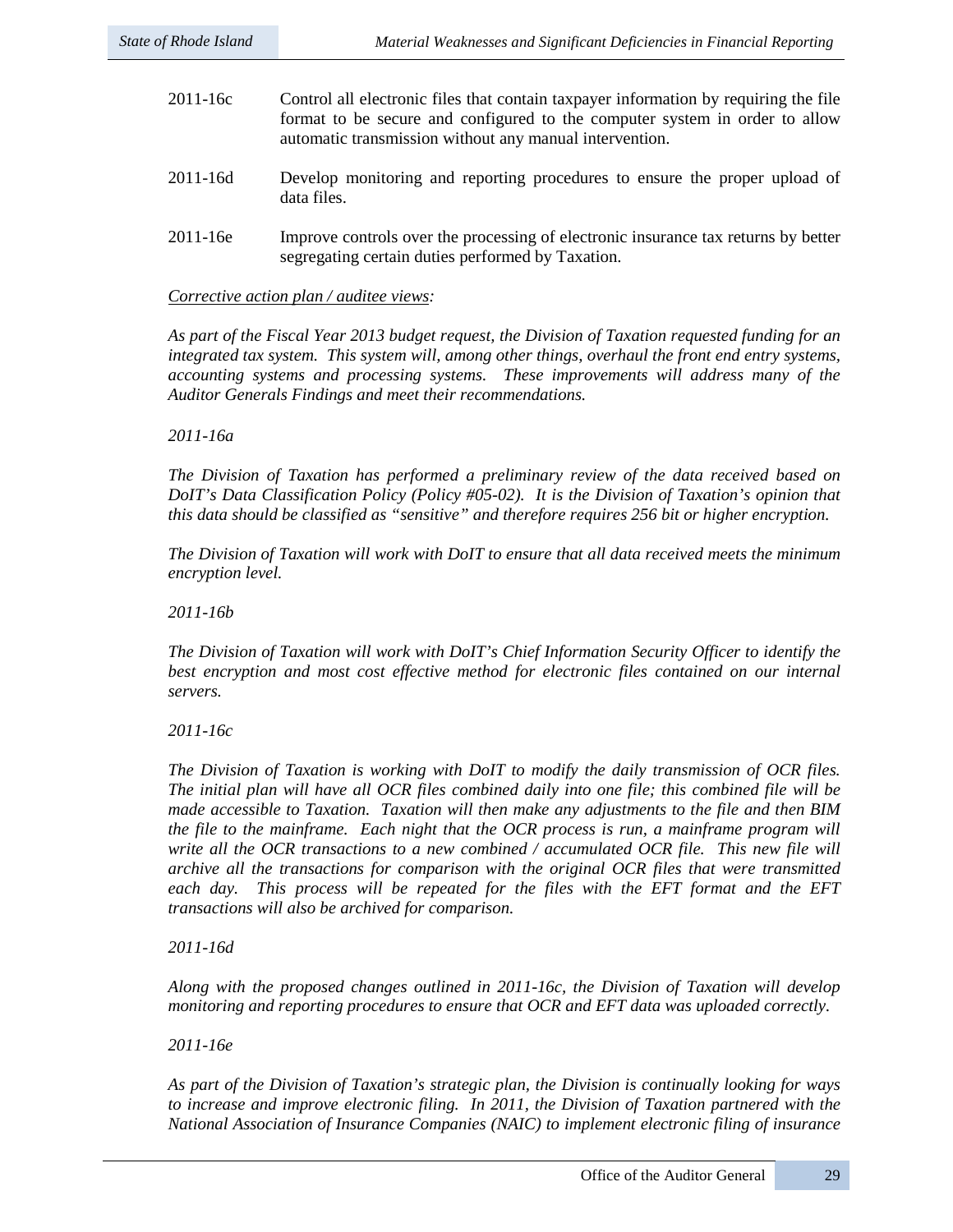2011-16c Control all electronic files that contain taxpayer information by requiring the file format to be secure and configured to the computer system in order to allow automatic transmission without any manual intervention.

2011-16d Develop monitoring and reporting procedures to ensure the proper upload of data files.

2011-16e Improve controls over the processing of electronic insurance tax returns by better segregating certain duties performed by Taxation.

*Corrective action plan / auditee views:*

*As part of the Fiscal Year 2013 budget request, the Division of Taxation requested funding for an integrated tax system. This system will, among other things, overhaul the front end entry systems, accounting systems and processing systems. These improvements will address many of the Auditor Generals Findings and meet their recommendations.*

*2011-16a*

*The Division of Taxation has performed a preliminary review of the data received based on DoIT's Data Classification Policy (Policy #05-02). It is the Division of Taxation's opinion that this data should be classified as "sensitive" and therefore requires 256 bit or higher encryption.*

*The Division of Taxation will work with DoIT to ensure that all data received meets the minimum encryption level.*

*2011-16b*

*The Division of Taxation will work with DoIT's Chief Information Security Officer to identify the best encryption and most cost effective method for electronic files contained on our internal servers.*

*2011-16c*

*The Division of Taxation is working with DoIT to modify the daily transmission of OCR files. The initial plan will have all OCR files combined daily into one file; this combined file will be made accessible to Taxation. Taxation will then make any adjustments to the file and then BIM the file to the mainframe. Each night that the OCR process is run, a mainframe program will write all the OCR transactions to a new combined / accumulated OCR file. This new file will archive all the transactions for comparison with the original OCR files that were transmitted each day. This process will be repeated for the files with the EFT format and the EFT transactions will also be archived for comparison.*

*2011-16d*

*Along with the proposed changes outlined in 2011-16c, the Division of Taxation will develop monitoring and reporting procedures to ensure that OCR and EFT data was uploaded correctly.*

*2011-16e*

*As part of the Division of Taxation's strategic plan, the Division is continually looking for ways to increase and improve electronic filing. In 2011, the Division of Taxation partnered with the National Association of Insurance Companies (NAIC) to implement electronic filing of insurance*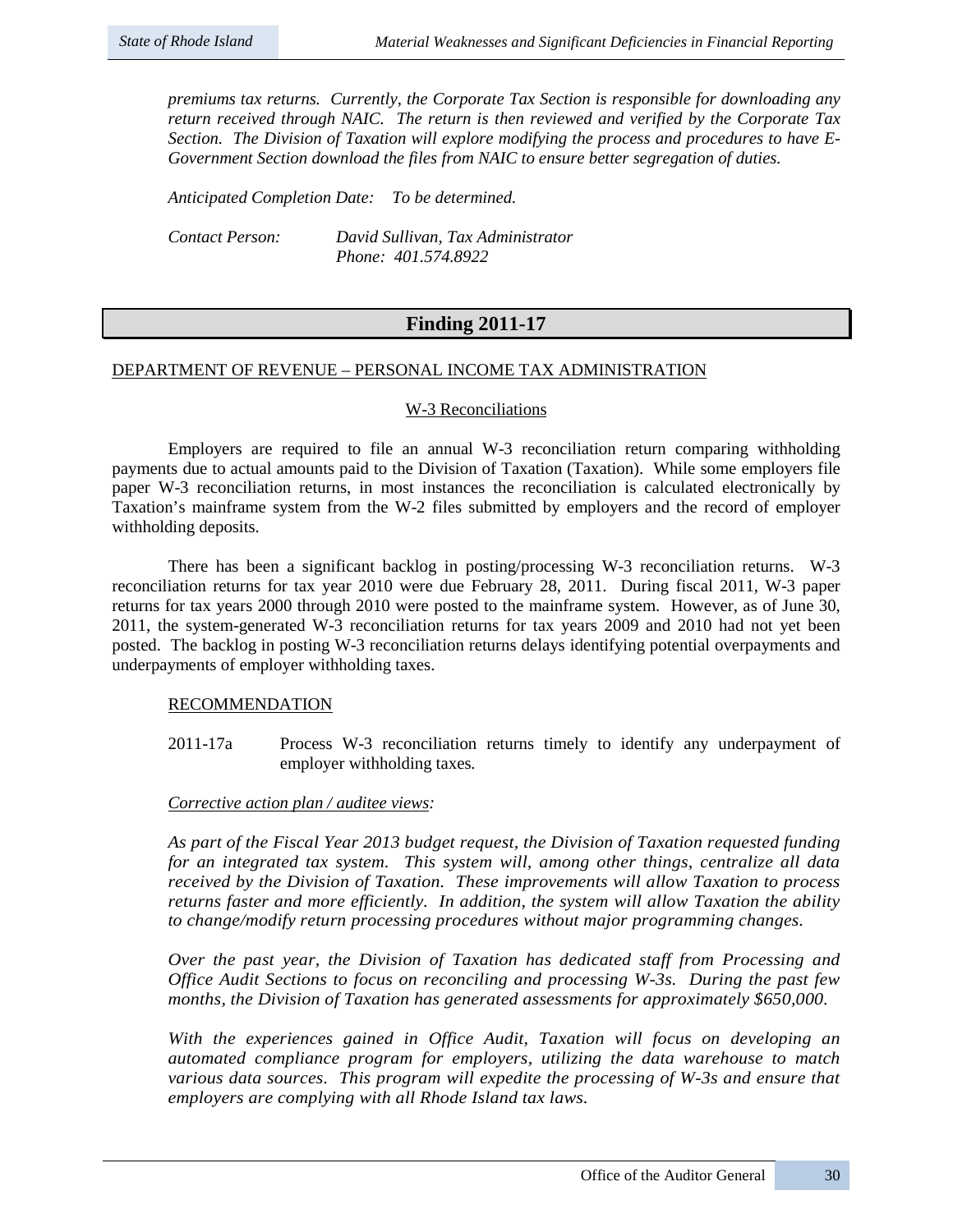*premiums tax returns. Currently, the Corporate Tax Section is responsible for downloading any return received through NAIC. The return is then reviewed and verified by the Corporate Tax Section. The Division of Taxation will explore modifying the process and procedures to have E-Government Section download the files from NAIC to ensure better segregation of duties.*

*Anticipated Completion Date: To be determined.*

*Contact Person: David Sullivan, Tax Administrator*
*Phone: 401.574.8922*

## Finding 2011-17

DEPARTMENT OF REVENUE – PERSONAL INCOME TAX ADMINISTRATION

W-3 Reconciliations

Employers are required to file an annual W-3 reconciliation return comparing withholding payments due to actual amounts paid to the Division of Taxation (Taxation). While some employers file paper W-3 reconciliation returns, in most instances the reconciliation is calculated electronically by Taxation's mainframe system from the W-2 files submitted by employers and the record of employer withholding deposits.

There has been a significant backlog in posting/processing W-3 reconciliation returns. W-3 reconciliation returns for tax year 2010 were due February 28, 2011. During fiscal 2011, W-3 paper returns for tax years 2000 through 2010 were posted to the mainframe system. However, as of June 30, 2011, the system-generated W-3 reconciliation returns for tax years 2009 and 2010 had not yet been posted. The backlog in posting W-3 reconciliation returns delays identifying potential overpayments and underpayments of employer withholding taxes.

RECOMMENDATION

2011-17a Process W-3 reconciliation returns timely to identify any underpayment of employer withholding taxes.

*Corrective action plan / auditee views:*

*As part of the Fiscal Year 2013 budget request, the Division of Taxation requested funding for an integrated tax system. This system will, among other things, centralize all data received by the Division of Taxation. These improvements will allow Taxation to process returns faster and more efficiently. In addition, the system will allow Taxation the ability to change/modify return processing procedures without major programming changes.*

*Over the past year, the Division of Taxation has dedicated staff from Processing and Office Audit Sections to focus on reconciling and processing W-3s. During the past few months, the Division of Taxation has generated assessments for approximately $650,000.*

*With the experiences gained in Office Audit, Taxation will focus on developing an automated compliance program for employers, utilizing the data warehouse to match various data sources. This program will expedite the processing of W-3s and ensure that employers are complying with all Rhode Island tax laws.*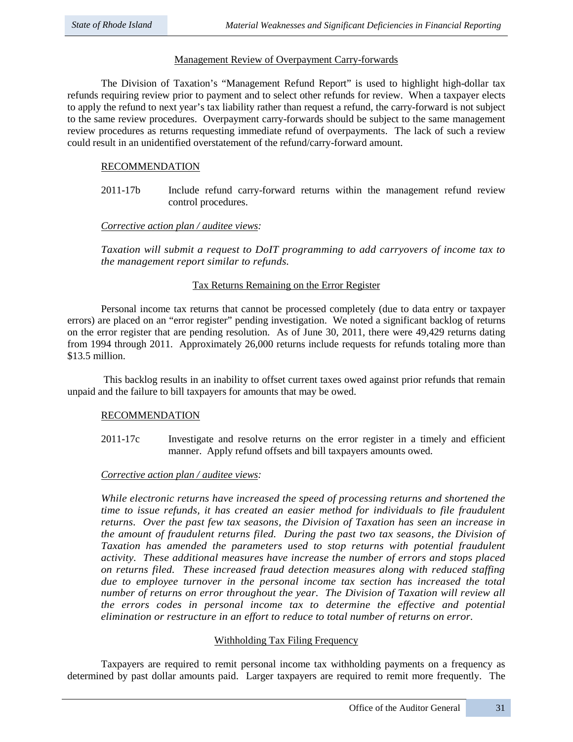## Management Review of Overpayment Carry-forwards

The Division of Taxation's "Management Refund Report" is used to highlight high-dollar tax refunds requiring review prior to payment and to select other refunds for review. When a taxpayer elects to apply the refund to next year's tax liability rather than request a refund, the carry-forward is not subject to the same review procedures. Overpayment carry-forwards should be subject to the same management review procedures as returns requesting immediate refund of overpayments. The lack of such a review could result in an unidentified overstatement of the refund/carry-forward amount.

RECOMMENDATION

2011-17b Include refund carry-forward returns within the management refund review control procedures.

*Corrective action plan / auditee views:*

*Taxation will submit a request to DoIT programming to add carryovers of income tax to the management report similar to refunds.*

## Tax Returns Remaining on the Error Register

Personal income tax returns that cannot be processed completely (due to data entry or taxpayer errors) are placed on an "error register" pending investigation. We noted a significant backlog of returns on the error register that are pending resolution. As of June 30, 2011, there were 49,429 returns dating from 1994 through 2011. Approximately 26,000 returns include requests for refunds totaling more than $13.5 million.

This backlog results in an inability to offset current taxes owed against prior refunds that remain unpaid and the failure to bill taxpayers for amounts that may be owed.

RECOMMENDATION

2011-17c Investigate and resolve returns on the error register in a timely and efficient manner. Apply refund offsets and bill taxpayers amounts owed.

*Corrective action plan / auditee views:*

*While electronic returns have increased the speed of processing returns and shortened the time to issue refunds, it has created an easier method for individuals to file fraudulent returns. Over the past few tax seasons, the Division of Taxation has seen an increase in the amount of fraudulent returns filed. During the past two tax seasons, the Division of Taxation has amended the parameters used to stop returns with potential fraudulent activity. These additional measures have increase the number of errors and stops placed on returns filed. These increased fraud detection measures along with reduced staffing due to employee turnover in the personal income tax section has increased the total number of returns on error throughout the year. The Division of Taxation will review all the errors codes in personal income tax to determine the effective and potential elimination or restructure in an effort to reduce to total number of returns on error.*

## Withholding Tax Filing Frequency

Taxpayers are required to remit personal income tax withholding payments on a frequency as determined by past dollar amounts paid. Larger taxpayers are required to remit more frequently. The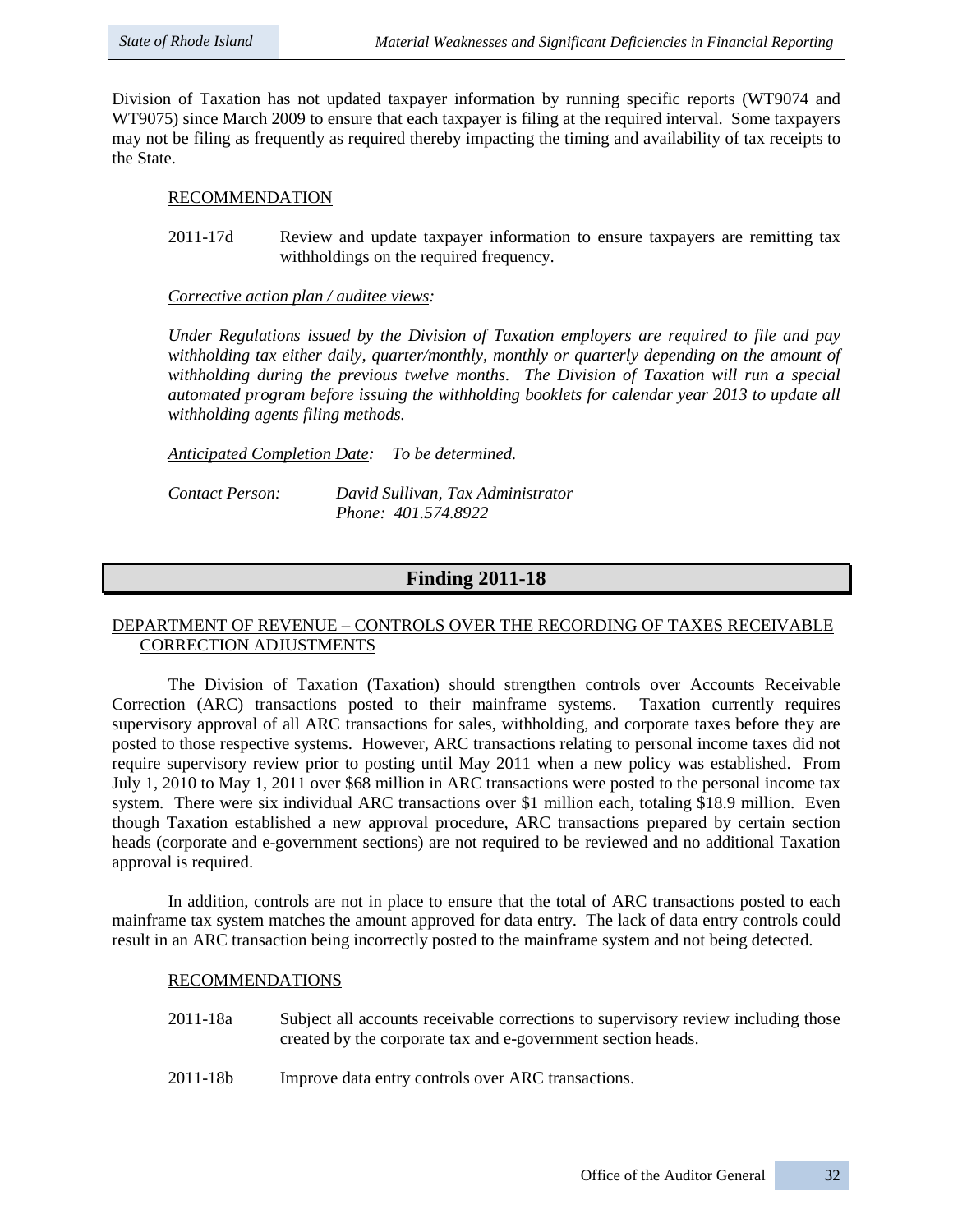Division of Taxation has not updated taxpayer information by running specific reports (WT9074 and WT9075) since March 2009 to ensure that each taxpayer is filing at the required interval. Some taxpayers may not be filing as frequently as required thereby impacting the timing and availability of tax receipts to the State.

RECOMMENDATION

2011-17d Review and update taxpayer information to ensure taxpayers are remitting tax withholdings on the required frequency.

*Corrective action plan / auditee views:*

*Under Regulations issued by the Division of Taxation employers are required to file and pay withholding tax either daily, quarter/monthly, monthly or quarterly depending on the amount of withholding during the previous twelve months. The Division of Taxation will run a special automated program before issuing the withholding booklets for calendar year 2013 to update all withholding agents filing methods.*

*Anticipated Completion Date: To be determined.*

*Contact Person: David Sullivan, Tax Administrator*
*Phone: 401.574.8922*

## Finding 2011-18

DEPARTMENT OF REVENUE – CONTROLS OVER THE RECORDING OF TAXES RECEIVABLE CORRECTION ADJUSTMENTS

The Division of Taxation (Taxation) should strengthen controls over Accounts Receivable Correction (ARC) transactions posted to their mainframe systems. Taxation currently requires supervisory approval of all ARC transactions for sales, withholding, and corporate taxes before they are posted to those respective systems. However, ARC transactions relating to personal income taxes did not require supervisory review prior to posting until May 2011 when a new policy was established. From July 1, 2010 to May 1, 2011 over $68 million in ARC transactions were posted to the personal income tax system. There were six individual ARC transactions over $1 million each, totaling $18.9 million. Even though Taxation established a new approval procedure, ARC transactions prepared by certain section heads (corporate and e-government sections) are not required to be reviewed and no additional Taxation approval is required.

In addition, controls are not in place to ensure that the total of ARC transactions posted to each mainframe tax system matches the amount approved for data entry. The lack of data entry controls could result in an ARC transaction being incorrectly posted to the mainframe system and not being detected.

RECOMMENDATIONS

2011-18a Subject all accounts receivable corrections to supervisory review including those created by the corporate tax and e-government section heads.

2011-18b Improve data entry controls over ARC transactions.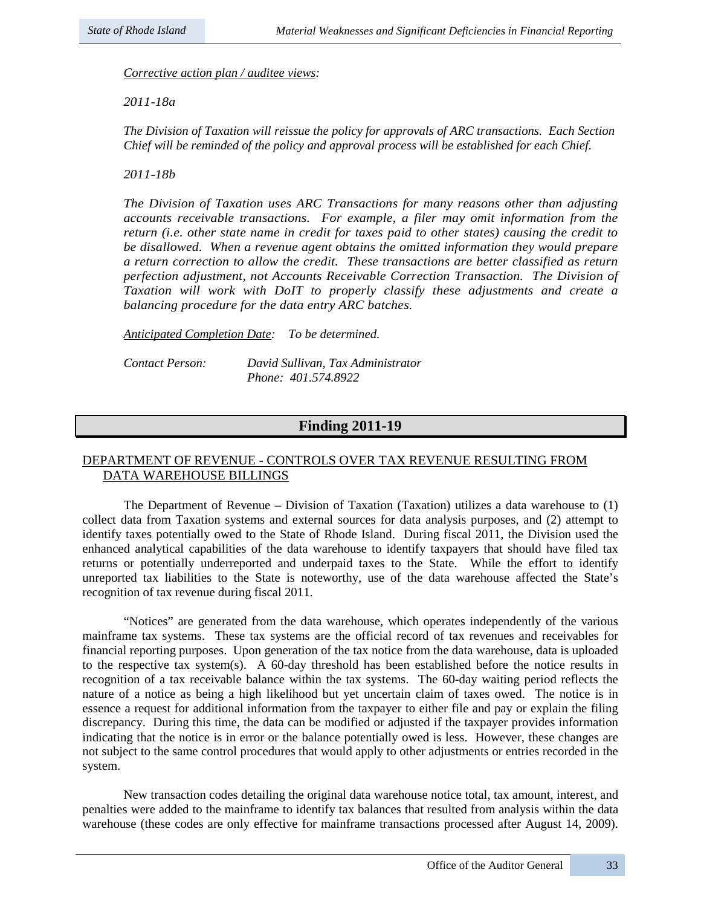*Corrective action plan / auditee views:*

*2011-18a*

*The Division of Taxation will reissue the policy for approvals of ARC transactions. Each Section Chief will be reminded of the policy and approval process will be established for each Chief.*

*2011-18b*

*The Division of Taxation uses ARC Transactions for many reasons other than adjusting accounts receivable transactions. For example, a filer may omit information from the return (i.e. other state name in credit for taxes paid to other states) causing the credit to be disallowed. When a revenue agent obtains the omitted information they would prepare a return correction to allow the credit. These transactions are better classified as return perfection adjustment, not Accounts Receivable Correction Transaction. The Division of Taxation will work with DoIT to properly classify these adjustments and create a balancing procedure for the data entry ARC batches.*

*Anticipated Completion Date: To be determined.*

*Contact Person: David Sullivan, Tax Administrator*
*Phone: 401.574.8922*

## Finding 2011-19

DEPARTMENT OF REVENUE - CONTROLS OVER TAX REVENUE RESULTING FROM DATA WAREHOUSE BILLINGS

The Department of Revenue – Division of Taxation (Taxation) utilizes a data warehouse to (1) collect data from Taxation systems and external sources for data analysis purposes, and (2) attempt to identify taxes potentially owed to the State of Rhode Island. During fiscal 2011, the Division used the enhanced analytical capabilities of the data warehouse to identify taxpayers that should have filed tax returns or potentially underreported and underpaid taxes to the State. While the effort to identify unreported tax liabilities to the State is noteworthy, use of the data warehouse affected the State's recognition of tax revenue during fiscal 2011.

"Notices" are generated from the data warehouse, which operates independently of the various mainframe tax systems. These tax systems are the official record of tax revenues and receivables for financial reporting purposes. Upon generation of the tax notice from the data warehouse, data is uploaded to the respective tax system(s). A 60-day threshold has been established before the notice results in recognition of a tax receivable balance within the tax systems. The 60-day waiting period reflects the nature of a notice as being a high likelihood but yet uncertain claim of taxes owed. The notice is in essence a request for additional information from the taxpayer to either file and pay or explain the filing discrepancy. During this time, the data can be modified or adjusted if the taxpayer provides information indicating that the notice is in error or the balance potentially owed is less. However, these changes are not subject to the same control procedures that would apply to other adjustments or entries recorded in the system.

New transaction codes detailing the original data warehouse notice total, tax amount, interest, and penalties were added to the mainframe to identify tax balances that resulted from analysis within the data warehouse (these codes are only effective for mainframe transactions processed after August 14, 2009).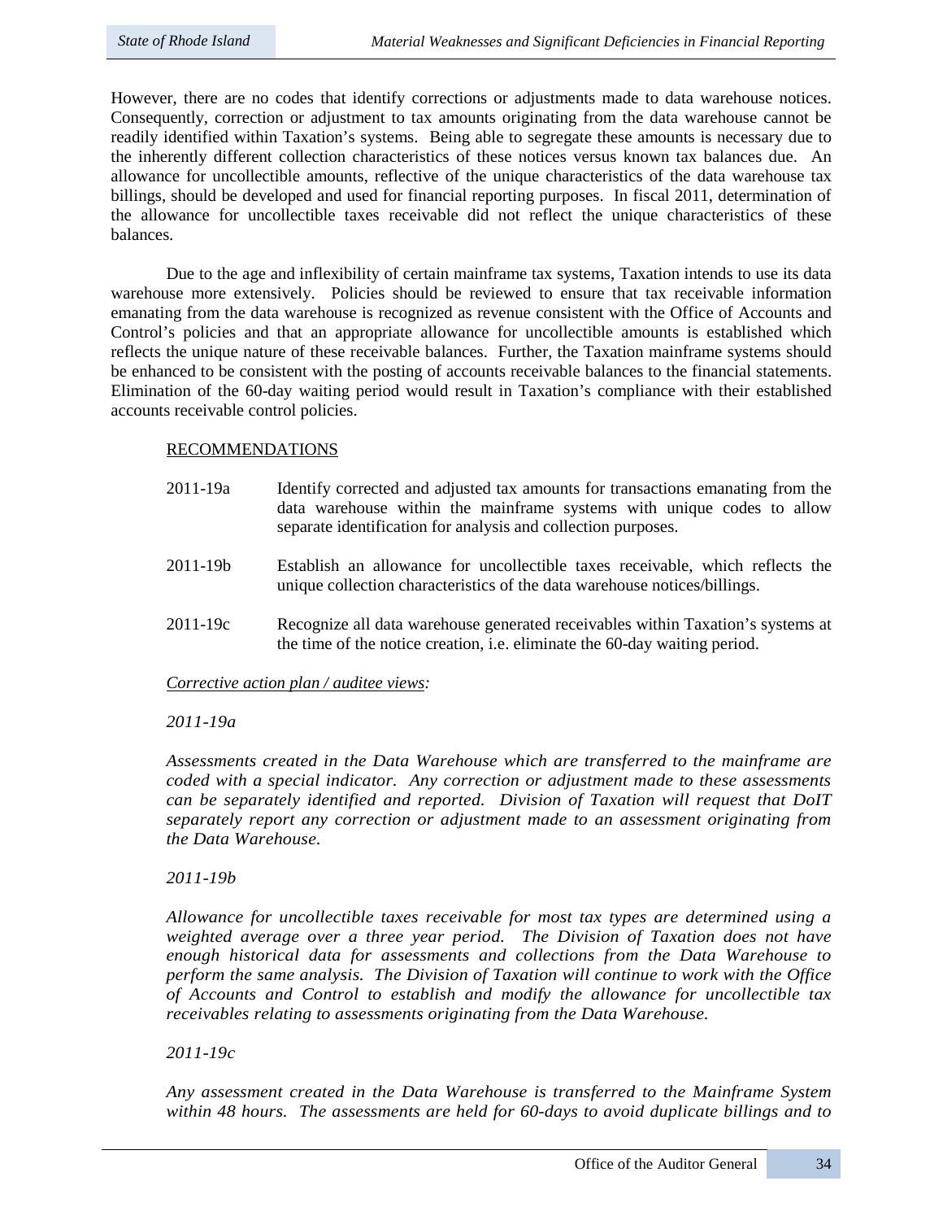However, there are no codes that identify corrections or adjustments made to data warehouse notices. Consequently, correction or adjustment to tax amounts originating from the data warehouse cannot be readily identified within Taxation's systems. Being able to segregate these amounts is necessary due to the inherently different collection characteristics of these notices versus known tax balances due. An allowance for uncollectible amounts, reflective of the unique characteristics of the data warehouse tax billings, should be developed and used for financial reporting purposes. In fiscal 2011, determination of the allowance for uncollectible taxes receivable did not reflect the unique characteristics of these balances.

Due to the age and inflexibility of certain mainframe tax systems, Taxation intends to use its data warehouse more extensively. Policies should be reviewed to ensure that tax receivable information emanating from the data warehouse is recognized as revenue consistent with the Office of Accounts and Control's policies and that an appropriate allowance for uncollectible amounts is established which reflects the unique nature of these receivable balances. Further, the Taxation mainframe systems should be enhanced to be consistent with the posting of accounts receivable balances to the financial statements. Elimination of the 60-day waiting period would result in Taxation's compliance with their established accounts receivable control policies.

RECOMMENDATIONS

2011-19a Identify corrected and adjusted tax amounts for transactions emanating from the data warehouse within the mainframe systems with unique codes to allow separate identification for analysis and collection purposes.

2011-19b Establish an allowance for uncollectible taxes receivable, which reflects the unique collection characteristics of the data warehouse notices/billings.

2011-19c Recognize all data warehouse generated receivables within Taxation's systems at the time of the notice creation, i.e. eliminate the 60-day waiting period.

*Corrective action plan / auditee views:*

*2011-19a*

*Assessments created in the Data Warehouse which are transferred to the mainframe are coded with a special indicator. Any correction or adjustment made to these assessments can be separately identified and reported. Division of Taxation will request that DoIT separately report any correction or adjustment made to an assessment originating from the Data Warehouse.*

*2011-19b*

*Allowance for uncollectible taxes receivable for most tax types are determined using a weighted average over a three year period. The Division of Taxation does not have enough historical data for assessments and collections from the Data Warehouse to perform the same analysis. The Division of Taxation will continue to work with the Office of Accounts and Control to establish and modify the allowance for uncollectible tax receivables relating to assessments originating from the Data Warehouse.*

*2011-19c*

*Any assessment created in the Data Warehouse is transferred to the Mainframe System within 48 hours. The assessments are held for 60-days to avoid duplicate billings and to*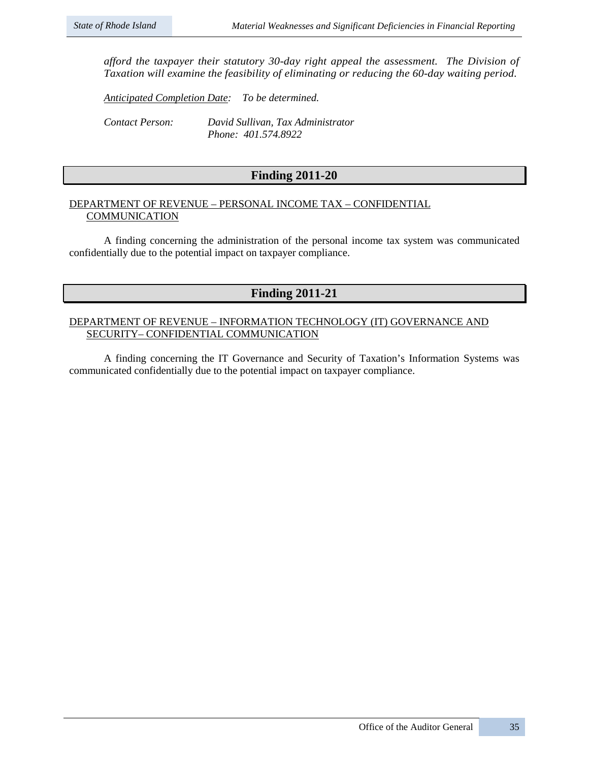*afford the taxpayer their statutory 30-day right appeal the assessment. The Division of Taxation will examine the feasibility of eliminating or reducing the 60-day waiting period.*

*Anticipated Completion Date: To be determined.*

*Contact Person: David Sullivan, Tax Administrator*
*Phone: 401.574.8922*

## Finding 2011-20

DEPARTMENT OF REVENUE – PERSONAL INCOME TAX – CONFIDENTIAL COMMUNICATION

A finding concerning the administration of the personal income tax system was communicated confidentially due to the potential impact on taxpayer compliance.

## Finding 2011-21

DEPARTMENT OF REVENUE – INFORMATION TECHNOLOGY (IT) GOVERNANCE AND SECURITY– CONFIDENTIAL COMMUNICATION

A finding concerning the IT Governance and Security of Taxation's Information Systems was communicated confidentially due to the potential impact on taxpayer compliance.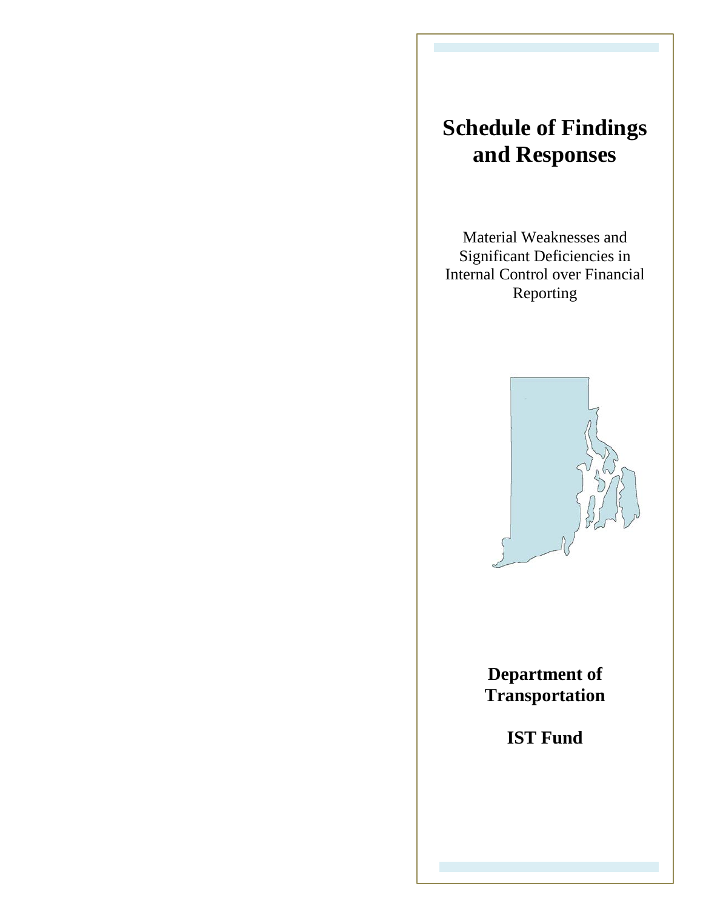# Schedule of Findings and Responses

Material Weaknesses and Significant Deficiencies in Internal Control over Financial Reporting

**Department of Transportation**

**IST Fund**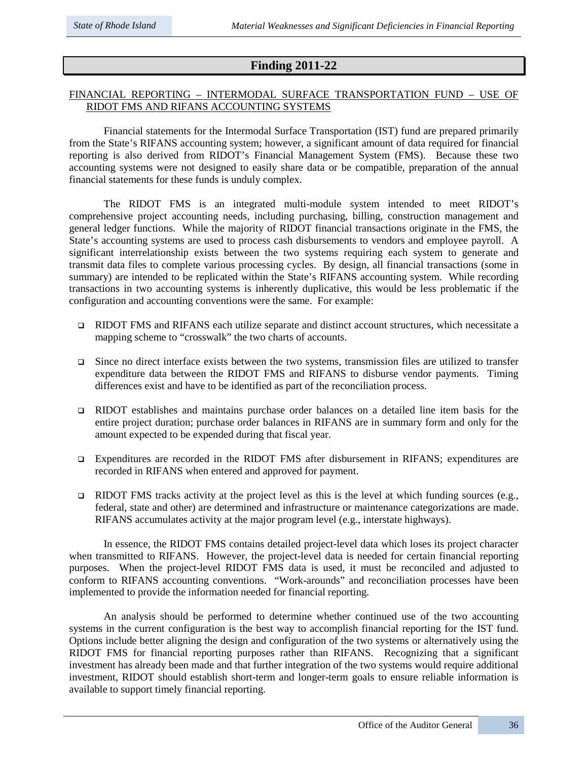## Finding 2011-22

FINANCIAL REPORTING – INTERMODAL SURFACE TRANSPORTATION FUND – USE OF RIDOT FMS AND RIFANS ACCOUNTING SYSTEMS

Financial statements for the Intermodal Surface Transportation (IST) fund are prepared primarily from the State's RIFANS accounting system; however, a significant amount of data required for financial reporting is also derived from RIDOT's Financial Management System (FMS). Because these two accounting systems were not designed to easily share data or be compatible, preparation of the annual financial statements for these funds is unduly complex.

The RIDOT FMS is an integrated multi-module system intended to meet RIDOT's comprehensive project accounting needs, including purchasing, billing, construction management and general ledger functions. While the majority of RIDOT financial transactions originate in the FMS, the State's accounting systems are used to process cash disbursements to vendors and employee payroll. A significant interrelationship exists between the two systems requiring each system to generate and transmit data files to complete various processing cycles. By design, all financial transactions (some in summary) are intended to be replicated within the State's RIFANS accounting system. While recording transactions in two accounting systems is inherently duplicative, this would be less problematic if the configuration and accounting conventions were the same. For example:

- RIDOT FMS and RIFANS each utilize separate and distinct account structures, which necessitate a mapping scheme to "crosswalk" the two charts of accounts.
- Since no direct interface exists between the two systems, transmission files are utilized to transfer expenditure data between the RIDOT FMS and RIFANS to disburse vendor payments. Timing differences exist and have to be identified as part of the reconciliation process.
- RIDOT establishes and maintains purchase order balances on a detailed line item basis for the entire project duration; purchase order balances in RIFANS are in summary form and only for the amount expected to be expended during that fiscal year.
- Expenditures are recorded in the RIDOT FMS after disbursement in RIFANS; expenditures are recorded in RIFANS when entered and approved for payment.
- RIDOT FMS tracks activity at the project level as this is the level at which funding sources (e.g., federal, state and other) are determined and infrastructure or maintenance categorizations are made. RIFANS accumulates activity at the major program level (e.g., interstate highways).

In essence, the RIDOT FMS contains detailed project-level data which loses its project character when transmitted to RIFANS. However, the project-level data is needed for certain financial reporting purposes. When the project-level RIDOT FMS data is used, it must be reconciled and adjusted to conform to RIFANS accounting conventions. "Work-arounds" and reconciliation processes have been implemented to provide the information needed for financial reporting.

An analysis should be performed to determine whether continued use of the two accounting systems in the current configuration is the best way to accomplish financial reporting for the IST fund. Options include better aligning the design and configuration of the two systems or alternatively using the RIDOT FMS for financial reporting purposes rather than RIFANS. Recognizing that a significant investment has already been made and that further integration of the two systems would require additional investment, RIDOT should establish short-term and longer-term goals to ensure reliable information is available to support timely financial reporting.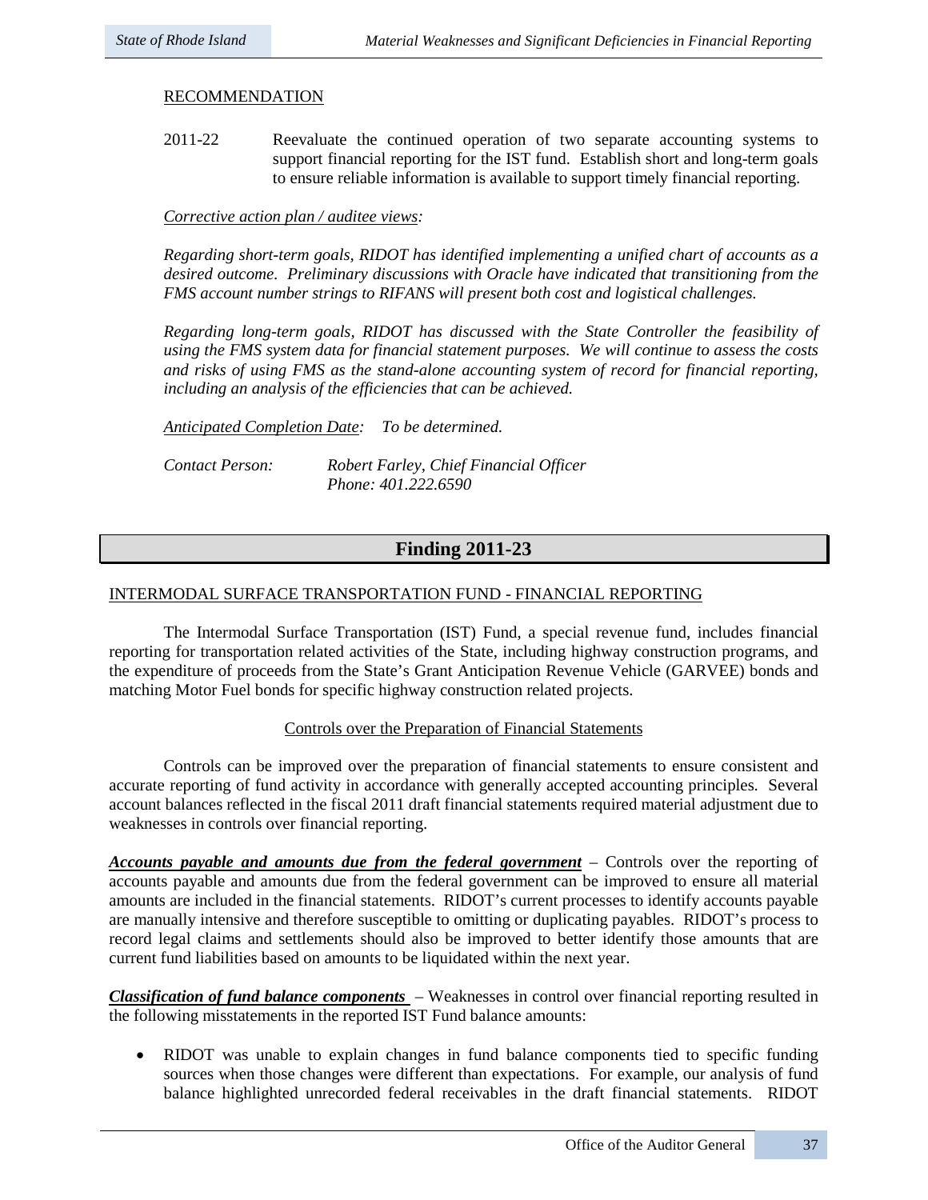RECOMMENDATION

2011-22 Reevaluate the continued operation of two separate accounting systems to support financial reporting for the IST fund. Establish short and long-term goals to ensure reliable information is available to support timely financial reporting.

*Corrective action plan / auditee views:*

*Regarding short-term goals, RIDOT has identified implementing a unified chart of accounts as a desired outcome. Preliminary discussions with Oracle have indicated that transitioning from the FMS account number strings to RIFANS will present both cost and logistical challenges.*

*Regarding long-term goals, RIDOT has discussed with the State Controller the feasibility of using the FMS system data for financial statement purposes. We will continue to assess the costs and risks of using FMS as the stand-alone accounting system of record for financial reporting, including an analysis of the efficiencies that can be achieved.*

*Anticipated Completion Date: To be determined.*

*Contact Person: Robert Farley, Chief Financial Officer*
*Phone: 401.222.6590*

## Finding 2011-23

INTERMODAL SURFACE TRANSPORTATION FUND - FINANCIAL REPORTING

The Intermodal Surface Transportation (IST) Fund, a special revenue fund, includes financial reporting for transportation related activities of the State, including highway construction programs, and the expenditure of proceeds from the State's Grant Anticipation Revenue Vehicle (GARVEE) bonds and matching Motor Fuel bonds for specific highway construction related projects.

Controls over the Preparation of Financial Statements

Controls can be improved over the preparation of financial statements to ensure consistent and accurate reporting of fund activity in accordance with generally accepted accounting principles. Several account balances reflected in the fiscal 2011 draft financial statements required material adjustment due to weaknesses in controls over financial reporting.

***Accounts payable and amounts due from the federal government*** – Controls over the reporting of accounts payable and amounts due from the federal government can be improved to ensure all material amounts are included in the financial statements. RIDOT's current processes to identify accounts payable are manually intensive and therefore susceptible to omitting or duplicating payables. RIDOT's process to record legal claims and settlements should also be improved to better identify those amounts that are current fund liabilities based on amounts to be liquidated within the next year.

***Classification of fund balance components*** – Weaknesses in control over financial reporting resulted in the following misstatements in the reported IST Fund balance amounts:

- RIDOT was unable to explain changes in fund balance components tied to specific funding sources when those changes were different than expectations. For example, our analysis of fund balance highlighted unrecorded federal receivables in the draft financial statements. RIDOT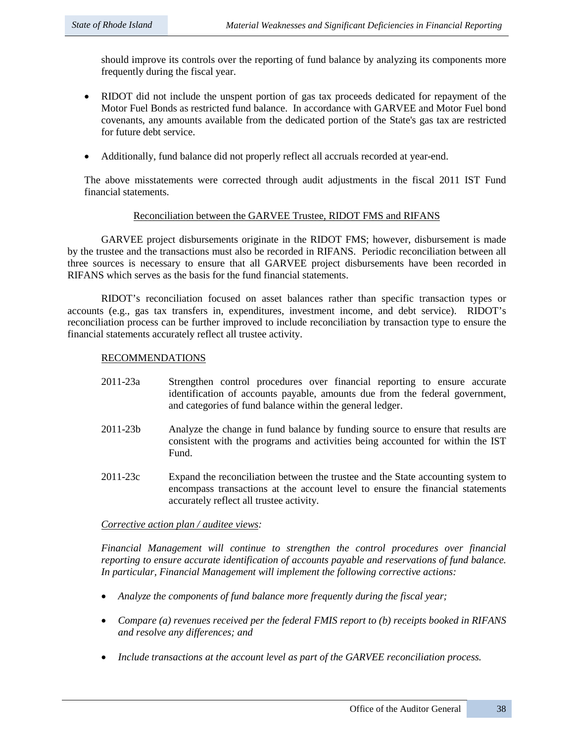should improve its controls over the reporting of fund balance by analyzing its components more frequently during the fiscal year.

- RIDOT did not include the unspent portion of gas tax proceeds dedicated for repayment of the Motor Fuel Bonds as restricted fund balance. In accordance with GARVEE and Motor Fuel bond covenants, any amounts available from the dedicated portion of the State's gas tax are restricted for future debt service.

- Additionally, fund balance did not properly reflect all accruals recorded at year-end.

The above misstatements were corrected through audit adjustments in the fiscal 2011 IST Fund financial statements.

<u>Reconciliation between the GARVEE Trustee, RIDOT FMS and RIFANS</u>

GARVEE project disbursements originate in the RIDOT FMS; however, disbursement is made by the trustee and the transactions must also be recorded in RIFANS. Periodic reconciliation between all three sources is necessary to ensure that all GARVEE project disbursements have been recorded in RIFANS which serves as the basis for the fund financial statements.

RIDOT's reconciliation focused on asset balances rather than specific transaction types or accounts (e.g., gas tax transfers in, expenditures, investment income, and debt service). RIDOT's reconciliation process can be further improved to include reconciliation by transaction type to ensure the financial statements accurately reflect all trustee activity.

<u>RECOMMENDATIONS</u>

2011-23a Strengthen control procedures over financial reporting to ensure accurate identification of accounts payable, amounts due from the federal government, and categories of fund balance within the general ledger.

2011-23b Analyze the change in fund balance by funding source to ensure that results are consistent with the programs and activities being accounted for within the IST Fund.

2011-23c Expand the reconciliation between the trustee and the State accounting system to encompass transactions at the account level to ensure the financial statements accurately reflect all trustee activity.

*<u>Corrective action plan / auditee views</u>:*

*Financial Management will continue to strengthen the control procedures over financial reporting to ensure accurate identification of accounts payable and reservations of fund balance. In particular, Financial Management will implement the following corrective actions:*

- *Analyze the components of fund balance more frequently during the fiscal year;*

- *Compare (a) revenues received per the federal FMIS report to (b) receipts booked in RIFANS and resolve any differences; and*

- *Include transactions at the account level as part of the GARVEE reconciliation process.*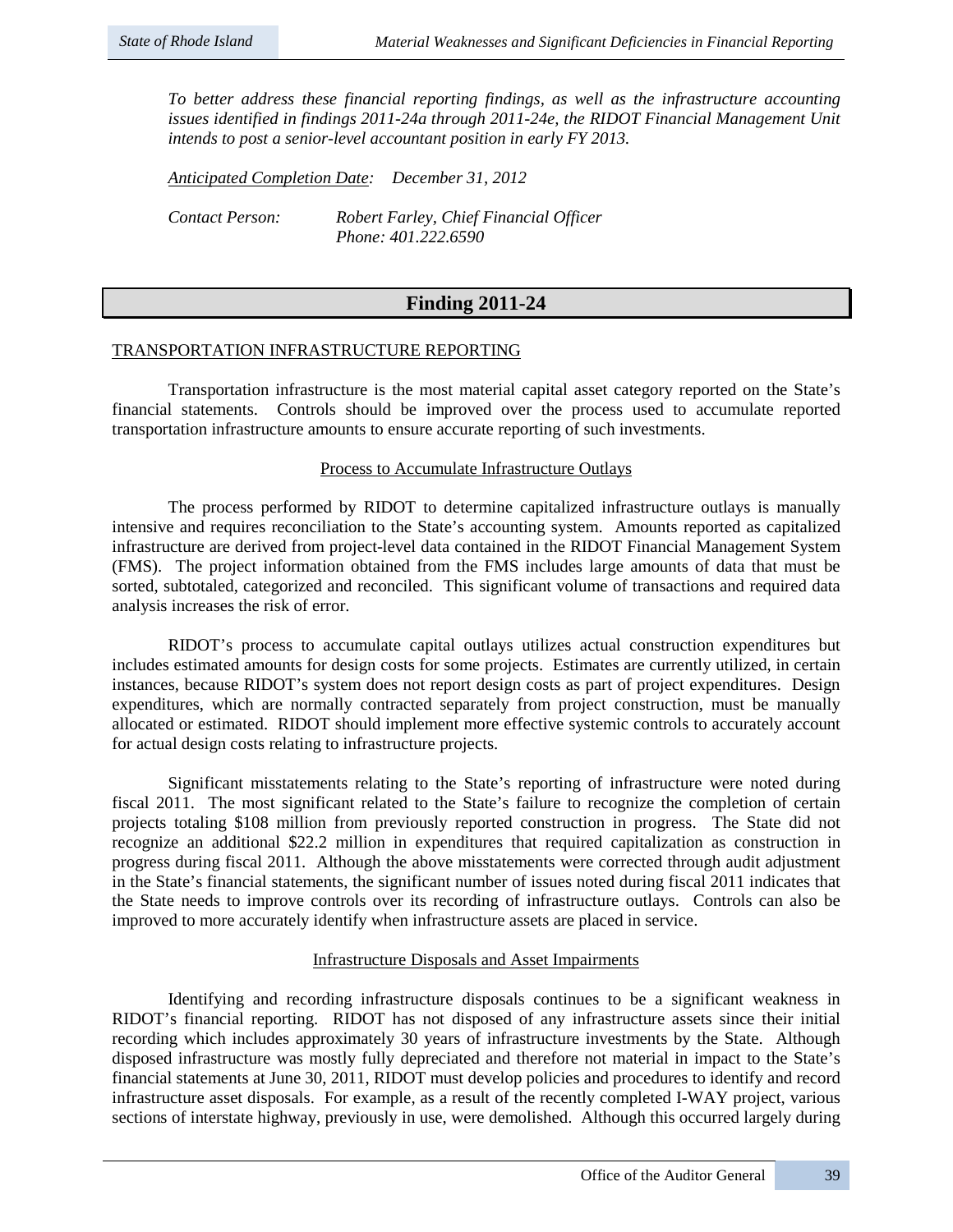*To better address these financial reporting findings, as well as the infrastructure accounting issues identified in findings 2011-24a through 2011-24e, the RIDOT Financial Management Unit intends to post a senior-level accountant position in early FY 2013.*

*Anticipated Completion Date:* *December 31, 2012*

*Contact Person:* *Robert Farley, Chief Financial Officer*
*Phone: 401.222.6590*

## Finding 2011-24

TRANSPORTATION INFRASTRUCTURE REPORTING

Transportation infrastructure is the most material capital asset category reported on the State's financial statements. Controls should be improved over the process used to accumulate reported transportation infrastructure amounts to ensure accurate reporting of such investments.

### Process to Accumulate Infrastructure Outlays

The process performed by RIDOT to determine capitalized infrastructure outlays is manually intensive and requires reconciliation to the State's accounting system. Amounts reported as capitalized infrastructure are derived from project-level data contained in the RIDOT Financial Management System (FMS). The project information obtained from the FMS includes large amounts of data that must be sorted, subtotaled, categorized and reconciled. This significant volume of transactions and required data analysis increases the risk of error.

RIDOT's process to accumulate capital outlays utilizes actual construction expenditures but includes estimated amounts for design costs for some projects. Estimates are currently utilized, in certain instances, because RIDOT's system does not report design costs as part of project expenditures. Design expenditures, which are normally contracted separately from project construction, must be manually allocated or estimated. RIDOT should implement more effective systemic controls to accurately account for actual design costs relating to infrastructure projects.

Significant misstatements relating to the State's reporting of infrastructure were noted during fiscal 2011. The most significant related to the State's failure to recognize the completion of certain projects totaling \$108 million from previously reported construction in progress. The State did not recognize an additional \$22.2 million in expenditures that required capitalization as construction in progress during fiscal 2011. Although the above misstatements were corrected through audit adjustment in the State's financial statements, the significant number of issues noted during fiscal 2011 indicates that the State needs to improve controls over its recording of infrastructure outlays. Controls can also be improved to more accurately identify when infrastructure assets are placed in service.

### Infrastructure Disposals and Asset Impairments

Identifying and recording infrastructure disposals continues to be a significant weakness in RIDOT's financial reporting. RIDOT has not disposed of any infrastructure assets since their initial recording which includes approximately 30 years of infrastructure investments by the State. Although disposed infrastructure was mostly fully depreciated and therefore not material in impact to the State's financial statements at June 30, 2011, RIDOT must develop policies and procedures to identify and record infrastructure asset disposals. For example, as a result of the recently completed I-WAY project, various sections of interstate highway, previously in use, were demolished. Although this occurred largely during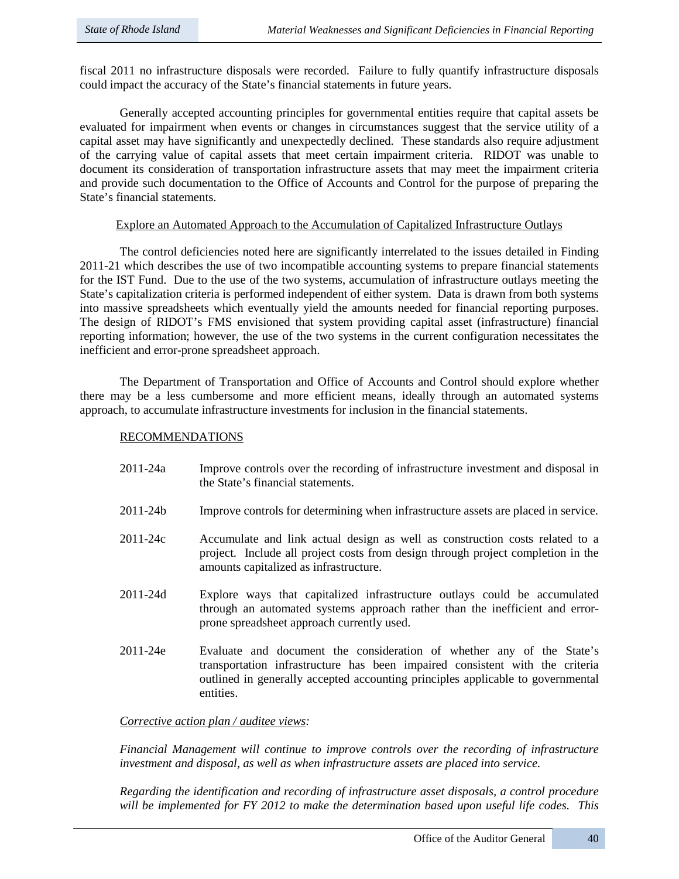fiscal 2011 no infrastructure disposals were recorded. Failure to fully quantify infrastructure disposals could impact the accuracy of the State's financial statements in future years.

Generally accepted accounting principles for governmental entities require that capital assets be evaluated for impairment when events or changes in circumstances suggest that the service utility of a capital asset may have significantly and unexpectedly declined. These standards also require adjustment of the carrying value of capital assets that meet certain impairment criteria. RIDOT was unable to document its consideration of transportation infrastructure assets that may meet the impairment criteria and provide such documentation to the Office of Accounts and Control for the purpose of preparing the State's financial statements.

<u>Explore an Automated Approach to the Accumulation of Capitalized Infrastructure Outlays</u>

The control deficiencies noted here are significantly interrelated to the issues detailed in Finding 2011-21 which describes the use of two incompatible accounting systems to prepare financial statements for the IST Fund. Due to the use of the two systems, accumulation of infrastructure outlays meeting the State's capitalization criteria is performed independent of either system. Data is drawn from both systems into massive spreadsheets which eventually yield the amounts needed for financial reporting purposes. The design of RIDOT's FMS envisioned that system providing capital asset (infrastructure) financial reporting information; however, the use of the two systems in the current configuration necessitates the inefficient and error-prone spreadsheet approach.

The Department of Transportation and Office of Accounts and Control should explore whether there may be a less cumbersome and more efficient means, ideally through an automated systems approach, to accumulate infrastructure investments for inclusion in the financial statements.

<u>RECOMMENDATIONS</u>

2011-24a Improve controls over the recording of infrastructure investment and disposal in the State's financial statements.

2011-24b Improve controls for determining when infrastructure assets are placed in service.

2011-24c Accumulate and link actual design as well as construction costs related to a project. Include all project costs from design through project completion in the amounts capitalized as infrastructure.

2011-24d Explore ways that capitalized infrastructure outlays could be accumulated through an automated systems approach rather than the inefficient and error-prone spreadsheet approach currently used.

2011-24e Evaluate and document the consideration of whether any of the State's transportation infrastructure has been impaired consistent with the criteria outlined in generally accepted accounting principles applicable to governmental entities.

*<u>Corrective action plan / auditee views</u>:*

*Financial Management will continue to improve controls over the recording of infrastructure investment and disposal, as well as when infrastructure assets are placed into service.*

*Regarding the identification and recording of infrastructure asset disposals, a control procedure will be implemented for FY 2012 to make the determination based upon useful life codes. This*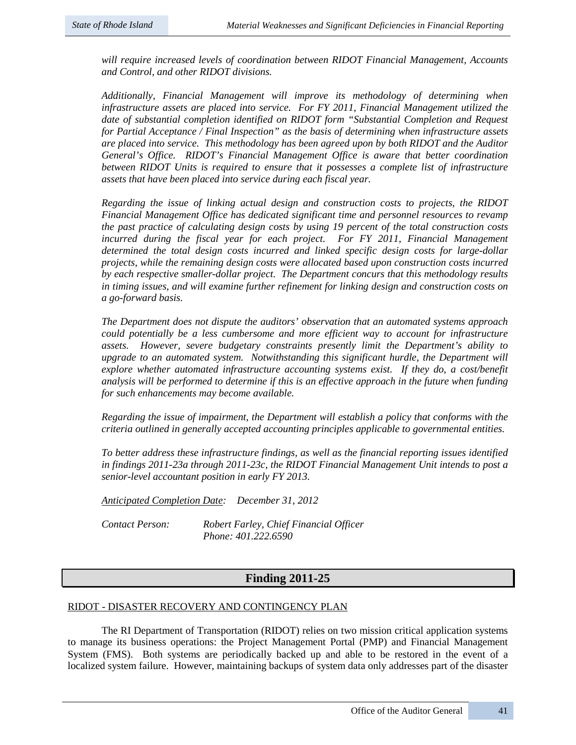*will require increased levels of coordination between RIDOT Financial Management, Accounts and Control, and other RIDOT divisions.*

*Additionally, Financial Management will improve its methodology of determining when infrastructure assets are placed into service. For FY 2011, Financial Management utilized the date of substantial completion identified on RIDOT form "Substantial Completion and Request for Partial Acceptance / Final Inspection" as the basis of determining when infrastructure assets are placed into service. This methodology has been agreed upon by both RIDOT and the Auditor General's Office. RIDOT's Financial Management Office is aware that better coordination between RIDOT Units is required to ensure that it possesses a complete list of infrastructure assets that have been placed into service during each fiscal year.*

*Regarding the issue of linking actual design and construction costs to projects, the RIDOT Financial Management Office has dedicated significant time and personnel resources to revamp the past practice of calculating design costs by using 19 percent of the total construction costs incurred during the fiscal year for each project. For FY 2011, Financial Management determined the total design costs incurred and linked specific design costs for large-dollar projects, while the remaining design costs were allocated based upon construction costs incurred by each respective smaller-dollar project. The Department concurs that this methodology results in timing issues, and will examine further refinement for linking design and construction costs on a go-forward basis.*

*The Department does not dispute the auditors' observation that an automated systems approach could potentially be a less cumbersome and more efficient way to account for infrastructure assets. However, severe budgetary constraints presently limit the Department's ability to upgrade to an automated system. Notwithstanding this significant hurdle, the Department will explore whether automated infrastructure accounting systems exist. If they do, a cost/benefit analysis will be performed to determine if this is an effective approach in the future when funding for such enhancements may become available.*

*Regarding the issue of impairment, the Department will establish a policy that conforms with the criteria outlined in generally accepted accounting principles applicable to governmental entities.*

*To better address these infrastructure findings, as well as the financial reporting issues identified in findings 2011-23a through 2011-23c, the RIDOT Financial Management Unit intends to post a senior-level accountant position in early FY 2013.*

*Anticipated Completion Date: December 31, 2012*

*Contact Person: Robert Farley, Chief Financial Officer*
*Phone: 401.222.6590*

## Finding 2011-25

RIDOT - DISASTER RECOVERY AND CONTINGENCY PLAN

The RI Department of Transportation (RIDOT) relies on two mission critical application systems to manage its business operations: the Project Management Portal (PMP) and Financial Management System (FMS). Both systems are periodically backed up and able to be restored in the event of a localized system failure. However, maintaining backups of system data only addresses part of the disaster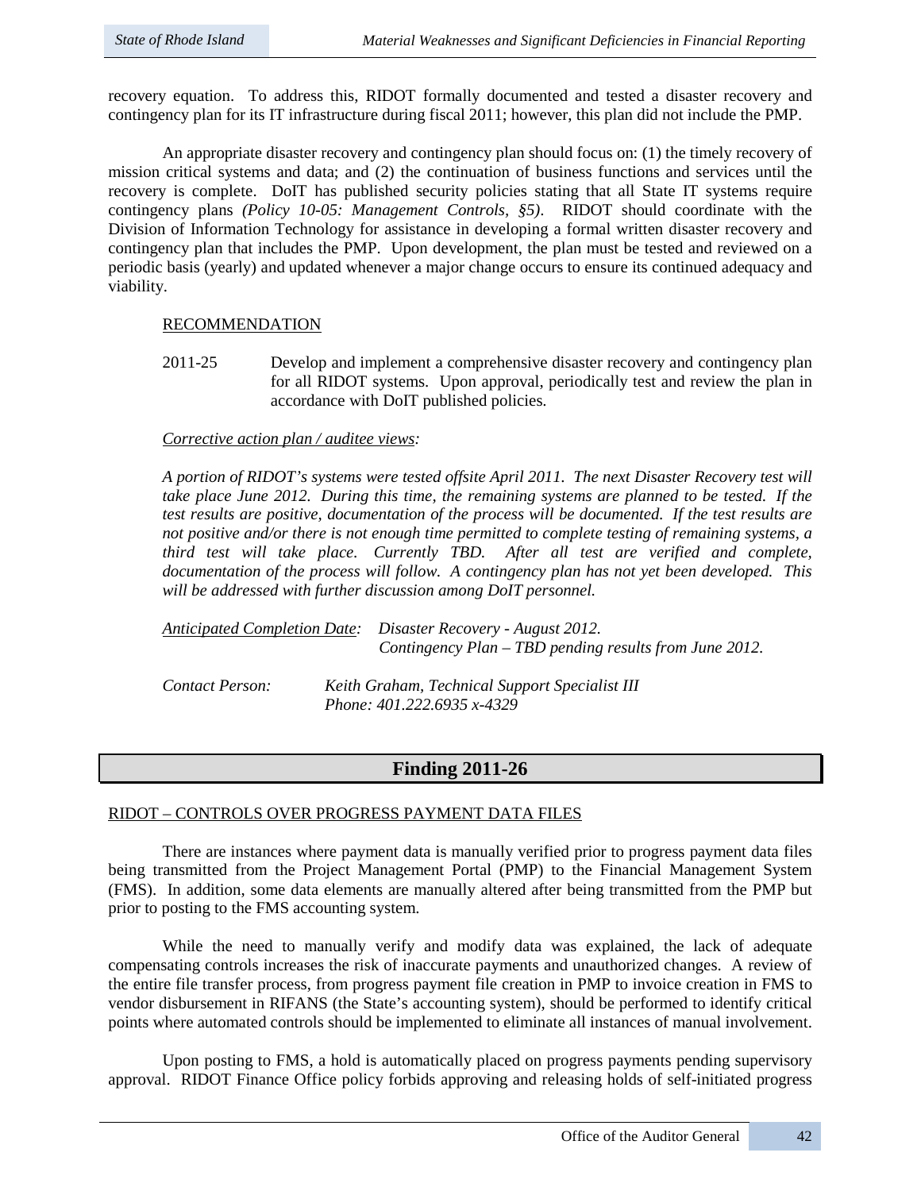recovery equation. To address this, RIDOT formally documented and tested a disaster recovery and contingency plan for its IT infrastructure during fiscal 2011; however, this plan did not include the PMP.

An appropriate disaster recovery and contingency plan should focus on: (1) the timely recovery of mission critical systems and data; and (2) the continuation of business functions and services until the recovery is complete. DoIT has published security policies stating that all State IT systems require contingency plans *(Policy 10-05: Management Controls, §5)*. RIDOT should coordinate with the Division of Information Technology for assistance in developing a formal written disaster recovery and contingency plan that includes the PMP. Upon development, the plan must be tested and reviewed on a periodic basis (yearly) and updated whenever a major change occurs to ensure its continued adequacy and viability.

RECOMMENDATION

2011-25 Develop and implement a comprehensive disaster recovery and contingency plan for all RIDOT systems. Upon approval, periodically test and review the plan in accordance with DoIT published policies.

*Corrective action plan / auditee views:*

*A portion of RIDOT's systems were tested offsite April 2011. The next Disaster Recovery test will take place June 2012. During this time, the remaining systems are planned to be tested. If the test results are positive, documentation of the process will be documented. If the test results are not positive and/or there is not enough time permitted to complete testing of remaining systems, a third test will take place. Currently TBD. After all test are verified and complete, documentation of the process will follow. A contingency plan has not yet been developed. This will be addressed with further discussion among DoIT personnel.*

*Anticipated Completion Date:* *Disaster Recovery - August 2012.*
*Contingency Plan – TBD pending results from June 2012.*

*Contact Person:* *Keith Graham, Technical Support Specialist III*
*Phone: 401.222.6935 x-4329*

## Finding 2011-26

RIDOT – CONTROLS OVER PROGRESS PAYMENT DATA FILES

There are instances where payment data is manually verified prior to progress payment data files being transmitted from the Project Management Portal (PMP) to the Financial Management System (FMS). In addition, some data elements are manually altered after being transmitted from the PMP but prior to posting to the FMS accounting system.

While the need to manually verify and modify data was explained, the lack of adequate compensating controls increases the risk of inaccurate payments and unauthorized changes. A review of the entire file transfer process, from progress payment file creation in PMP to invoice creation in FMS to vendor disbursement in RIFANS (the State's accounting system), should be performed to identify critical points where automated controls should be implemented to eliminate all instances of manual involvement.

Upon posting to FMS, a hold is automatically placed on progress payments pending supervisory approval. RIDOT Finance Office policy forbids approving and releasing holds of self-initiated progress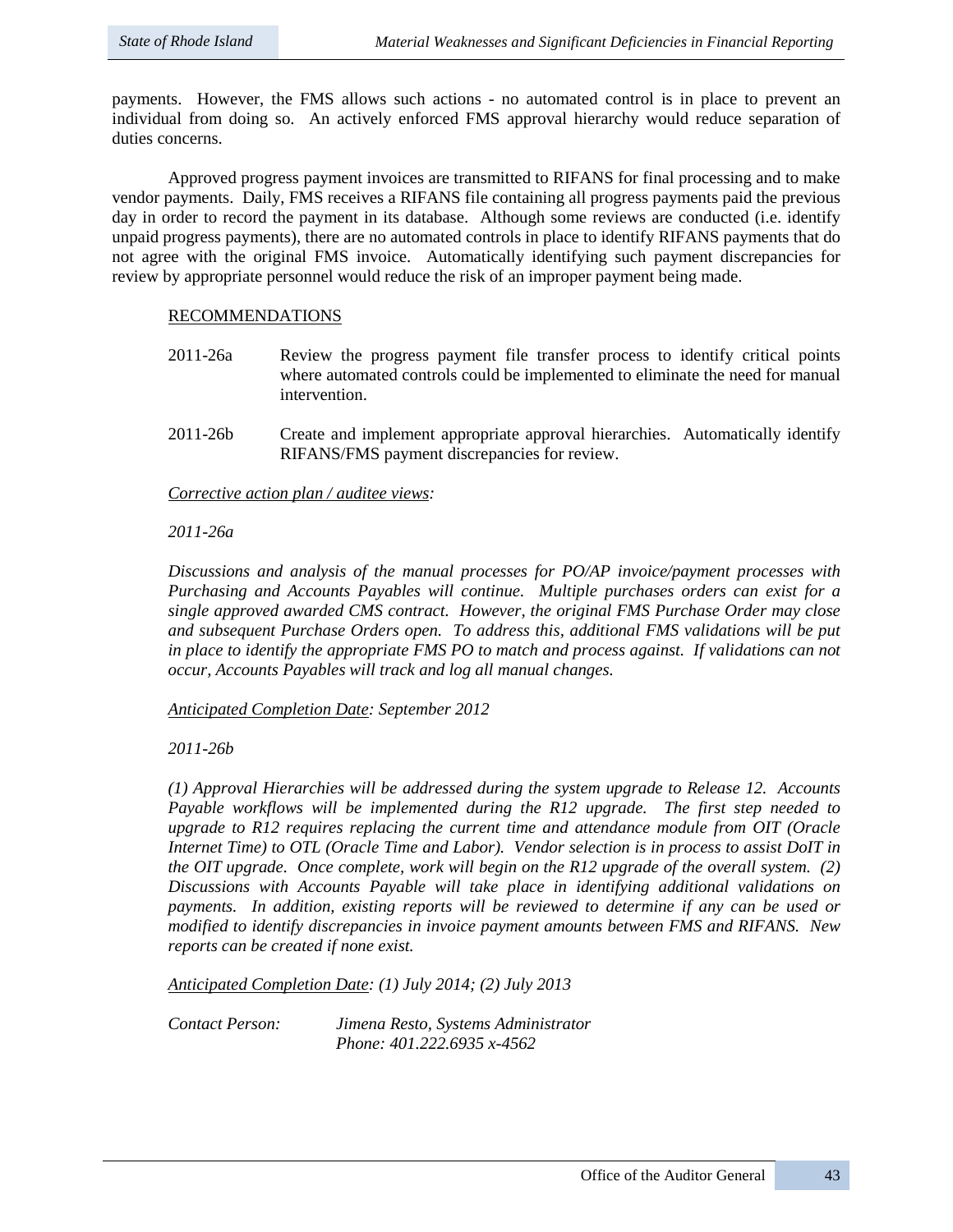payments. However, the FMS allows such actions - no automated control is in place to prevent an individual from doing so. An actively enforced FMS approval hierarchy would reduce separation of duties concerns.

Approved progress payment invoices are transmitted to RIFANS for final processing and to make vendor payments. Daily, FMS receives a RIFANS file containing all progress payments paid the previous day in order to record the payment in its database. Although some reviews are conducted (i.e. identify unpaid progress payments), there are no automated controls in place to identify RIFANS payments that do not agree with the original FMS invoice. Automatically identifying such payment discrepancies for review by appropriate personnel would reduce the risk of an improper payment being made.

RECOMMENDATIONS

2011-26a Review the progress payment file transfer process to identify critical points where automated controls could be implemented to eliminate the need for manual intervention.

2011-26b Create and implement appropriate approval hierarchies. Automatically identify RIFANS/FMS payment discrepancies for review.

*Corrective action plan / auditee views:*

*2011-26a*

*Discussions and analysis of the manual processes for PO/AP invoice/payment processes with Purchasing and Accounts Payables will continue. Multiple purchases orders can exist for a single approved awarded CMS contract. However, the original FMS Purchase Order may close and subsequent Purchase Orders open. To address this, additional FMS validations will be put in place to identify the appropriate FMS PO to match and process against. If validations can not occur, Accounts Payables will track and log all manual changes.*

*Anticipated Completion Date: September 2012*

*2011-26b*

*(1) Approval Hierarchies will be addressed during the system upgrade to Release 12. Accounts Payable workflows will be implemented during the R12 upgrade. The first step needed to upgrade to R12 requires replacing the current time and attendance module from OIT (Oracle Internet Time) to OTL (Oracle Time and Labor). Vendor selection is in process to assist DoIT in the OIT upgrade. Once complete, work will begin on the R12 upgrade of the overall system. (2) Discussions with Accounts Payable will take place in identifying additional validations on payments. In addition, existing reports will be reviewed to determine if any can be used or modified to identify discrepancies in invoice payment amounts between FMS and RIFANS. New reports can be created if none exist.*

*Anticipated Completion Date: (1) July 2014; (2) July 2013*

*Contact Person: Jimena Resto, Systems Administrator*
*Phone: 401.222.6935 x-4562*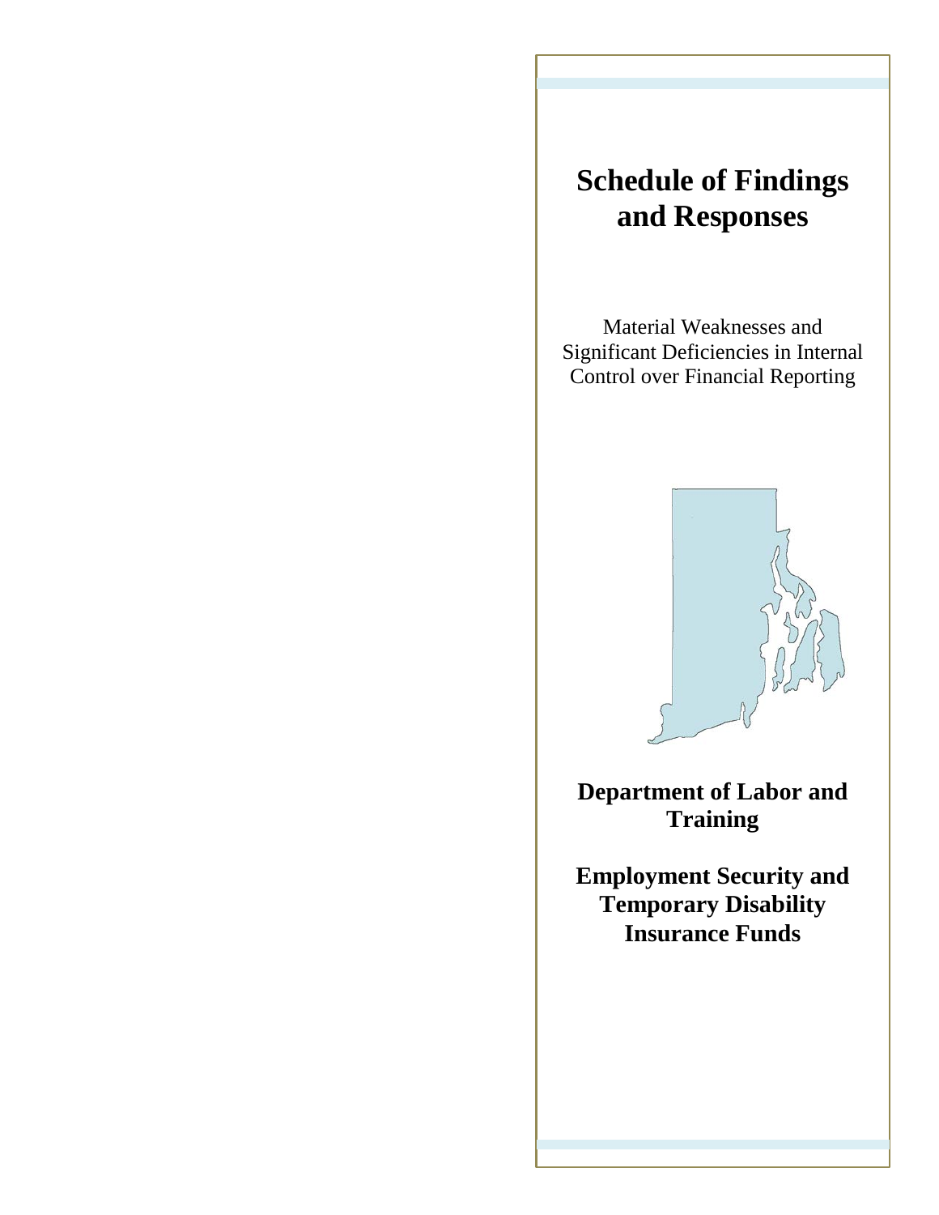# Schedule of Findings and Responses

Material Weaknesses and Significant Deficiencies in Internal Control over Financial Reporting

**Department of Labor and Training**

**Employment Security and Temporary Disability Insurance Funds**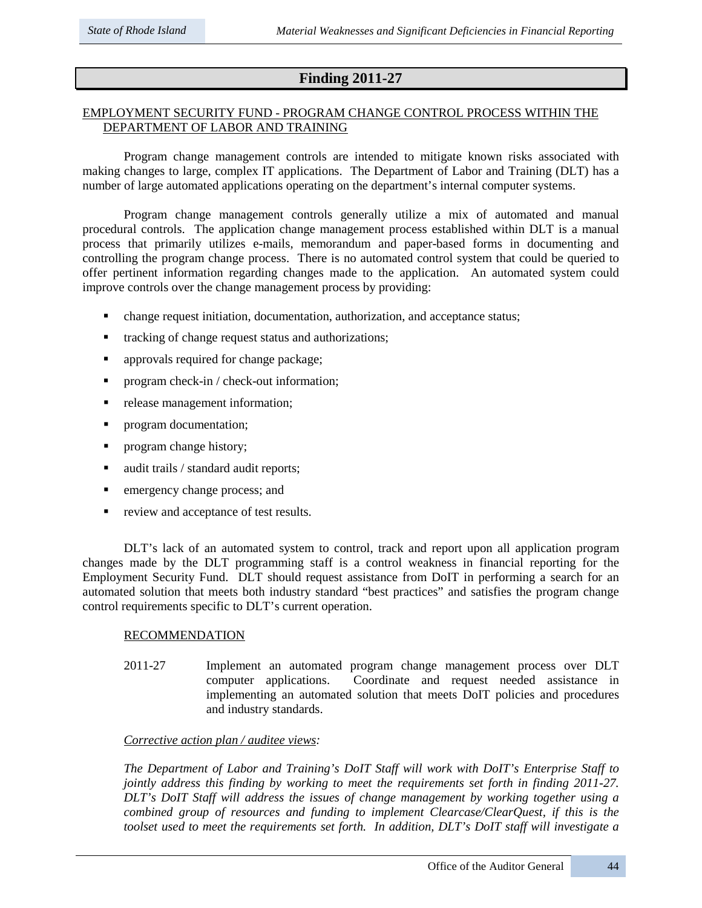## Finding 2011-27

EMPLOYMENT SECURITY FUND - PROGRAM CHANGE CONTROL PROCESS WITHIN THE DEPARTMENT OF LABOR AND TRAINING

Program change management controls are intended to mitigate known risks associated with making changes to large, complex IT applications. The Department of Labor and Training (DLT) has a number of large automated applications operating on the department's internal computer systems.

Program change management controls generally utilize a mix of automated and manual procedural controls. The application change management process established within DLT is a manual process that primarily utilizes e-mails, memorandum and paper-based forms in documenting and controlling the program change process. There is no automated control system that could be queried to offer pertinent information regarding changes made to the application. An automated system could improve controls over the change management process by providing:

- change request initiation, documentation, authorization, and acceptance status;
- tracking of change request status and authorizations;
- approvals required for change package;
- program check-in / check-out information;
- release management information;
- program documentation;
- program change history;
- audit trails / standard audit reports;
- emergency change process; and
- review and acceptance of test results.

DLT's lack of an automated system to control, track and report upon all application program changes made by the DLT programming staff is a control weakness in financial reporting for the Employment Security Fund. DLT should request assistance from DoIT in performing a search for an automated solution that meets both industry standard "best practices" and satisfies the program change control requirements specific to DLT's current operation.

RECOMMENDATION

2011-27 Implement an automated program change management process over DLT computer applications. Coordinate and request needed assistance in implementing an automated solution that meets DoIT policies and procedures and industry standards.

*Corrective action plan / auditee views:*

*The Department of Labor and Training's DoIT Staff will work with DoIT's Enterprise Staff to jointly address this finding by working to meet the requirements set forth in finding 2011-27. DLT's DoIT Staff will address the issues of change management by working together using a combined group of resources and funding to implement Clearcase/ClearQuest, if this is the toolset used to meet the requirements set forth. In addition, DLT's DoIT staff will investigate a*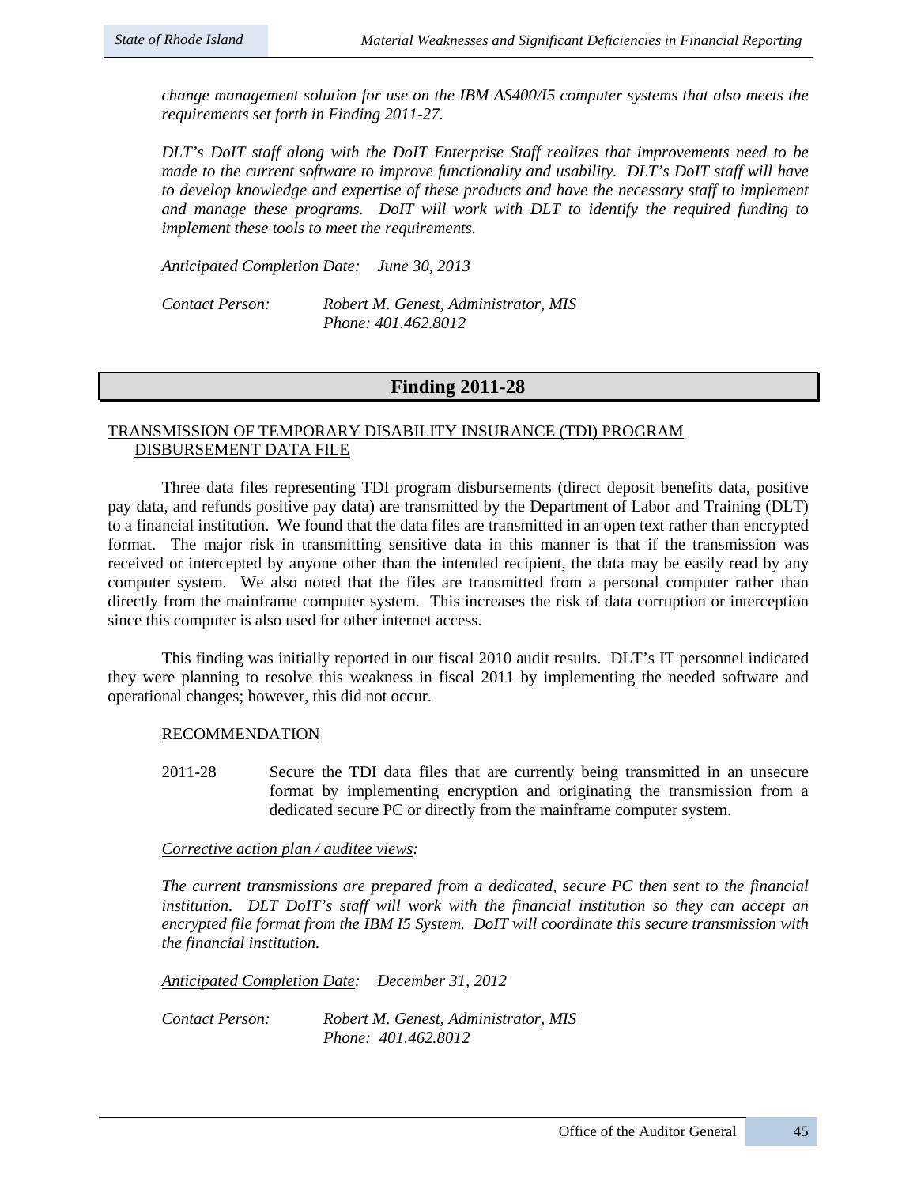*change management solution for use on the IBM AS400/I5 computer systems that also meets the requirements set forth in Finding 2011-27.*

*DLT's DoIT staff along with the DoIT Enterprise Staff realizes that improvements need to be made to the current software to improve functionality and usability. DLT's DoIT staff will have to develop knowledge and expertise of these products and have the necessary staff to implement and manage these programs. DoIT will work with DLT to identify the required funding to implement these tools to meet the requirements.*

*Anticipated Completion Date: June 30, 2013*

*Contact Person: Robert M. Genest, Administrator, MIS*
*Phone: 401.462.8012*

## Finding 2011-28

TRANSMISSION OF TEMPORARY DISABILITY INSURANCE (TDI) PROGRAM DISBURSEMENT DATA FILE

Three data files representing TDI program disbursements (direct deposit benefits data, positive pay data, and refunds positive pay data) are transmitted by the Department of Labor and Training (DLT) to a financial institution. We found that the data files are transmitted in an open text rather than encrypted format. The major risk in transmitting sensitive data in this manner is that if the transmission was received or intercepted by anyone other than the intended recipient, the data may be easily read by any computer system. We also noted that the files are transmitted from a personal computer rather than directly from the mainframe computer system. This increases the risk of data corruption or interception since this computer is also used for other internet access.

This finding was initially reported in our fiscal 2010 audit results. DLT's IT personnel indicated they were planning to resolve this weakness in fiscal 2011 by implementing the needed software and operational changes; however, this did not occur.

RECOMMENDATION

2011-28 Secure the TDI data files that are currently being transmitted in an unsecure format by implementing encryption and originating the transmission from a dedicated secure PC or directly from the mainframe computer system.

*Corrective action plan / auditee views:*

*The current transmissions are prepared from a dedicated, secure PC then sent to the financial institution. DLT DoIT's staff will work with the financial institution so they can accept an encrypted file format from the IBM I5 System. DoIT will coordinate this secure transmission with the financial institution.*

*Anticipated Completion Date: December 31, 2012*

*Contact Person: Robert M. Genest, Administrator, MIS*
*Phone: 401.462.8012*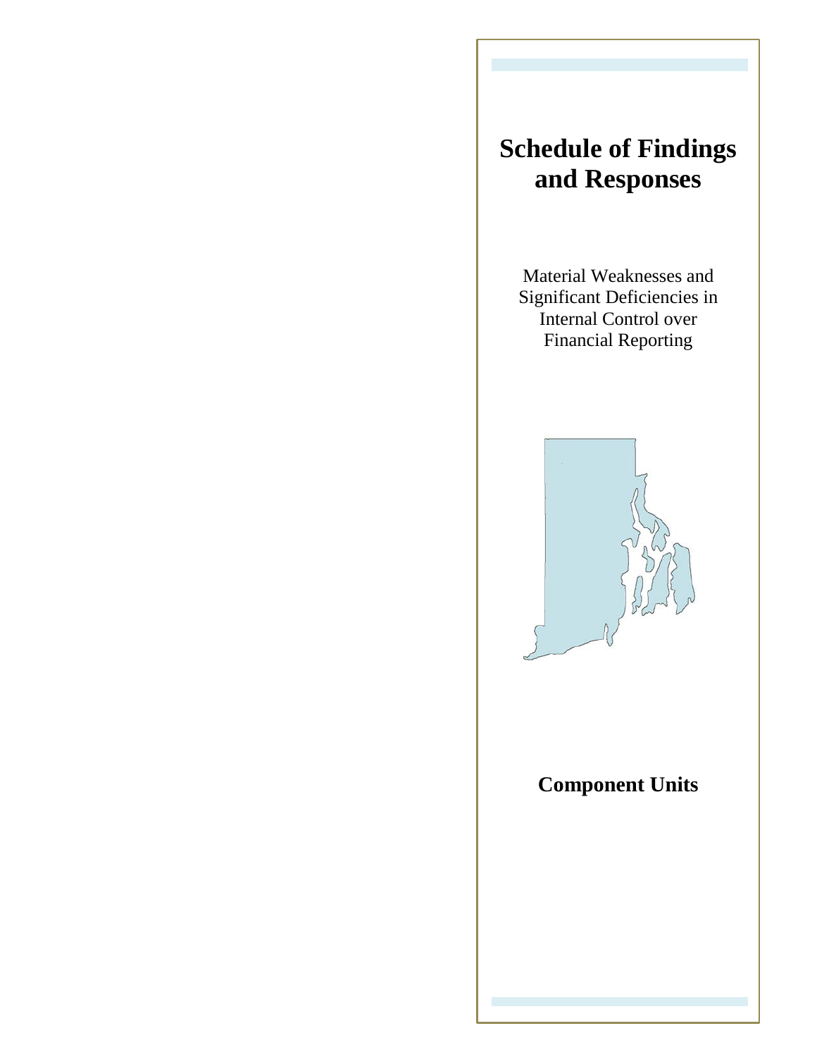# Schedule of Findings and Responses

Material Weaknesses and Significant Deficiencies in Internal Control over Financial Reporting

## Component Units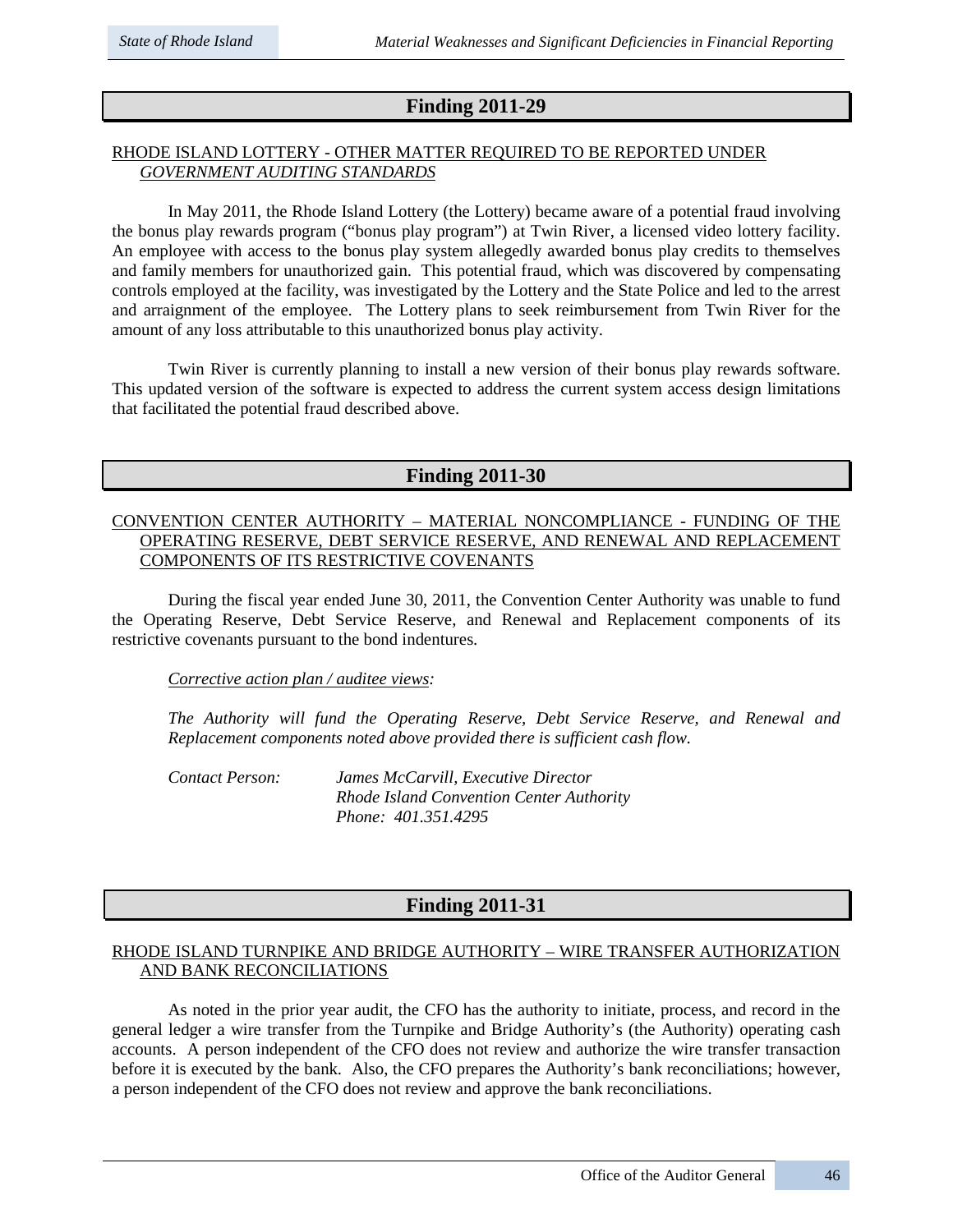## Finding 2011-29

RHODE ISLAND LOTTERY - OTHER MATTER REQUIRED TO BE REPORTED UNDER *GOVERNMENT AUDITING STANDARDS*

In May 2011, the Rhode Island Lottery (the Lottery) became aware of a potential fraud involving the bonus play rewards program ("bonus play program") at Twin River, a licensed video lottery facility. An employee with access to the bonus play system allegedly awarded bonus play credits to themselves and family members for unauthorized gain. This potential fraud, which was discovered by compensating controls employed at the facility, was investigated by the Lottery and the State Police and led to the arrest and arraignment of the employee. The Lottery plans to seek reimbursement from Twin River for the amount of any loss attributable to this unauthorized bonus play activity.

Twin River is currently planning to install a new version of their bonus play rewards software. This updated version of the software is expected to address the current system access design limitations that facilitated the potential fraud described above.

## Finding 2011-30

CONVENTION CENTER AUTHORITY – MATERIAL NONCOMPLIANCE - FUNDING OF THE OPERATING RESERVE, DEBT SERVICE RESERVE, AND RENEWAL AND REPLACEMENT COMPONENTS OF ITS RESTRICTIVE COVENANTS

During the fiscal year ended June 30, 2011, the Convention Center Authority was unable to fund the Operating Reserve, Debt Service Reserve, and Renewal and Replacement components of its restrictive covenants pursuant to the bond indentures.

*Corrective action plan / auditee views:*

*The Authority will fund the Operating Reserve, Debt Service Reserve, and Renewal and Replacement components noted above provided there is sufficient cash flow.*

*Contact Person:* *James McCarvill, Executive Director*
*Rhode Island Convention Center Authority*
*Phone: 401.351.4295*

## Finding 2011-31

RHODE ISLAND TURNPIKE AND BRIDGE AUTHORITY – WIRE TRANSFER AUTHORIZATION AND BANK RECONCILIATIONS

As noted in the prior year audit, the CFO has the authority to initiate, process, and record in the general ledger a wire transfer from the Turnpike and Bridge Authority's (the Authority) operating cash accounts. A person independent of the CFO does not review and authorize the wire transfer transaction before it is executed by the bank. Also, the CFO prepares the Authority's bank reconciliations; however, a person independent of the CFO does not review and approve the bank reconciliations.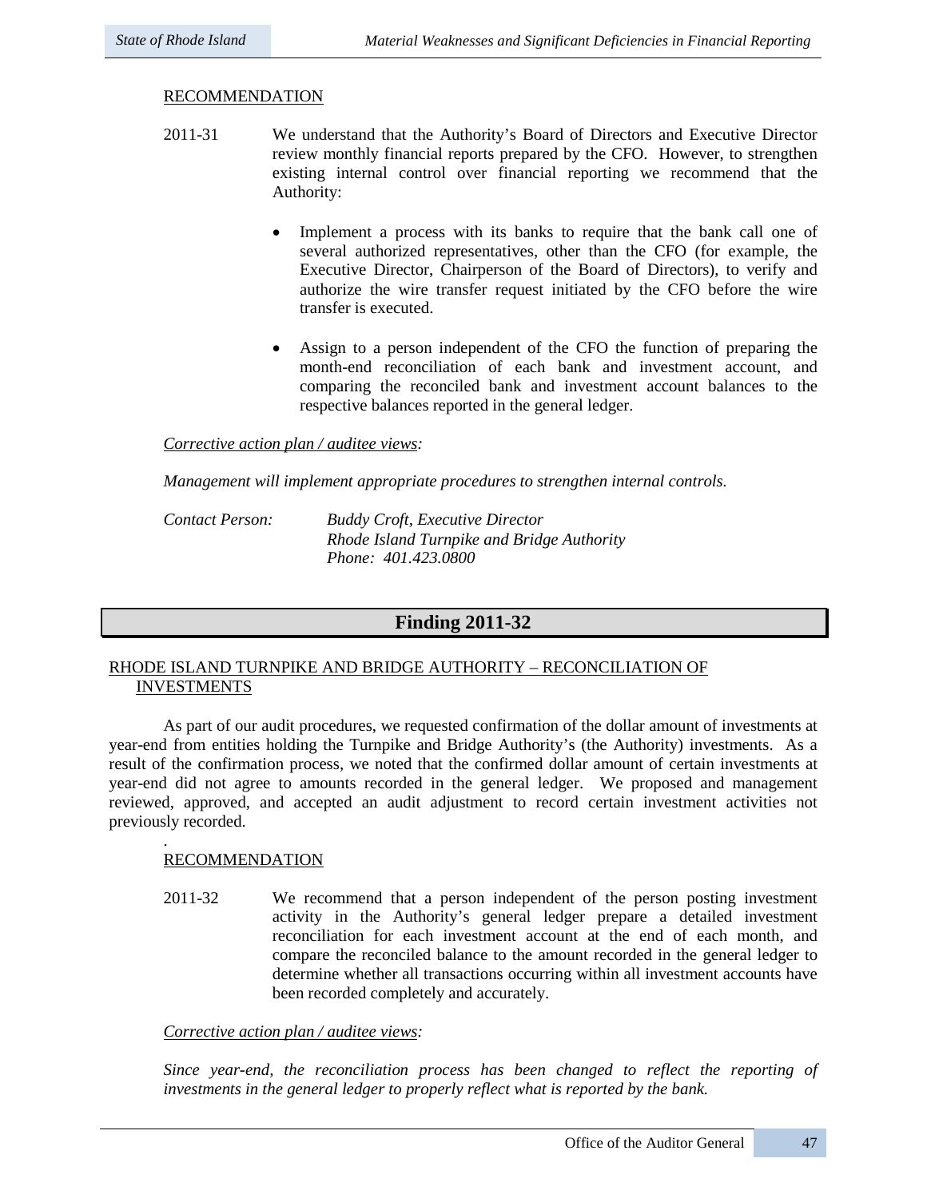RECOMMENDATION

2011-31 We understand that the Authority's Board of Directors and Executive Director review monthly financial reports prepared by the CFO. However, to strengthen existing internal control over financial reporting we recommend that the Authority:

- Implement a process with its banks to require that the bank call one of several authorized representatives, other than the CFO (for example, the Executive Director, Chairperson of the Board of Directors), to verify and authorize the wire transfer request initiated by the CFO before the wire transfer is executed.

- Assign to a person independent of the CFO the function of preparing the month-end reconciliation of each bank and investment account, and comparing the reconciled bank and investment account balances to the respective balances reported in the general ledger.

*Corrective action plan / auditee views:*

*Management will implement appropriate procedures to strengthen internal controls.*

*Contact Person:* *Buddy Croft, Executive Director*
*Rhode Island Turnpike and Bridge Authority*
*Phone: 401.423.0800*

## Finding 2011-32

RHODE ISLAND TURNPIKE AND BRIDGE AUTHORITY – RECONCILIATION OF INVESTMENTS

As part of our audit procedures, we requested confirmation of the dollar amount of investments at year-end from entities holding the Turnpike and Bridge Authority's (the Authority) investments. As a result of the confirmation process, we noted that the confirmed dollar amount of certain investments at year-end did not agree to amounts recorded in the general ledger. We proposed and management reviewed, approved, and accepted an audit adjustment to record certain investment activities not previously recorded.

RECOMMENDATION

2011-32 We recommend that a person independent of the person posting investment activity in the Authority's general ledger prepare a detailed investment reconciliation for each investment account at the end of each month, and compare the reconciled balance to the amount recorded in the general ledger to determine whether all transactions occurring within all investment accounts have been recorded completely and accurately.

*Corrective action plan / auditee views:*

*Since year-end, the reconciliation process has been changed to reflect the reporting of investments in the general ledger to properly reflect what is reported by the bank.*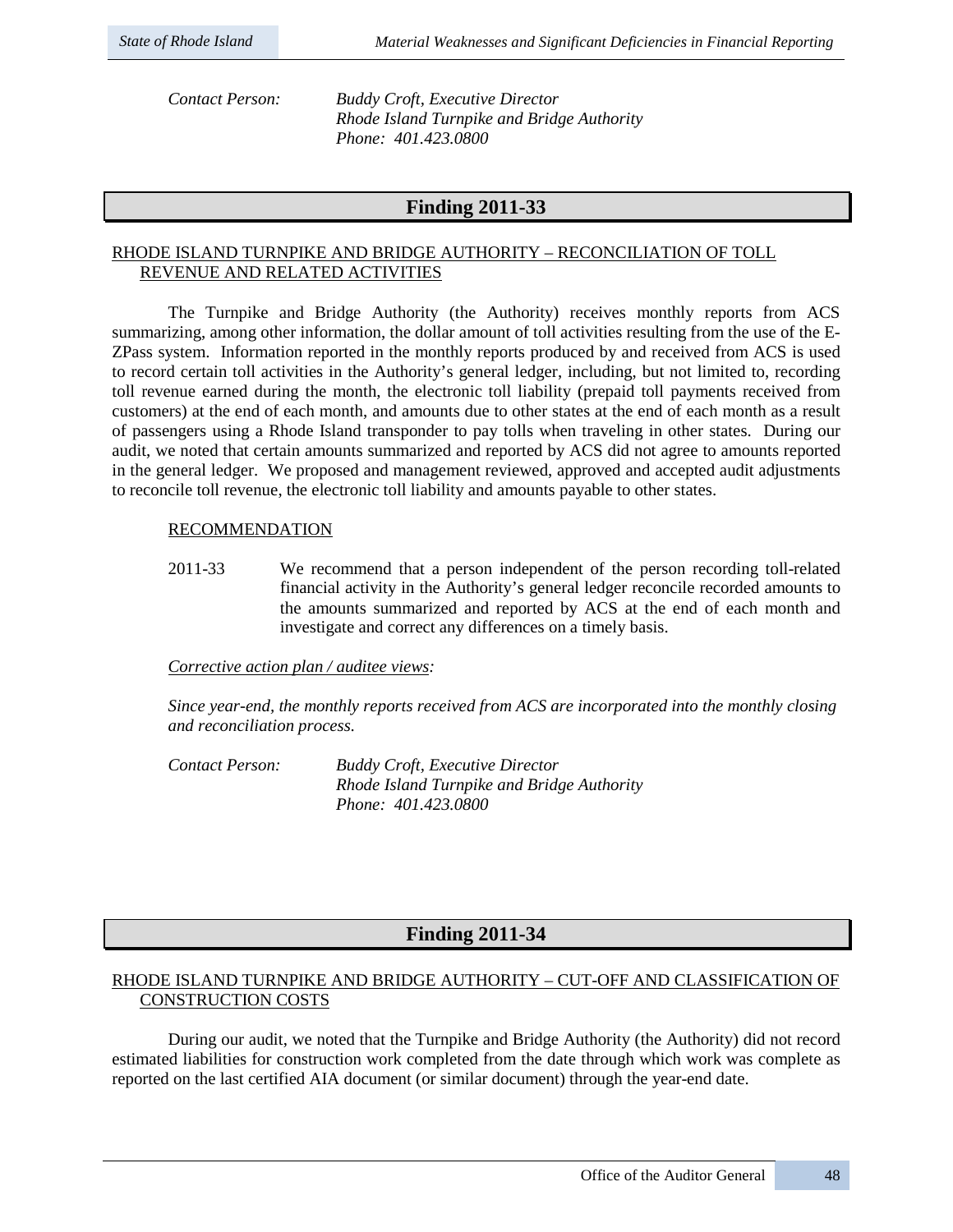*Contact Person:* *Buddy Croft, Executive Director*
*Rhode Island Turnpike and Bridge Authority*
*Phone: 401.423.0800*

## Finding 2011-33

RHODE ISLAND TURNPIKE AND BRIDGE AUTHORITY – RECONCILIATION OF TOLL REVENUE AND RELATED ACTIVITIES

The Turnpike and Bridge Authority (the Authority) receives monthly reports from ACS summarizing, among other information, the dollar amount of toll activities resulting from the use of the E-ZPass system. Information reported in the monthly reports produced by and received from ACS is used to record certain toll activities in the Authority's general ledger, including, but not limited to, recording toll revenue earned during the month, the electronic toll liability (prepaid toll payments received from customers) at the end of each month, and amounts due to other states at the end of each month as a result of passengers using a Rhode Island transponder to pay tolls when traveling in other states. During our audit, we noted that certain amounts summarized and reported by ACS did not agree to amounts reported in the general ledger. We proposed and management reviewed, approved and accepted audit adjustments to reconcile toll revenue, the electronic toll liability and amounts payable to other states.

RECOMMENDATION

2011-33 We recommend that a person independent of the person recording toll-related financial activity in the Authority's general ledger reconcile recorded amounts to the amounts summarized and reported by ACS at the end of each month and investigate and correct any differences on a timely basis.

*Corrective action plan / auditee views:*

*Since year-end, the monthly reports received from ACS are incorporated into the monthly closing and reconciliation process.*

*Contact Person:* *Buddy Croft, Executive Director*
*Rhode Island Turnpike and Bridge Authority*
*Phone: 401.423.0800*

## Finding 2011-34

RHODE ISLAND TURNPIKE AND BRIDGE AUTHORITY – CUT-OFF AND CLASSIFICATION OF CONSTRUCTION COSTS

During our audit, we noted that the Turnpike and Bridge Authority (the Authority) did not record estimated liabilities for construction work completed from the date through which work was complete as reported on the last certified AIA document (or similar document) through the year-end date.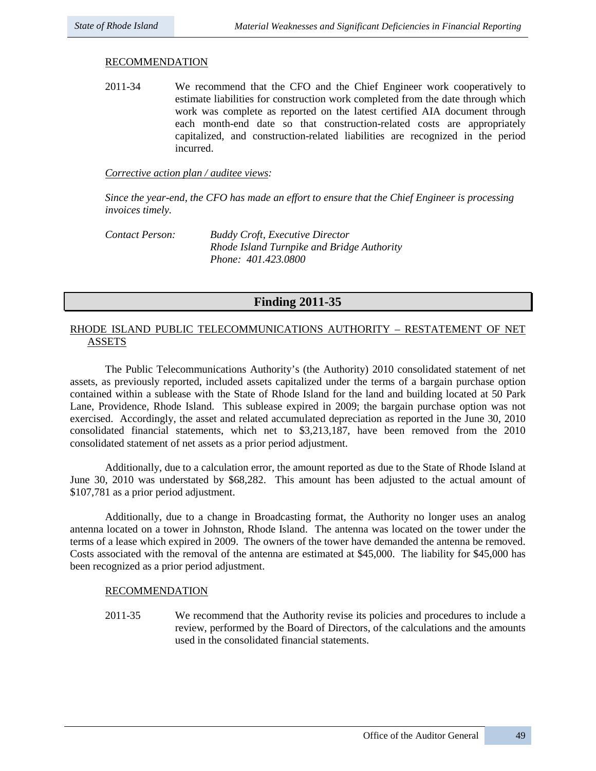RECOMMENDATION

2011-34 We recommend that the CFO and the Chief Engineer work cooperatively to estimate liabilities for construction work completed from the date through which work was complete as reported on the latest certified AIA document through each month-end date so that construction-related costs are appropriately capitalized, and construction-related liabilities are recognized in the period incurred.

*Corrective action plan / auditee views:*

*Since the year-end, the CFO has made an effort to ensure that the Chief Engineer is processing invoices timely.*

*Contact Person:* *Buddy Croft, Executive Director*
*Rhode Island Turnpike and Bridge Authority*
*Phone: 401.423.0800*

## Finding 2011-35

RHODE ISLAND PUBLIC TELECOMMUNICATIONS AUTHORITY – RESTATEMENT OF NET ASSETS

The Public Telecommunications Authority's (the Authority) 2010 consolidated statement of net assets, as previously reported, included assets capitalized under the terms of a bargain purchase option contained within a sublease with the State of Rhode Island for the land and building located at 50 Park Lane, Providence, Rhode Island. This sublease expired in 2009; the bargain purchase option was not exercised. Accordingly, the asset and related accumulated depreciation as reported in the June 30, 2010 consolidated financial statements, which net to $3,213,187, have been removed from the 2010 consolidated statement of net assets as a prior period adjustment.

Additionally, due to a calculation error, the amount reported as due to the State of Rhode Island at June 30, 2010 was understated by $68,282. This amount has been adjusted to the actual amount of $107,781 as a prior period adjustment.

Additionally, due to a change in Broadcasting format, the Authority no longer uses an analog antenna located on a tower in Johnston, Rhode Island. The antenna was located on the tower under the terms of a lease which expired in 2009. The owners of the tower have demanded the antenna be removed. Costs associated with the removal of the antenna are estimated at $45,000. The liability for $45,000 has been recognized as a prior period adjustment.

RECOMMENDATION

2011-35 We recommend that the Authority revise its policies and procedures to include a review, performed by the Board of Directors, of the calculations and the amounts used in the consolidated financial statements.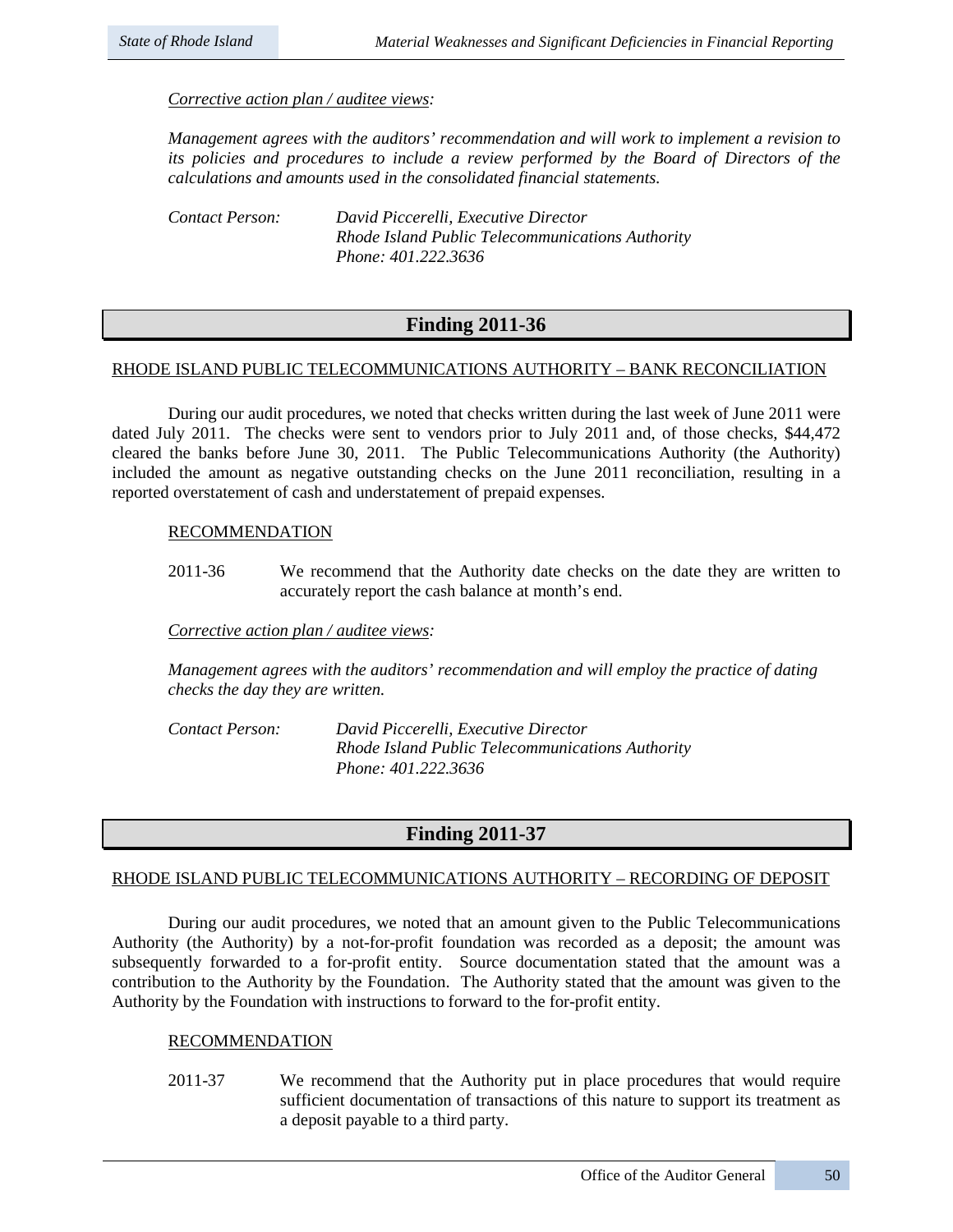*Corrective action plan / auditee views:*

*Management agrees with the auditors' recommendation and will work to implement a revision to its policies and procedures to include a review performed by the Board of Directors of the calculations and amounts used in the consolidated financial statements.*

*Contact Person: David Piccerelli, Executive Director*
*Rhode Island Public Telecommunications Authority*
*Phone: 401.222.3636*

## Finding 2011-36

RHODE ISLAND PUBLIC TELECOMMUNICATIONS AUTHORITY – BANK RECONCILIATION

During our audit procedures, we noted that checks written during the last week of June 2011 were dated July 2011. The checks were sent to vendors prior to July 2011 and, of those checks, $44,472 cleared the banks before June 30, 2011. The Public Telecommunications Authority (the Authority) included the amount as negative outstanding checks on the June 2011 reconciliation, resulting in a reported overstatement of cash and understatement of prepaid expenses.

RECOMMENDATION

2011-36 We recommend that the Authority date checks on the date they are written to accurately report the cash balance at month's end.

*Corrective action plan / auditee views:*

*Management agrees with the auditors' recommendation and will employ the practice of dating checks the day they are written.*

*Contact Person: David Piccerelli, Executive Director*
*Rhode Island Public Telecommunications Authority*
*Phone: 401.222.3636*

## Finding 2011-37

RHODE ISLAND PUBLIC TELECOMMUNICATIONS AUTHORITY – RECORDING OF DEPOSIT

During our audit procedures, we noted that an amount given to the Public Telecommunications Authority (the Authority) by a not-for-profit foundation was recorded as a deposit; the amount was subsequently forwarded to a for-profit entity. Source documentation stated that the amount was a contribution to the Authority by the Foundation. The Authority stated that the amount was given to the Authority by the Foundation with instructions to forward to the for-profit entity.

RECOMMENDATION

2011-37 We recommend that the Authority put in place procedures that would require sufficient documentation of transactions of this nature to support its treatment as a deposit payable to a third party.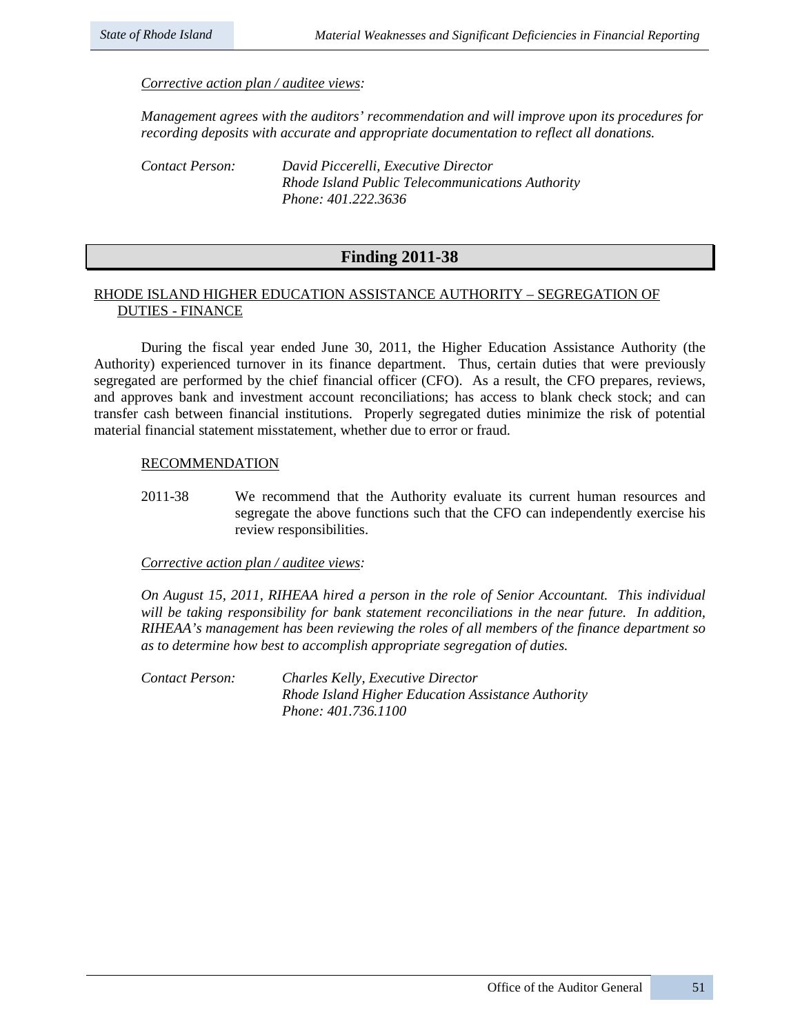*Corrective action plan / auditee views:*

*Management agrees with the auditors' recommendation and will improve upon its procedures for recording deposits with accurate and appropriate documentation to reflect all donations.*

*Contact Person:* *David Piccerelli, Executive Director*
*Rhode Island Public Telecommunications Authority*
*Phone: 401.222.3636*

## Finding 2011-38

RHODE ISLAND HIGHER EDUCATION ASSISTANCE AUTHORITY – SEGREGATION OF DUTIES - FINANCE

During the fiscal year ended June 30, 2011, the Higher Education Assistance Authority (the Authority) experienced turnover in its finance department. Thus, certain duties that were previously segregated are performed by the chief financial officer (CFO). As a result, the CFO prepares, reviews, and approves bank and investment account reconciliations; has access to blank check stock; and can transfer cash between financial institutions. Properly segregated duties minimize the risk of potential material financial statement misstatement, whether due to error or fraud.

RECOMMENDATION

2011-38 We recommend that the Authority evaluate its current human resources and segregate the above functions such that the CFO can independently exercise his review responsibilities.

*Corrective action plan / auditee views:*

*On August 15, 2011, RIHEAA hired a person in the role of Senior Accountant. This individual will be taking responsibility for bank statement reconciliations in the near future. In addition, RIHEAA's management has been reviewing the roles of all members of the finance department so as to determine how best to accomplish appropriate segregation of duties.*

*Contact Person:* *Charles Kelly, Executive Director*
*Rhode Island Higher Education Assistance Authority*
*Phone: 401.736.1100*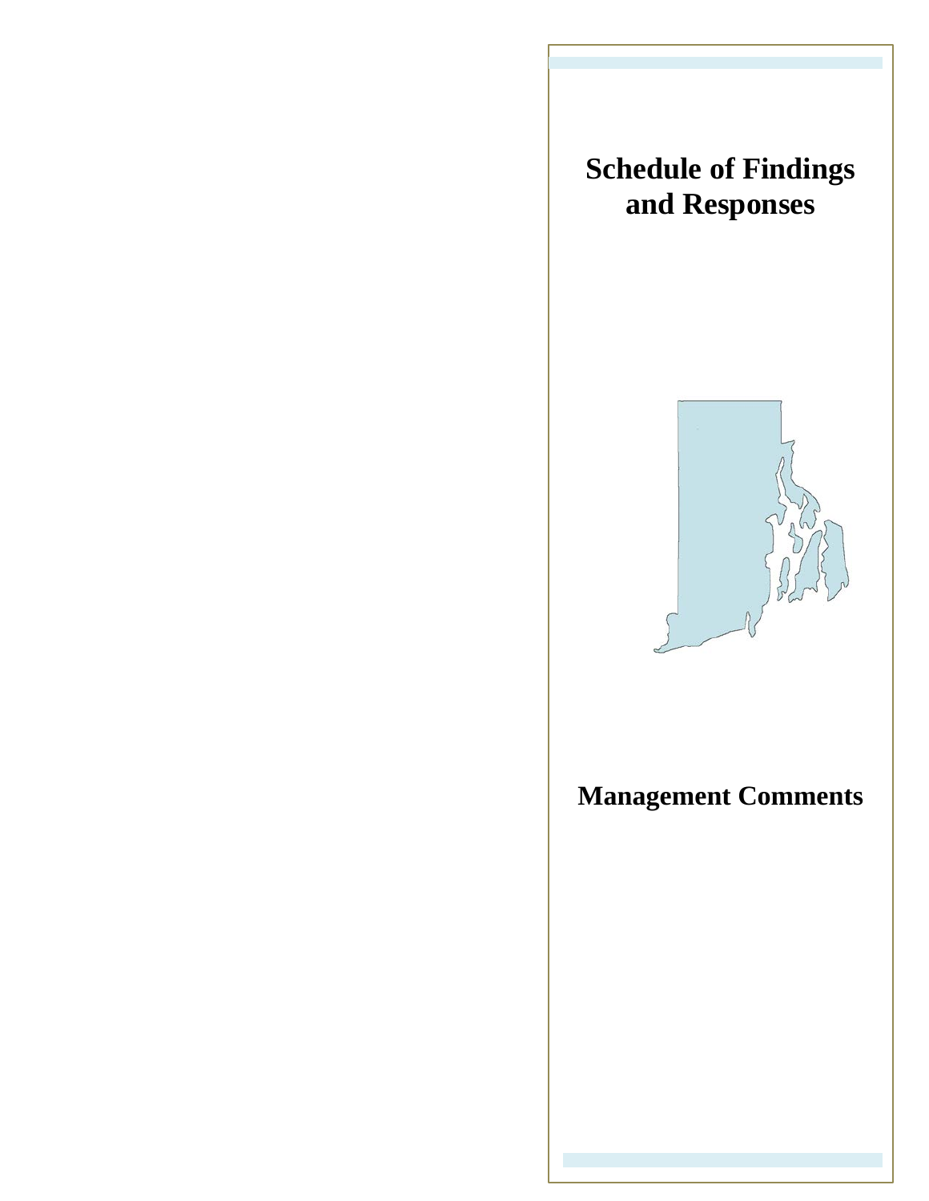# Schedule of Findings and Responses

# Management Comments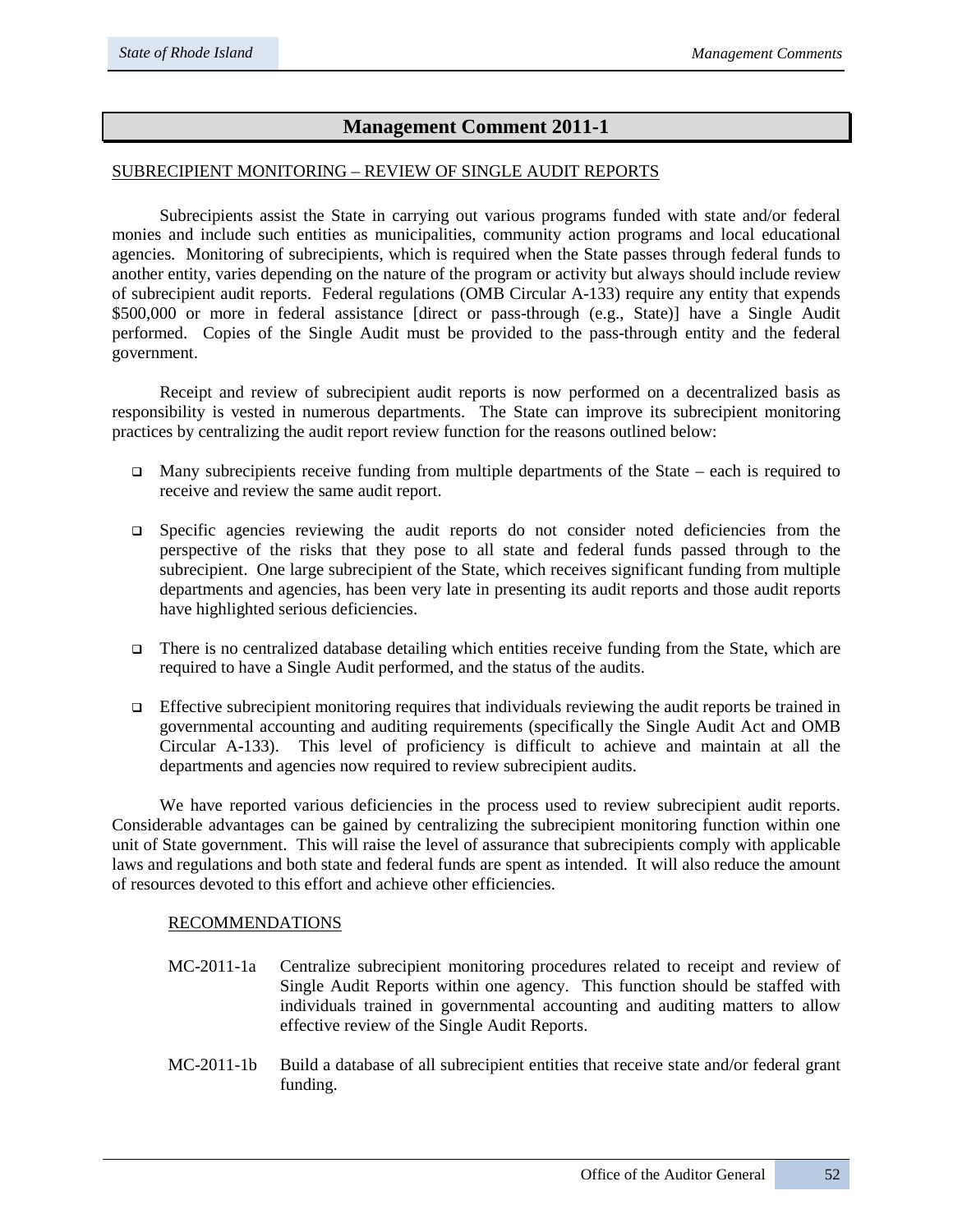## Management Comment 2011-1

SUBRECIPIENT MONITORING – REVIEW OF SINGLE AUDIT REPORTS

Subrecipients assist the State in carrying out various programs funded with state and/or federal monies and include such entities as municipalities, community action programs and local educational agencies. Monitoring of subrecipients, which is required when the State passes through federal funds to another entity, varies depending on the nature of the program or activity but always should include review of subrecipient audit reports. Federal regulations (OMB Circular A-133) require any entity that expends $500,000 or more in federal assistance [direct or pass-through (e.g., State)] have a Single Audit performed. Copies of the Single Audit must be provided to the pass-through entity and the federal government.

Receipt and review of subrecipient audit reports is now performed on a decentralized basis as responsibility is vested in numerous departments. The State can improve its subrecipient monitoring practices by centralizing the audit report review function for the reasons outlined below:

- Many subrecipients receive funding from multiple departments of the State – each is required to receive and review the same audit report.
- Specific agencies reviewing the audit reports do not consider noted deficiencies from the perspective of the risks that they pose to all state and federal funds passed through to the subrecipient. One large subrecipient of the State, which receives significant funding from multiple departments and agencies, has been very late in presenting its audit reports and those audit reports have highlighted serious deficiencies.
- There is no centralized database detailing which entities receive funding from the State, which are required to have a Single Audit performed, and the status of the audits.
- Effective subrecipient monitoring requires that individuals reviewing the audit reports be trained in governmental accounting and auditing requirements (specifically the Single Audit Act and OMB Circular A-133). This level of proficiency is difficult to achieve and maintain at all the departments and agencies now required to review subrecipient audits.

We have reported various deficiencies in the process used to review subrecipient audit reports. Considerable advantages can be gained by centralizing the subrecipient monitoring function within one unit of State government. This will raise the level of assurance that subrecipients comply with applicable laws and regulations and both state and federal funds are spent as intended. It will also reduce the amount of resources devoted to this effort and achieve other efficiencies.

RECOMMENDATIONS

MC-2011-1a Centralize subrecipient monitoring procedures related to receipt and review of Single Audit Reports within one agency. This function should be staffed with individuals trained in governmental accounting and auditing matters to allow effective review of the Single Audit Reports.

MC-2011-1b Build a database of all subrecipient entities that receive state and/or federal grant funding.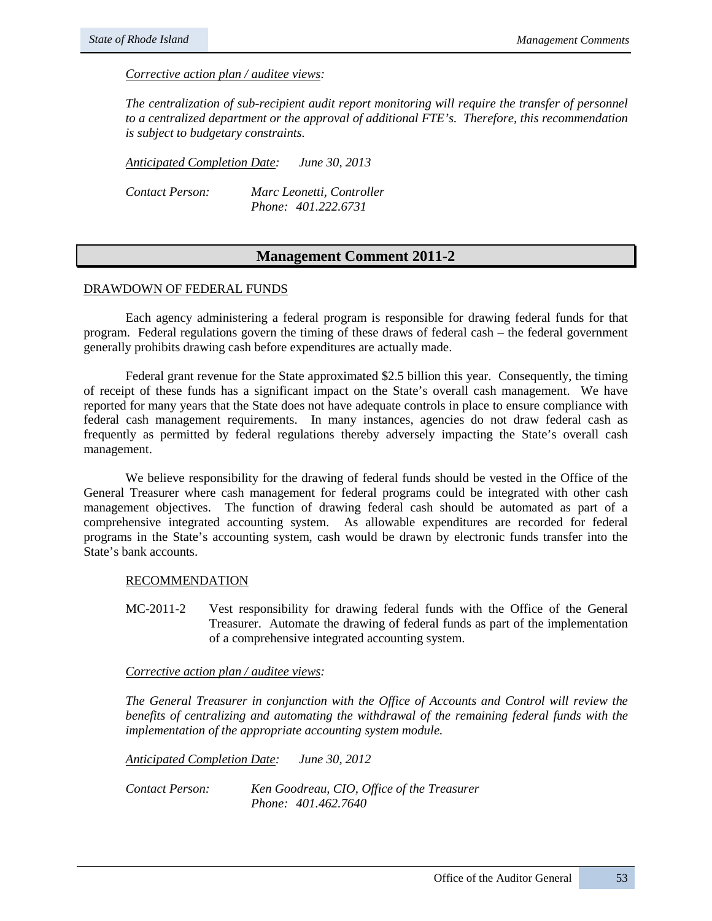*Corrective action plan / auditee views:*

*The centralization of sub-recipient audit report monitoring will require the transfer of personnel to a centralized department or the approval of additional FTE's. Therefore, this recommendation is subject to budgetary constraints.*

*Anticipated Completion Date:* *June 30, 2013*

*Contact Person:* *Marc Leonetti, Controller*
*Phone: 401.222.6731*

## Management Comment 2011-2

DRAWDOWN OF FEDERAL FUNDS

Each agency administering a federal program is responsible for drawing federal funds for that program. Federal regulations govern the timing of these draws of federal cash – the federal government generally prohibits drawing cash before expenditures are actually made.

Federal grant revenue for the State approximated $2.5 billion this year. Consequently, the timing of receipt of these funds has a significant impact on the State's overall cash management. We have reported for many years that the State does not have adequate controls in place to ensure compliance with federal cash management requirements. In many instances, agencies do not draw federal cash as frequently as permitted by federal regulations thereby adversely impacting the State's overall cash management.

We believe responsibility for the drawing of federal funds should be vested in the Office of the General Treasurer where cash management for federal programs could be integrated with other cash management objectives. The function of drawing federal cash should be automated as part of a comprehensive integrated accounting system. As allowable expenditures are recorded for federal programs in the State's accounting system, cash would be drawn by electronic funds transfer into the State's bank accounts.

RECOMMENDATION

MC-2011-2 Vest responsibility for drawing federal funds with the Office of the General Treasurer. Automate the drawing of federal funds as part of the implementation of a comprehensive integrated accounting system.

*Corrective action plan / auditee views:*

*The General Treasurer in conjunction with the Office of Accounts and Control will review the benefits of centralizing and automating the withdrawal of the remaining federal funds with the implementation of the appropriate accounting system module.*

*Anticipated Completion Date:* *June 30, 2012*

*Contact Person:* *Ken Goodreau, CIO, Office of the Treasurer*
*Phone: 401.462.7640*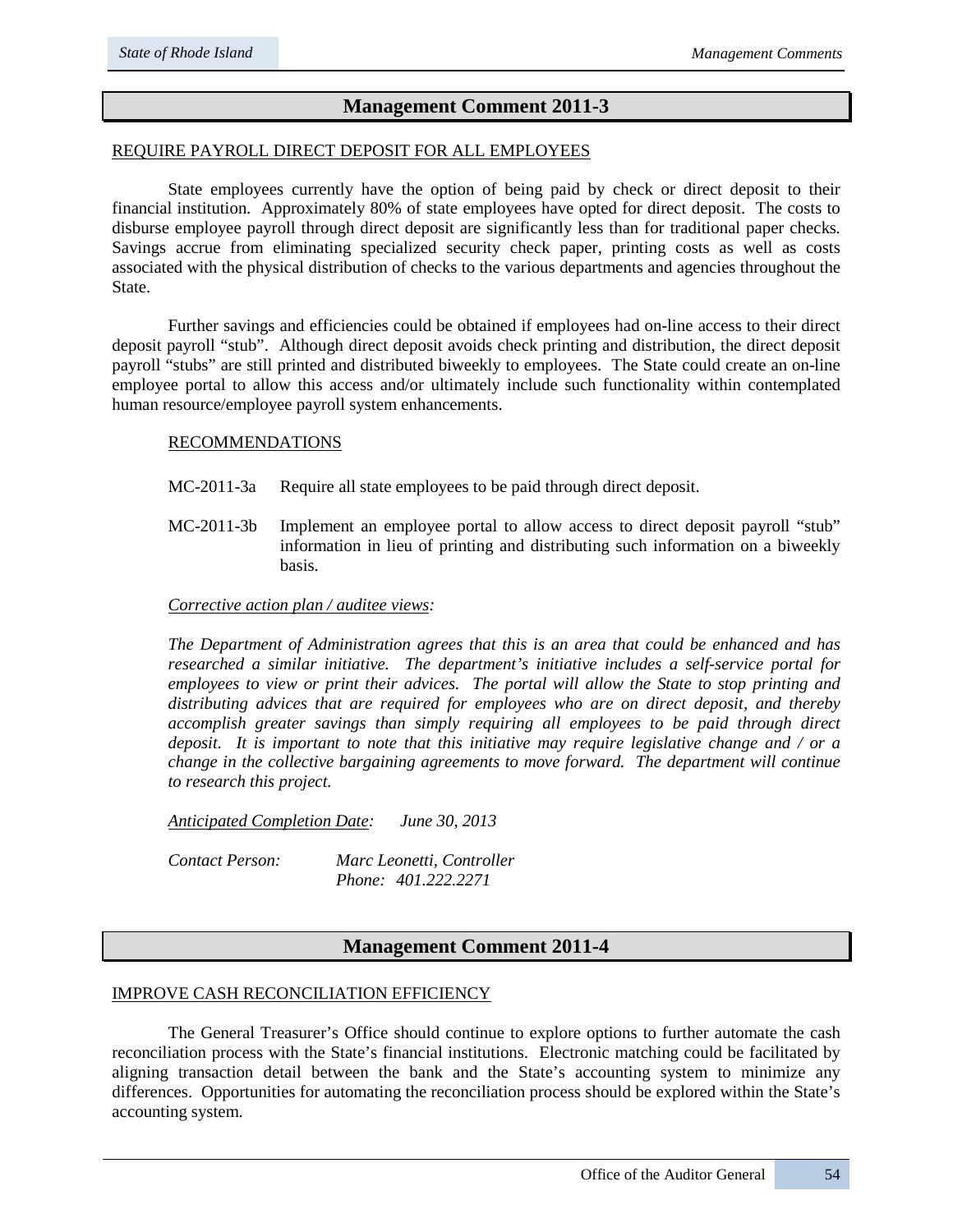## Management Comment 2011-3

REQUIRE PAYROLL DIRECT DEPOSIT FOR ALL EMPLOYEES

State employees currently have the option of being paid by check or direct deposit to their financial institution. Approximately 80% of state employees have opted for direct deposit. The costs to disburse employee payroll through direct deposit are significantly less than for traditional paper checks. Savings accrue from eliminating specialized security check paper, printing costs as well as costs associated with the physical distribution of checks to the various departments and agencies throughout the State.

Further savings and efficiencies could be obtained if employees had on-line access to their direct deposit payroll "stub". Although direct deposit avoids check printing and distribution, the direct deposit payroll "stubs" are still printed and distributed biweekly to employees. The State could create an on-line employee portal to allow this access and/or ultimately include such functionality within contemplated human resource/employee payroll system enhancements.

RECOMMENDATIONS

MC-2011-3a Require all state employees to be paid through direct deposit.

MC-2011-3b Implement an employee portal to allow access to direct deposit payroll "stub" information in lieu of printing and distributing such information on a biweekly basis.

*Corrective action plan / auditee views:*

*The Department of Administration agrees that this is an area that could be enhanced and has researched a similar initiative. The department's initiative includes a self-service portal for employees to view or print their advices. The portal will allow the State to stop printing and distributing advices that are required for employees who are on direct deposit, and thereby accomplish greater savings than simply requiring all employees to be paid through direct deposit. It is important to note that this initiative may require legislative change and / or a change in the collective bargaining agreements to move forward. The department will continue to research this project.*

*Anticipated Completion Date:* *June 30, 2013*

*Contact Person:* *Marc Leonetti, Controller*
*Phone: 401.222.2271*

## Management Comment 2011-4

IMPROVE CASH RECONCILIATION EFFICIENCY

The General Treasurer's Office should continue to explore options to further automate the cash reconciliation process with the State's financial institutions. Electronic matching could be facilitated by aligning transaction detail between the bank and the State's accounting system to minimize any differences. Opportunities for automating the reconciliation process should be explored within the State's accounting system.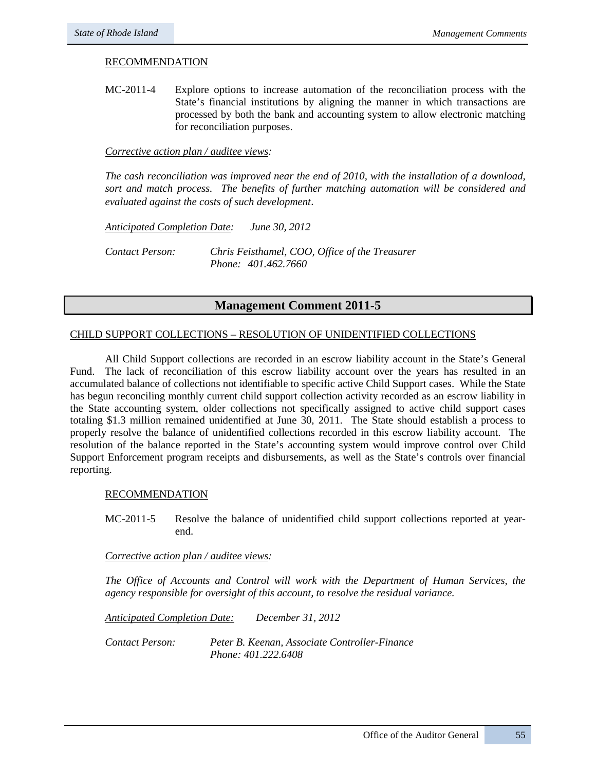RECOMMENDATION

MC-2011-4 Explore options to increase automation of the reconciliation process with the State's financial institutions by aligning the manner in which transactions are processed by both the bank and accounting system to allow electronic matching for reconciliation purposes.

*Corrective action plan / auditee views:*

*The cash reconciliation was improved near the end of 2010, with the installation of a download, sort and match process. The benefits of further matching automation will be considered and evaluated against the costs of such development.*

*Anticipated Completion Date: June 30, 2012*

*Contact Person: Chris Feisthamel, COO, Office of the Treasurer*
*Phone: 401.462.7660*

## Management Comment 2011-5

CHILD SUPPORT COLLECTIONS – RESOLUTION OF UNIDENTIFIED COLLECTIONS

All Child Support collections are recorded in an escrow liability account in the State's General Fund. The lack of reconciliation of this escrow liability account over the years has resulted in an accumulated balance of collections not identifiable to specific active Child Support cases. While the State has begun reconciling monthly current child support collection activity recorded as an escrow liability in the State accounting system, older collections not specifically assigned to active child support cases totaling $1.3 million remained unidentified at June 30, 2011. The State should establish a process to properly resolve the balance of unidentified collections recorded in this escrow liability account. The resolution of the balance reported in the State's accounting system would improve control over Child Support Enforcement program receipts and disbursements, as well as the State's controls over financial reporting.

RECOMMENDATION

MC-2011-5 Resolve the balance of unidentified child support collections reported at year-end.

*Corrective action plan / auditee views:*

*The Office of Accounts and Control will work with the Department of Human Services, the agency responsible for oversight of this account, to resolve the residual variance.*

*Anticipated Completion Date: December 31, 2012*

*Contact Person: Peter B. Keenan, Associate Controller-Finance*
*Phone: 401.222.6408*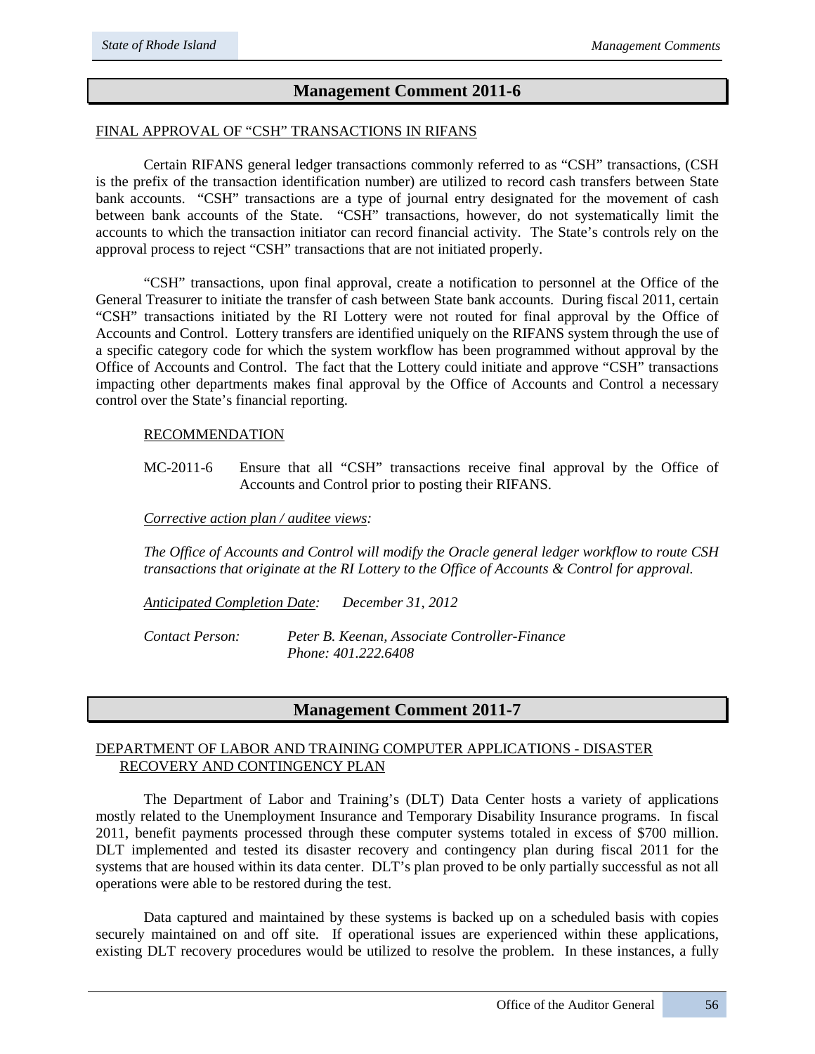## Management Comment 2011-6

FINAL APPROVAL OF "CSH" TRANSACTIONS IN RIFANS

Certain RIFANS general ledger transactions commonly referred to as "CSH" transactions, (CSH is the prefix of the transaction identification number) are utilized to record cash transfers between State bank accounts. "CSH" transactions are a type of journal entry designated for the movement of cash between bank accounts of the State. "CSH" transactions, however, do not systematically limit the accounts to which the transaction initiator can record financial activity. The State's controls rely on the approval process to reject "CSH" transactions that are not initiated properly.

"CSH" transactions, upon final approval, create a notification to personnel at the Office of the General Treasurer to initiate the transfer of cash between State bank accounts. During fiscal 2011, certain "CSH" transactions initiated by the RI Lottery were not routed for final approval by the Office of Accounts and Control. Lottery transfers are identified uniquely on the RIFANS system through the use of a specific category code for which the system workflow has been programmed without approval by the Office of Accounts and Control. The fact that the Lottery could initiate and approve "CSH" transactions impacting other departments makes final approval by the Office of Accounts and Control a necessary control over the State's financial reporting.

RECOMMENDATION

MC-2011-6 Ensure that all "CSH" transactions receive final approval by the Office of Accounts and Control prior to posting their RIFANS.

*Corrective action plan / auditee views:*

*The Office of Accounts and Control will modify the Oracle general ledger workflow to route CSH transactions that originate at the RI Lottery to the Office of Accounts & Control for approval.*

*Anticipated Completion Date:* *December 31, 2012*

*Contact Person:* *Peter B. Keenan, Associate Controller-Finance*
*Phone: 401.222.6408*

## Management Comment 2011-7

DEPARTMENT OF LABOR AND TRAINING COMPUTER APPLICATIONS - DISASTER RECOVERY AND CONTINGENCY PLAN

The Department of Labor and Training's (DLT) Data Center hosts a variety of applications mostly related to the Unemployment Insurance and Temporary Disability Insurance programs. In fiscal 2011, benefit payments processed through these computer systems totaled in excess of $700 million. DLT implemented and tested its disaster recovery and contingency plan during fiscal 2011 for the systems that are housed within its data center. DLT's plan proved to be only partially successful as not all operations were able to be restored during the test.

Data captured and maintained by these systems is backed up on a scheduled basis with copies securely maintained on and off site. If operational issues are experienced within these applications, existing DLT recovery procedures would be utilized to resolve the problem. In these instances, a fully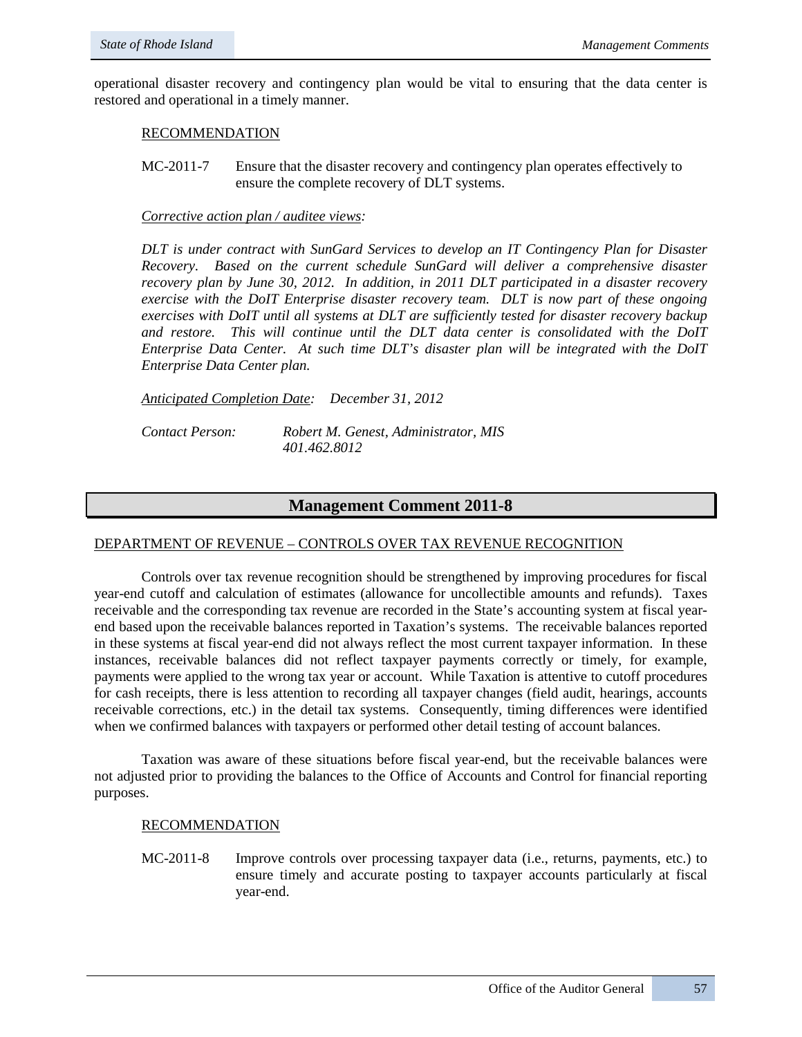operational disaster recovery and contingency plan would be vital to ensuring that the data center is restored and operational in a timely manner.

RECOMMENDATION

MC-2011-7 Ensure that the disaster recovery and contingency plan operates effectively to ensure the complete recovery of DLT systems.

*Corrective action plan / auditee views:*

*DLT is under contract with SunGard Services to develop an IT Contingency Plan for Disaster Recovery. Based on the current schedule SunGard will deliver a comprehensive disaster recovery plan by June 30, 2012. In addition, in 2011 DLT participated in a disaster recovery exercise with the DoIT Enterprise disaster recovery team. DLT is now part of these ongoing exercises with DoIT until all systems at DLT are sufficiently tested for disaster recovery backup and restore. This will continue until the DLT data center is consolidated with the DoIT Enterprise Data Center. At such time DLT's disaster plan will be integrated with the DoIT Enterprise Data Center plan.*

*Anticipated Completion Date: December 31, 2012*

*Contact Person: Robert M. Genest, Administrator, MIS*
*401.462.8012*

## Management Comment 2011-8

DEPARTMENT OF REVENUE – CONTROLS OVER TAX REVENUE RECOGNITION

Controls over tax revenue recognition should be strengthened by improving procedures for fiscal year-end cutoff and calculation of estimates (allowance for uncollectible amounts and refunds). Taxes receivable and the corresponding tax revenue are recorded in the State's accounting system at fiscal year-end based upon the receivable balances reported in Taxation's systems. The receivable balances reported in these systems at fiscal year-end did not always reflect the most current taxpayer information. In these instances, receivable balances did not reflect taxpayer payments correctly or timely, for example, payments were applied to the wrong tax year or account. While Taxation is attentive to cutoff procedures for cash receipts, there is less attention to recording all taxpayer changes (field audit, hearings, accounts receivable corrections, etc.) in the detail tax systems. Consequently, timing differences were identified when we confirmed balances with taxpayers or performed other detail testing of account balances.

Taxation was aware of these situations before fiscal year-end, but the receivable balances were not adjusted prior to providing the balances to the Office of Accounts and Control for financial reporting purposes.

RECOMMENDATION

MC-2011-8 Improve controls over processing taxpayer data (i.e., returns, payments, etc.) to ensure timely and accurate posting to taxpayer accounts particularly at fiscal year-end.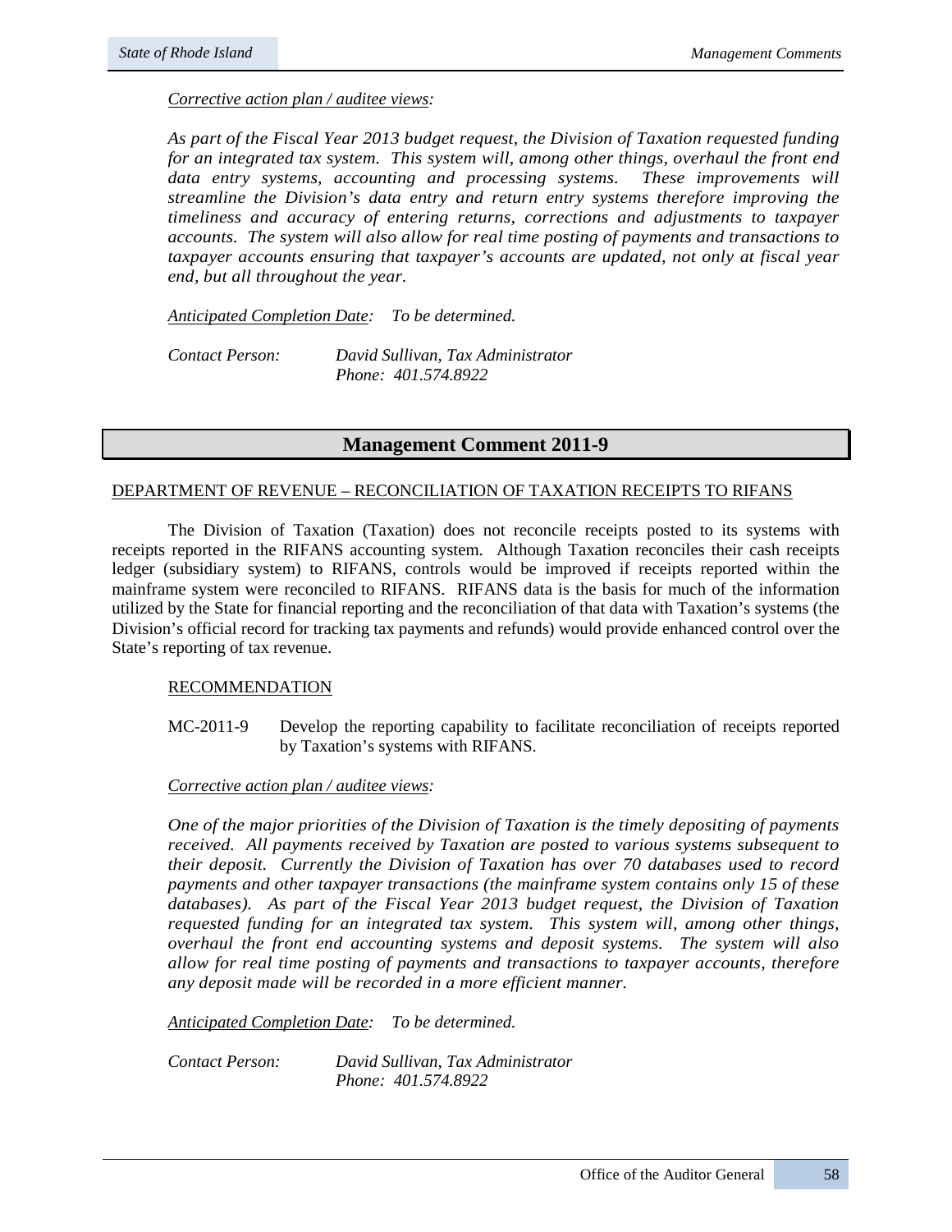*Corrective action plan / auditee views:*

*As part of the Fiscal Year 2013 budget request, the Division of Taxation requested funding for an integrated tax system. This system will, among other things, overhaul the front end data entry systems, accounting and processing systems. These improvements will streamline the Division's data entry and return entry systems therefore improving the timeliness and accuracy of entering returns, corrections and adjustments to taxpayer accounts. The system will also allow for real time posting of payments and transactions to taxpayer accounts ensuring that taxpayer's accounts are updated, not only at fiscal year end, but all throughout the year.*

*Anticipated Completion Date: To be determined.*

*Contact Person: David Sullivan, Tax Administrator*
*Phone: 401.574.8922*

## Management Comment 2011-9

DEPARTMENT OF REVENUE – RECONCILIATION OF TAXATION RECEIPTS TO RIFANS

The Division of Taxation (Taxation) does not reconcile receipts posted to its systems with receipts reported in the RIFANS accounting system. Although Taxation reconciles their cash receipts ledger (subsidiary system) to RIFANS, controls would be improved if receipts reported within the mainframe system were reconciled to RIFANS. RIFANS data is the basis for much of the information utilized by the State for financial reporting and the reconciliation of that data with Taxation's systems (the Division's official record for tracking tax payments and refunds) would provide enhanced control over the State's reporting of tax revenue.

RECOMMENDATION

MC-2011-9 Develop the reporting capability to facilitate reconciliation of receipts reported by Taxation's systems with RIFANS.

*Corrective action plan / auditee views:*

*One of the major priorities of the Division of Taxation is the timely depositing of payments received. All payments received by Taxation are posted to various systems subsequent to their deposit. Currently the Division of Taxation has over 70 databases used to record payments and other taxpayer transactions (the mainframe system contains only 15 of these databases). As part of the Fiscal Year 2013 budget request, the Division of Taxation requested funding for an integrated tax system. This system will, among other things, overhaul the front end accounting systems and deposit systems. The system will also allow for real time posting of payments and transactions to taxpayer accounts, therefore any deposit made will be recorded in a more efficient manner.*

*Anticipated Completion Date: To be determined.*

*Contact Person: David Sullivan, Tax Administrator*
*Phone: 401.574.8922*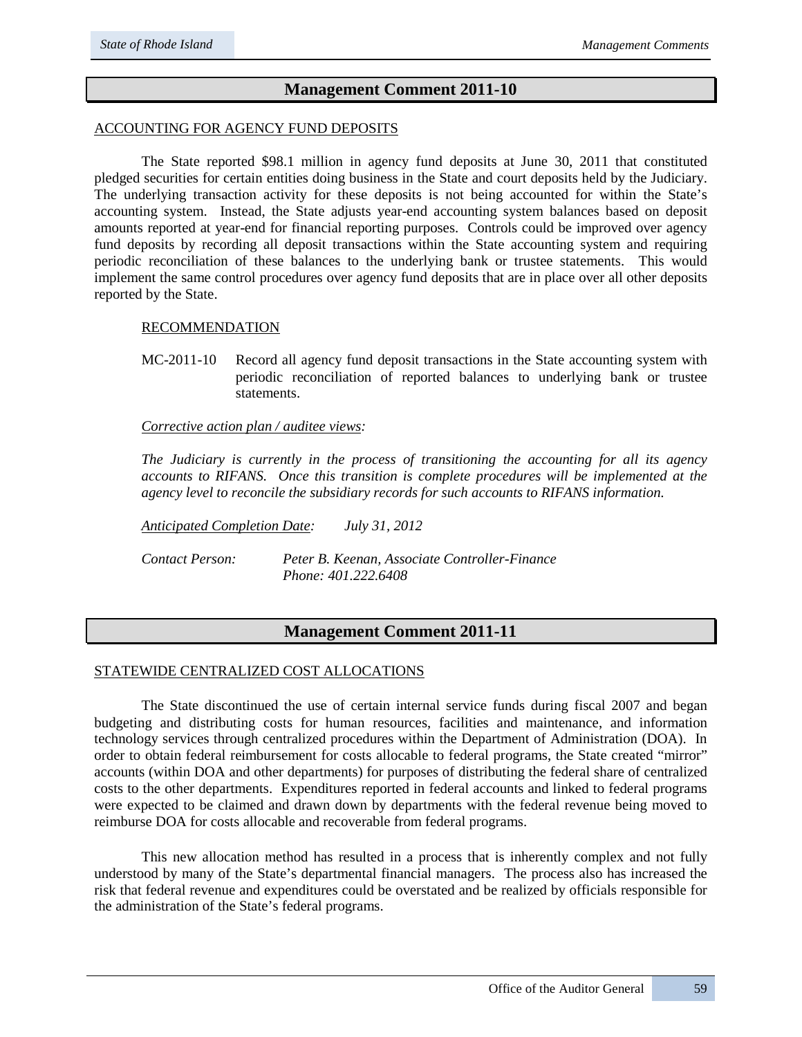## Management Comment 2011-10

ACCOUNTING FOR AGENCY FUND DEPOSITS

The State reported $98.1 million in agency fund deposits at June 30, 2011 that constituted pledged securities for certain entities doing business in the State and court deposits held by the Judiciary. The underlying transaction activity for these deposits is not being accounted for within the State's accounting system. Instead, the State adjusts year-end accounting system balances based on deposit amounts reported at year-end for financial reporting purposes. Controls could be improved over agency fund deposits by recording all deposit transactions within the State accounting system and requiring periodic reconciliation of these balances to the underlying bank or trustee statements. This would implement the same control procedures over agency fund deposits that are in place over all other deposits reported by the State.

RECOMMENDATION

MC-2011-10 Record all agency fund deposit transactions in the State accounting system with periodic reconciliation of reported balances to underlying bank or trustee statements.

*Corrective action plan / auditee views:*

*The Judiciary is currently in the process of transitioning the accounting for all its agency accounts to RIFANS. Once this transition is complete procedures will be implemented at the agency level to reconcile the subsidiary records for such accounts to RIFANS information.*

*Anticipated Completion Date:* *July 31, 2012*

*Contact Person:* *Peter B. Keenan, Associate Controller-Finance*
*Phone: 401.222.6408*

## Management Comment 2011-11

STATEWIDE CENTRALIZED COST ALLOCATIONS

The State discontinued the use of certain internal service funds during fiscal 2007 and began budgeting and distributing costs for human resources, facilities and maintenance, and information technology services through centralized procedures within the Department of Administration (DOA). In order to obtain federal reimbursement for costs allocable to federal programs, the State created "mirror" accounts (within DOA and other departments) for purposes of distributing the federal share of centralized costs to the other departments. Expenditures reported in federal accounts and linked to federal programs were expected to be claimed and drawn down by departments with the federal revenue being moved to reimburse DOA for costs allocable and recoverable from federal programs.

This new allocation method has resulted in a process that is inherently complex and not fully understood by many of the State's departmental financial managers. The process also has increased the risk that federal revenue and expenditures could be overstated and be realized by officials responsible for the administration of the State's federal programs.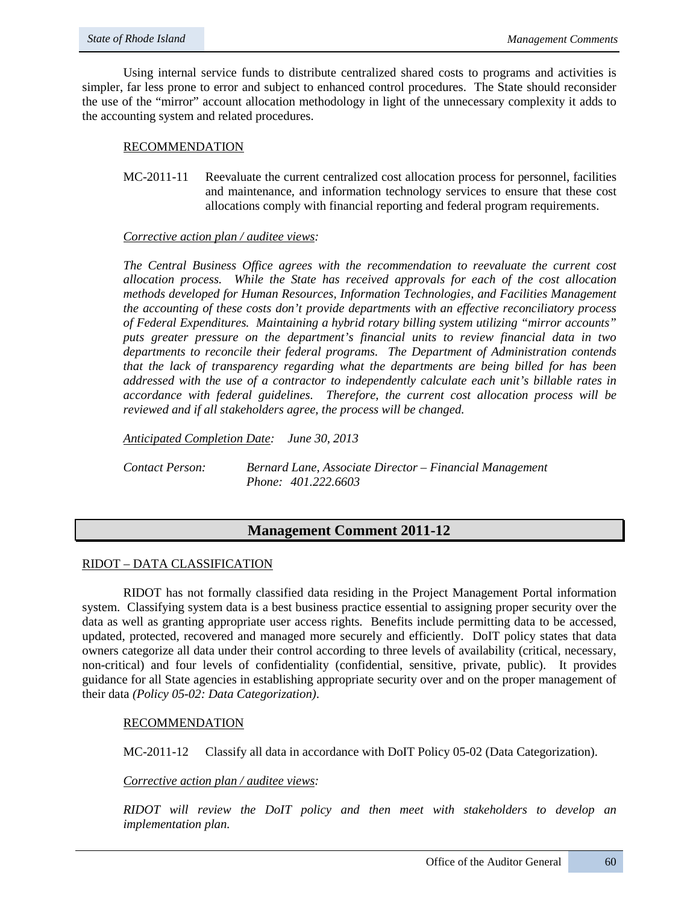Using internal service funds to distribute centralized shared costs to programs and activities is simpler, far less prone to error and subject to enhanced control procedures. The State should reconsider the use of the "mirror" account allocation methodology in light of the unnecessary complexity it adds to the accounting system and related procedures.

RECOMMENDATION

MC-2011-11 Reevaluate the current centralized cost allocation process for personnel, facilities and maintenance, and information technology services to ensure that these cost allocations comply with financial reporting and federal program requirements.

*Corrective action plan / auditee views:*

*The Central Business Office agrees with the recommendation to reevaluate the current cost allocation process. While the State has received approvals for each of the cost allocation methods developed for Human Resources, Information Technologies, and Facilities Management the accounting of these costs don't provide departments with an effective reconciliatory process of Federal Expenditures. Maintaining a hybrid rotary billing system utilizing "mirror accounts" puts greater pressure on the department's financial units to review financial data in two departments to reconcile their federal programs. The Department of Administration contends that the lack of transparency regarding what the departments are being billed for has been addressed with the use of a contractor to independently calculate each unit's billable rates in accordance with federal guidelines. Therefore, the current cost allocation process will be reviewed and if all stakeholders agree, the process will be changed.*

*Anticipated Completion Date: June 30, 2013*

*Contact Person: Bernard Lane, Associate Director – Financial Management*
*Phone: 401.222.6603*

## Management Comment 2011-12

RIDOT – DATA CLASSIFICATION

RIDOT has not formally classified data residing in the Project Management Portal information system. Classifying system data is a best business practice essential to assigning proper security over the data as well as granting appropriate user access rights. Benefits include permitting data to be accessed, updated, protected, recovered and managed more securely and efficiently. DoIT policy states that data owners categorize all data under their control according to three levels of availability (critical, necessary, non-critical) and four levels of confidentiality (confidential, sensitive, private, public). It provides guidance for all State agencies in establishing appropriate security over and on the proper management of their data *(Policy 05-02: Data Categorization)*.

RECOMMENDATION

MC-2011-12 Classify all data in accordance with DoIT Policy 05-02 (Data Categorization).

*Corrective action plan / auditee views:*

*RIDOT will review the DoIT policy and then meet with stakeholders to develop an implementation plan.*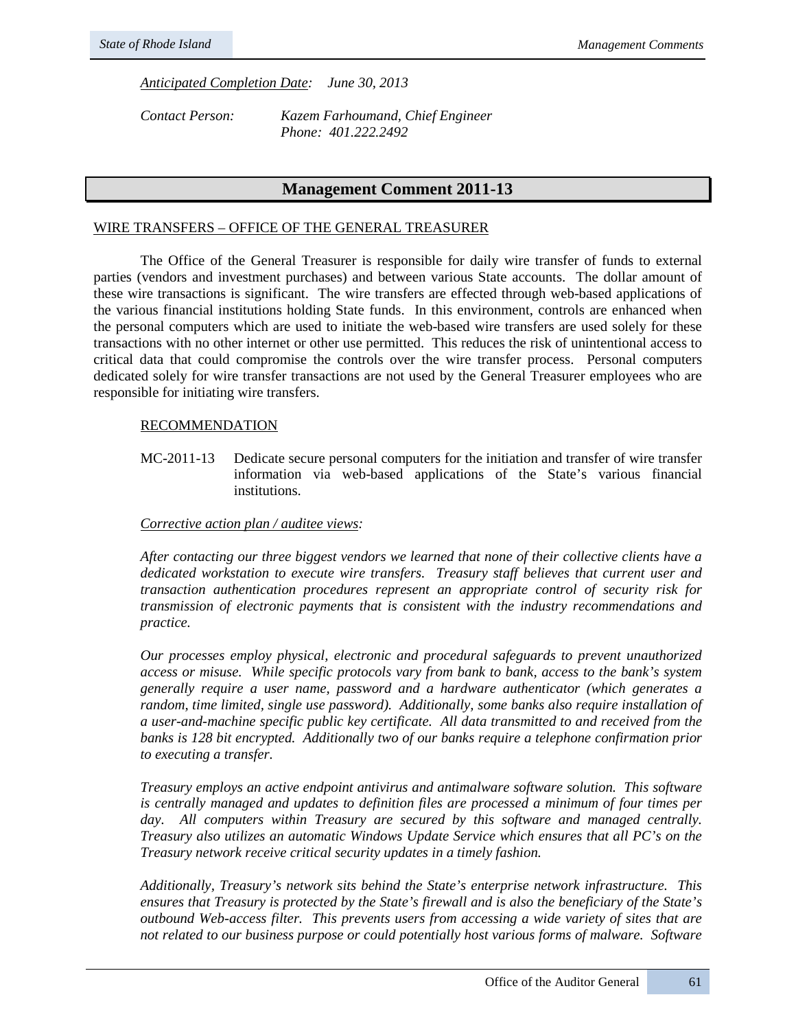*Anticipated Completion Date: June 30, 2013*

*Contact Person: Kazem Farhoumand, Chief Engineer*
*Phone: 401.222.2492*

## Management Comment 2011-13

WIRE TRANSFERS – OFFICE OF THE GENERAL TREASURER

The Office of the General Treasurer is responsible for daily wire transfer of funds to external parties (vendors and investment purchases) and between various State accounts. The dollar amount of these wire transactions is significant. The wire transfers are effected through web-based applications of the various financial institutions holding State funds. In this environment, controls are enhanced when the personal computers which are used to initiate the web-based wire transfers are used solely for these transactions with no other internet or other use permitted. This reduces the risk of unintentional access to critical data that could compromise the controls over the wire transfer process. Personal computers dedicated solely for wire transfer transactions are not used by the General Treasurer employees who are responsible for initiating wire transfers.

RECOMMENDATION

MC-2011-13 Dedicate secure personal computers for the initiation and transfer of wire transfer information via web-based applications of the State's various financial institutions.

*Corrective action plan / auditee views:*

*After contacting our three biggest vendors we learned that none of their collective clients have a dedicated workstation to execute wire transfers. Treasury staff believes that current user and transaction authentication procedures represent an appropriate control of security risk for transmission of electronic payments that is consistent with the industry recommendations and practice.*

*Our processes employ physical, electronic and procedural safeguards to prevent unauthorized access or misuse. While specific protocols vary from bank to bank, access to the bank's system generally require a user name, password and a hardware authenticator (which generates a random, time limited, single use password). Additionally, some banks also require installation of a user-and-machine specific public key certificate. All data transmitted to and received from the banks is 128 bit encrypted. Additionally two of our banks require a telephone confirmation prior to executing a transfer.*

*Treasury employs an active endpoint antivirus and antimalware software solution. This software is centrally managed and updates to definition files are processed a minimum of four times per day. All computers within Treasury are secured by this software and managed centrally. Treasury also utilizes an automatic Windows Update Service which ensures that all PC's on the Treasury network receive critical security updates in a timely fashion.*

*Additionally, Treasury's network sits behind the State's enterprise network infrastructure. This ensures that Treasury is protected by the State's firewall and is also the beneficiary of the State's outbound Web-access filter. This prevents users from accessing a wide variety of sites that are not related to our business purpose or could potentially host various forms of malware. Software*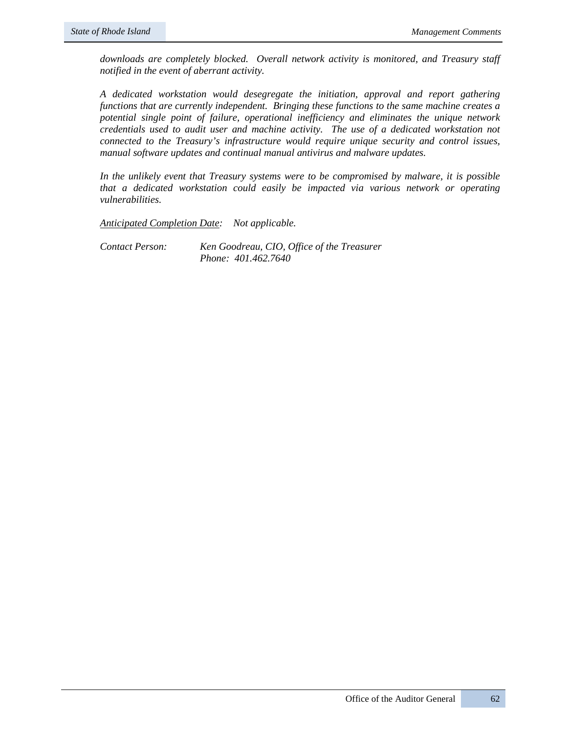*downloads are completely blocked. Overall network activity is monitored, and Treasury staff notified in the event of aberrant activity.*

*A dedicated workstation would desegregate the initiation, approval and report gathering functions that are currently independent. Bringing these functions to the same machine creates a potential single point of failure, operational inefficiency and eliminates the unique network credentials used to audit user and machine activity. The use of a dedicated workstation not connected to the Treasury's infrastructure would require unique security and control issues, manual software updates and continual manual antivirus and malware updates.*

*In the unlikely event that Treasury systems were to be compromised by malware, it is possible that a dedicated workstation could easily be impacted via various network or operating vulnerabilities.*

*Anticipated Completion Date:* *Not applicable.*

*Contact Person:* *Ken Goodreau, CIO, Office of the Treasurer*
*Phone: 401.462.7640*